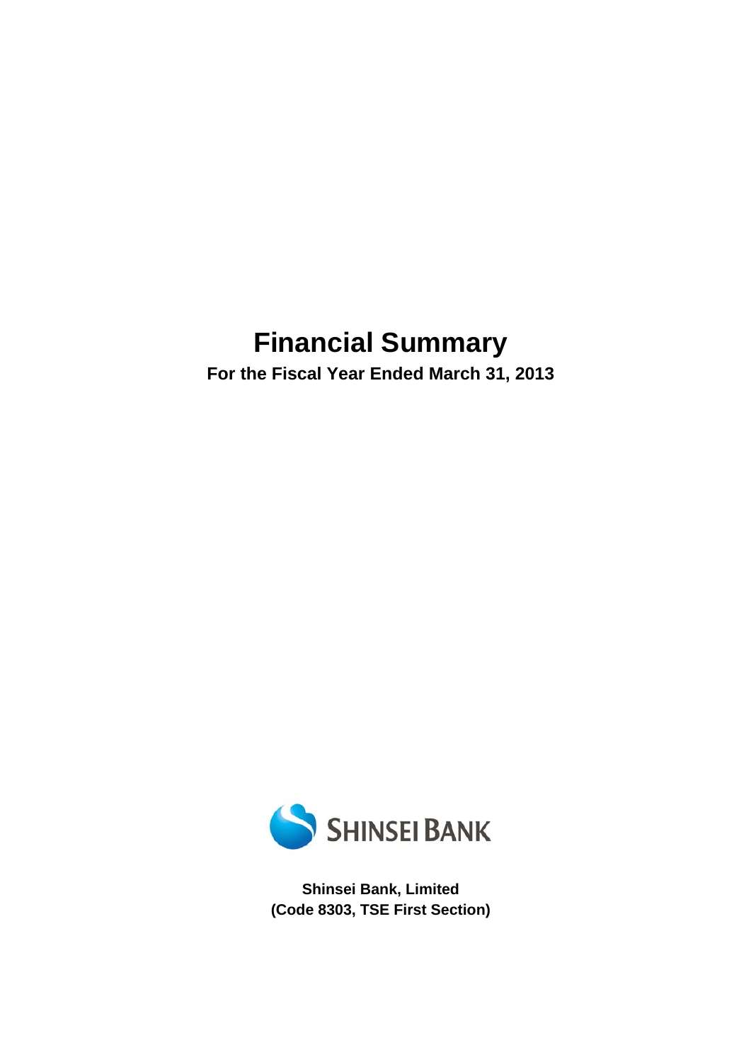# Financial Summary

**For the Fiscal Year Ended March 31, 2013**

SHINSEI BANK

**Shinsei Bank, Limited**
**(Code 8303, TSE First Section)**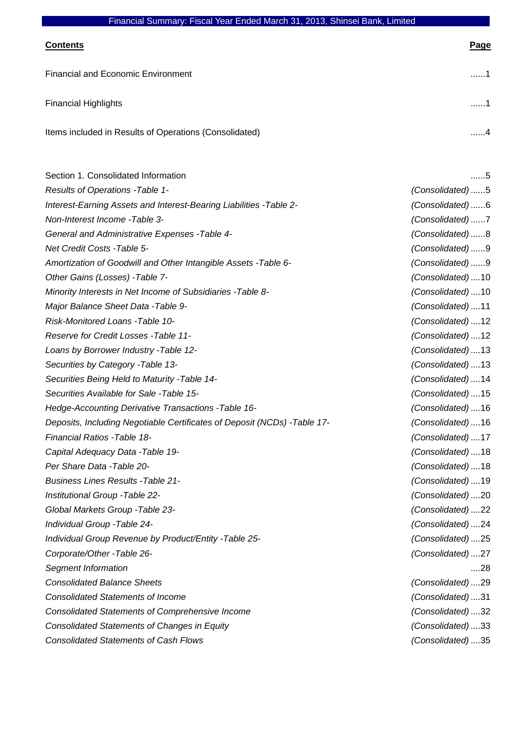Financial Summary: Fiscal Year Ended March 31, 2013, Shinsei Bank, Limited

| **Contents** | | **Page** |
|---|---|---|
| Financial and Economic Environment | | ......1 |
| Financial Highlights | | ......1 |
| Items included in Results of Operations (Consolidated) | | ......4 |
| | | |
| Section 1. Consolidated Information | | ......5 |
| *Results of Operations -Table 1-* | *(Consolidated)* | ......5 |
| *Interest-Earning Assets and Interest-Bearing Liabilities -Table 2-* | *(Consolidated)* | ......6 |
| *Non-Interest Income -Table 3-* | *(Consolidated)* | ......7 |
| *General and Administrative Expenses -Table 4-* | *(Consolidated)* | ......8 |
| *Net Credit Costs -Table 5-* | *(Consolidated)* | ......9 |
| *Amortization of Goodwill and Other Intangible Assets -Table 6-* | *(Consolidated)* | ......9 |
| *Other Gains (Losses) -Table 7-* | *(Consolidated)* | ....10 |
| *Minority Interests in Net Income of Subsidiaries -Table 8-* | *(Consolidated)* | ....10 |
| *Major Balance Sheet Data -Table 9-* | *(Consolidated)* | ....11 |
| *Risk-Monitored Loans -Table 10-* | *(Consolidated)* | ....12 |
| *Reserve for Credit Losses -Table 11-* | *(Consolidated)* | ....12 |
| *Loans by Borrower Industry -Table 12-* | *(Consolidated)* | ....13 |
| *Securities by Category -Table 13-* | *(Consolidated)* | ....13 |
| *Securities Being Held to Maturity -Table 14-* | *(Consolidated)* | ....14 |
| *Securities Available for Sale -Table 15-* | *(Consolidated)* | ....15 |
| *Hedge-Accounting Derivative Transactions -Table 16-* | *(Consolidated)* | ....16 |
| *Deposits, Including Negotiable Certificates of Deposit (NCDs) -Table 17-* | *(Consolidated)* | ....16 |
| *Financial Ratios -Table 18-* | *(Consolidated)* | ....17 |
| *Capital Adequacy Data -Table 19-* | *(Consolidated)* | ....18 |
| *Per Share Data -Table 20-* | *(Consolidated)* | ....18 |
| *Business Lines Results -Table 21-* | *(Consolidated)* | ....19 |
| *Institutional Group -Table 22-* | *(Consolidated)* | ....20 |
| *Global Markets Group -Table 23-* | *(Consolidated)* | ....22 |
| *Individual Group -Table 24-* | *(Consolidated)* | ....24 |
| *Individual Group Revenue by Product/Entity -Table 25-* | *(Consolidated)* | ....25 |
| *Corporate/Other -Table 26-* | *(Consolidated)* | ....27 |
| *Segment Information* | | ....28 |
| *Consolidated Balance Sheets* | *(Consolidated)* | ....29 |
| *Consolidated Statements of Income* | *(Consolidated)* | ....31 |
| *Consolidated Statements of Comprehensive Income* | *(Consolidated)* | ....32 |
| *Consolidated Statements of Changes in Equity* | *(Consolidated)* | ....33 |
| *Consolidated Statements of Cash Flows* | *(Consolidated)* | ....35 |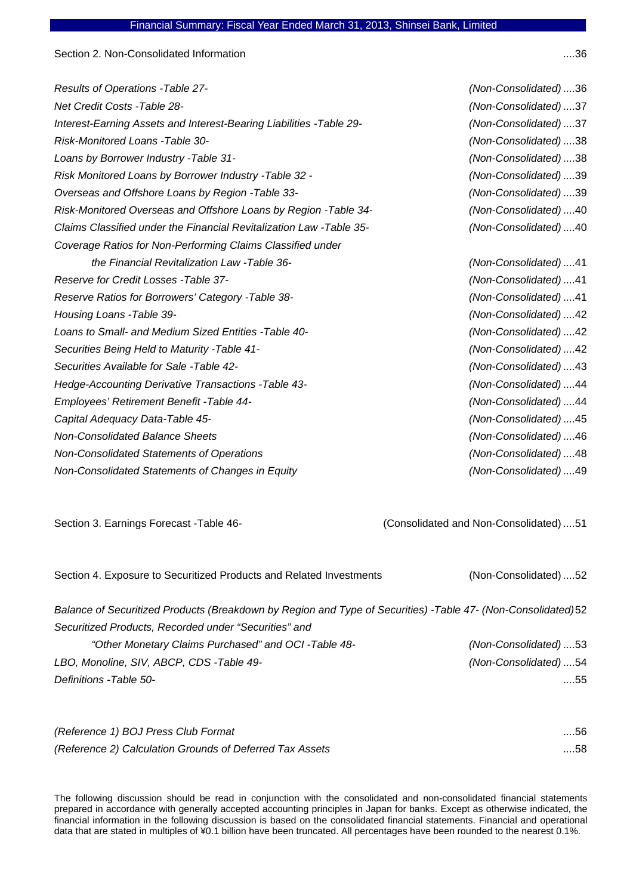Section 2. Non-Consolidated Information ....36

| | | |
|---|---|---|
| *Results of Operations -Table 27-* | *(Non-Consolidated)* | ....36 |
| *Net Credit Costs -Table 28-* | *(Non-Consolidated)* | ....37 |
| *Interest-Earning Assets and Interest-Bearing Liabilities -Table 29-* | *(Non-Consolidated)* | ....37 |
| *Risk-Monitored Loans -Table 30-* | *(Non-Consolidated)* | ....38 |
| *Loans by Borrower Industry -Table 31-* | *(Non-Consolidated)* | ....38 |
| *Risk Monitored Loans by Borrower Industry -Table 32 -* | *(Non-Consolidated)* | ....39 |
| *Overseas and Offshore Loans by Region -Table 33-* | *(Non-Consolidated)* | ....39 |
| *Risk-Monitored Overseas and Offshore Loans by Region -Table 34-* | *(Non-Consolidated)* | ....40 |
| *Claims Classified under the Financial Revitalization Law -Table 35-* | *(Non-Consolidated)* | ....40 |
| *Coverage Ratios for Non-Performing Claims Classified under the Financial Revitalization Law -Table 36-* | *(Non-Consolidated)* | ....41 |
| *Reserve for Credit Losses -Table 37-* | *(Non-Consolidated)* | ....41 |
| *Reserve Ratios for Borrowers' Category -Table 38-* | *(Non-Consolidated)* | ....41 |
| *Housing Loans -Table 39-* | *(Non-Consolidated)* | ....42 |
| *Loans to Small- and Medium Sized Entities -Table 40-* | *(Non-Consolidated)* | ....42 |
| *Securities Being Held to Maturity -Table 41-* | *(Non-Consolidated)* | ....42 |
| *Securities Available for Sale -Table 42-* | *(Non-Consolidated)* | ....43 |
| *Hedge-Accounting Derivative Transactions -Table 43-* | *(Non-Consolidated)* | ....44 |
| *Employees' Retirement Benefit -Table 44-* | *(Non-Consolidated)* | ....44 |
| *Capital Adequacy Data-Table 45-* | *(Non-Consolidated)* | ....45 |
| *Non-Consolidated Balance Sheets* | *(Non-Consolidated)* | ....46 |
| *Non-Consolidated Statements of Operations* | *(Non-Consolidated)* | ....48 |
| *Non-Consolidated Statements of Changes in Equity* | *(Non-Consolidated)* | ....49 |

Section 3. Earnings Forecast -Table 46- (Consolidated and Non-Consolidated) ....51

Section 4. Exposure to Securitized Products and Related Investments (Non-Consolidated) ....52

| | | |
|---|---|---|
| *Balance of Securitized Products (Breakdown by Region and Type of Securities) -Table 47-* | *(Non-Consolidated)* | 52 |
| *Securitized Products, Recorded under "Securities" and "Other Monetary Claims Purchased" and OCI -Table 48-* | *(Non-Consolidated)* | ....53 |
| *LBO, Monoline, SIV, ABCP, CDS -Table 49-* | *(Non-Consolidated)* | ....54 |
| *Definitions -Table 50-* | | ....55 |

| | |
|---|---|
| *(Reference 1) BOJ Press Club Format* | ....56 |
| *(Reference 2) Calculation Grounds of Deferred Tax Assets* | ....58 |

The following discussion should be read in conjunction with the consolidated and non-consolidated financial statements prepared in accordance with generally accepted accounting principles in Japan for banks. Except as otherwise indicated, the financial information in the following discussion is based on the consolidated financial statements. Financial and operational data that are stated in multiples of ¥0.1 billion have been truncated. All percentages have been rounded to the nearest 0.1%.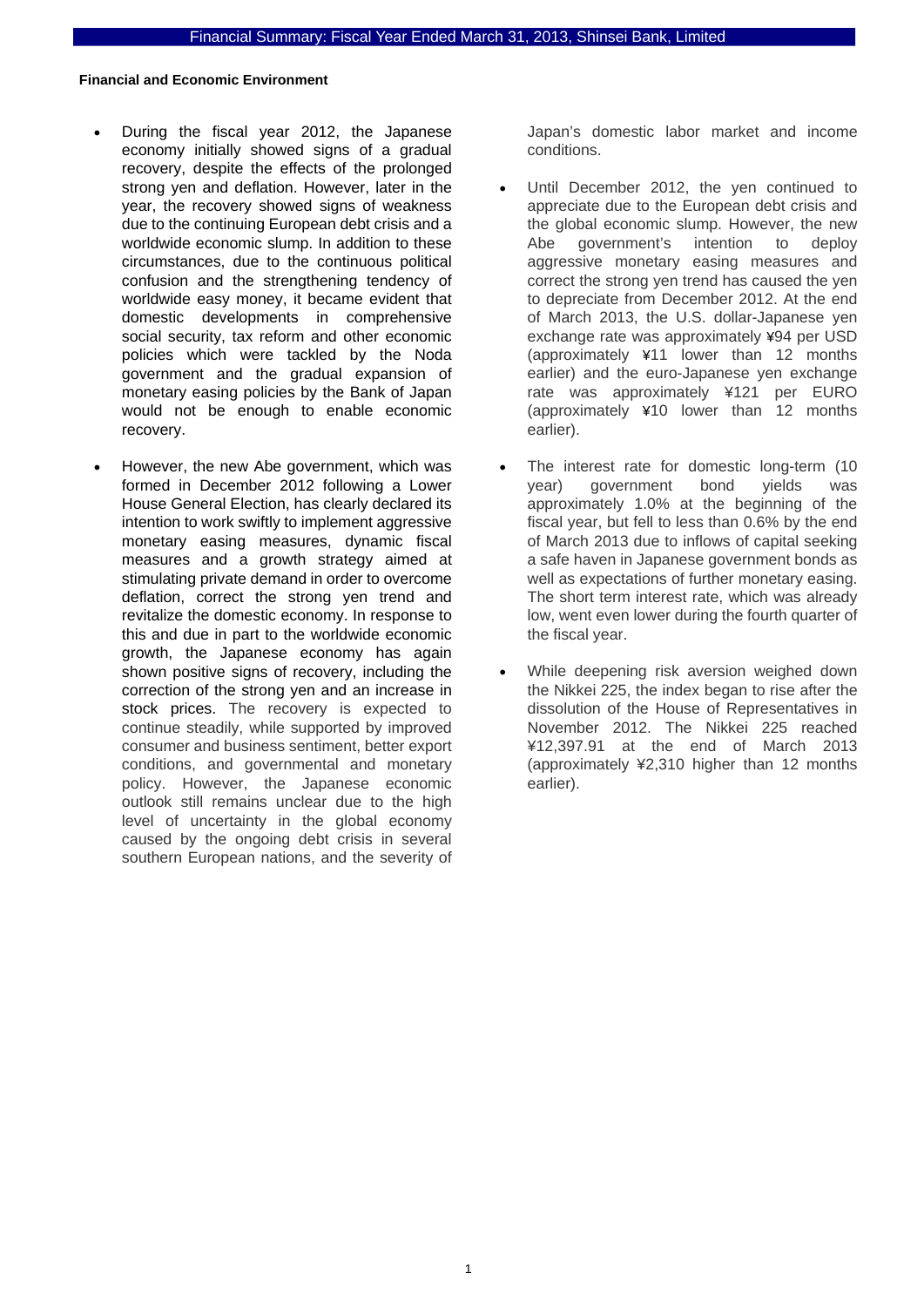**Financial and Economic Environment**

- During the fiscal year 2012, the Japanese economy initially showed signs of a gradual recovery, despite the effects of the prolonged strong yen and deflation. However, later in the year, the recovery showed signs of weakness due to the continuing European debt crisis and a worldwide economic slump. In addition to these circumstances, due to the continuous political confusion and the strengthening tendency of worldwide easy money, it became evident that domestic developments in comprehensive social security, tax reform and other economic policies which were tackled by the Noda government and the gradual expansion of monetary easing policies by the Bank of Japan would not be enough to enable economic recovery.
- However, the new Abe government, which was formed in December 2012 following a Lower House General Election, has clearly declared its intention to work swiftly to implement aggressive monetary easing measures, dynamic fiscal measures and a growth strategy aimed at stimulating private demand in order to overcome deflation, correct the strong yen trend and revitalize the domestic economy. In response to this and due in part to the worldwide economic growth, the Japanese economy has again shown positive signs of recovery, including the correction of the strong yen and an increase in stock prices. The recovery is expected to continue steadily, while supported by improved consumer and business sentiment, better export conditions, and governmental and monetary policy. However, the Japanese economic outlook still remains unclear due to the high level of uncertainty in the global economy caused by the ongoing debt crisis in several southern European nations, and the severity of Japan's domestic labor market and income conditions.
- Until December 2012, the yen continued to appreciate due to the European debt crisis and the global economic slump. However, the new Abe government's intention to deploy aggressive monetary easing measures and correct the strong yen trend has caused the yen to depreciate from December 2012. At the end of March 2013, the U.S. dollar-Japanese yen exchange rate was approximately ¥94 per USD (approximately ¥11 lower than 12 months earlier) and the euro-Japanese yen exchange rate was approximately ¥121 per EURO (approximately ¥10 lower than 12 months earlier).
- The interest rate for domestic long-term (10 year) government bond yields was approximately 1.0% at the beginning of the fiscal year, but fell to less than 0.6% by the end of March 2013 due to inflows of capital seeking a safe haven in Japanese government bonds as well as expectations of further monetary easing. The short term interest rate, which was already low, went even lower during the fourth quarter of the fiscal year.
- While deepening risk aversion weighed down the Nikkei 225, the index began to rise after the dissolution of the House of Representatives in November 2012. The Nikkei 225 reached ¥12,397.91 at the end of March 2013 (approximately ¥2,310 higher than 12 months earlier).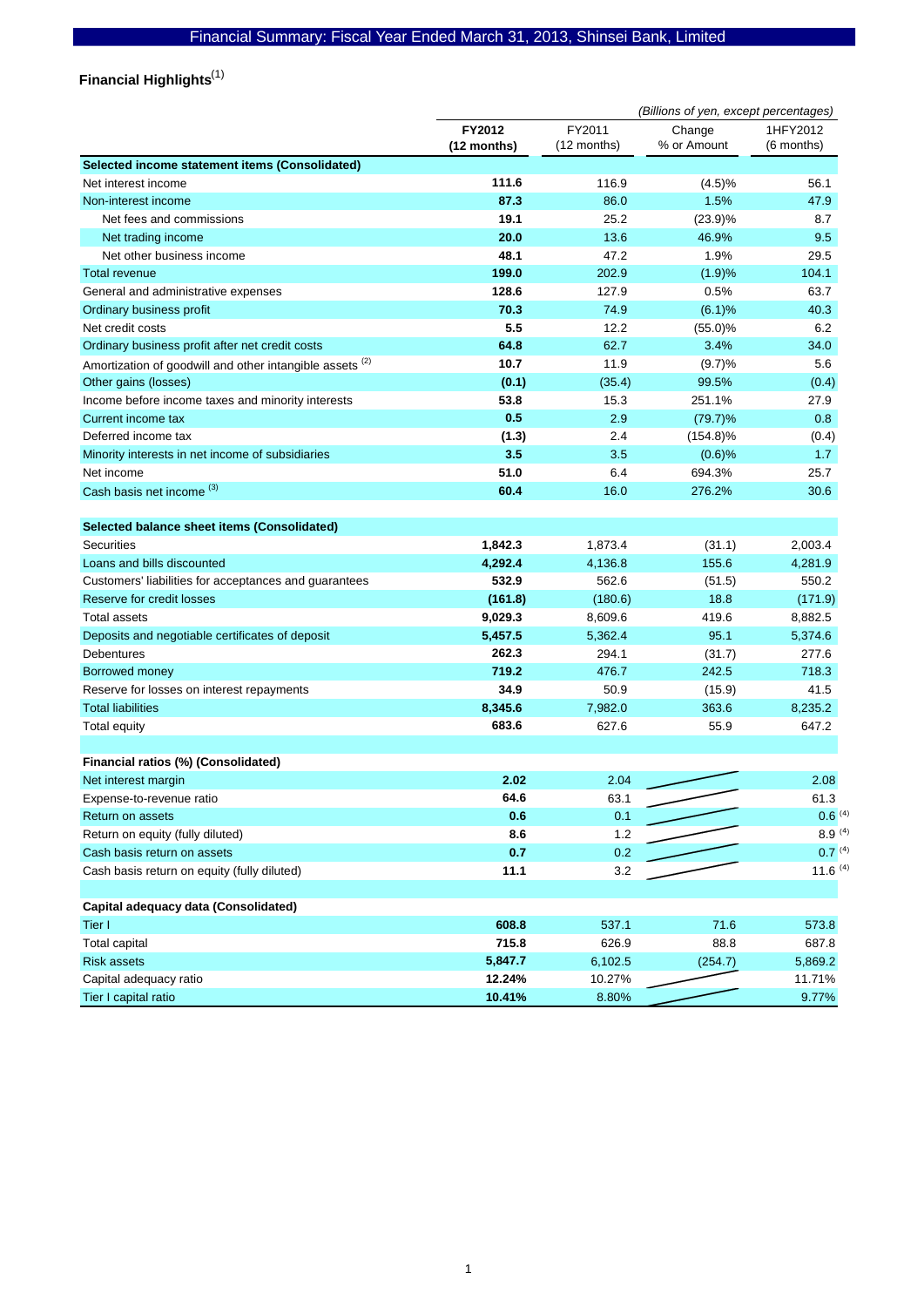# Financial Summary: Fiscal Year Ended March 31, 2013, Shinsei Bank, Limited

## Financial Highlights[1]

*(Billions of yen, except percentages)*

| | FY2012 (12 months) | FY2011 (12 months) | Change % or Amount | 1HFY2012 (6 months) |
|---|---|---|---|---|
| **Selected income statement items (Consolidated)** | | | | |
| Net interest income | **111.6** | 116.9 | (4.5)% | 56.1 |
| Non-interest income | **87.3** | 86.0 | 1.5% | 47.9 |
| Net fees and commissions | **19.1** | 25.2 | (23.9)% | 8.7 |
| Net trading income | **20.0** | 13.6 | 46.9% | 9.5 |
| Net other business income | **48.1** | 47.2 | 1.9% | 29.5 |
| Total revenue | **199.0** | 202.9 | (1.9)% | 104.1 |
| General and administrative expenses | **128.6** | 127.9 | 0.5% | 63.7 |
| Ordinary business profit | **70.3** | 74.9 | (6.1)% | 40.3 |
| Net credit costs | **5.5** | 12.2 | (55.0)% | 6.2 |
| Ordinary business profit after net credit costs | **64.8** | 62.7 | 3.4% | 34.0 |
| Amortization of goodwill and other intangible assets [2] | **10.7** | 11.9 | (9.7)% | 5.6 |
| Other gains (losses) | **(0.1)** | (35.4) | 99.5% | (0.4) |
| Income before income taxes and minority interests | **53.8** | 15.3 | 251.1% | 27.9 |
| Current income tax | **0.5** | 2.9 | (79.7)% | 0.8 |
| Deferred income tax | **(1.3)** | 2.4 | (154.8)% | (0.4) |
| Minority interests in net income of subsidiaries | **3.5** | 3.5 | (0.6)% | 1.7 |
| Net income | **51.0** | 6.4 | 694.3% | 25.7 |
| Cash basis net income [3] | **60.4** | 16.0 | 276.2% | 30.6 |
| | | | | |
| **Selected balance sheet items (Consolidated)** | | | | |
| Securities | **1,842.3** | 1,873.4 | (31.1) | 2,003.4 |
| Loans and bills discounted | **4,292.4** | 4,136.8 | 155.6 | 4,281.9 |
| Customers' liabilities for acceptances and guarantees | **532.9** | 562.6 | (51.5) | 550.2 |
| Reserve for credit losses | **(161.8)** | (180.6) | 18.8 | (171.9) |
| Total assets | **9,029.3** | 8,609.6 | 419.6 | 8,882.5 |
| Deposits and negotiable certificates of deposit | **5,457.5** | 5,362.4 | 95.1 | 5,374.6 |
| Debentures | **262.3** | 294.1 | (31.7) | 277.6 |
| Borrowed money | **719.2** | 476.7 | 242.5 | 718.3 |
| Reserve for losses on interest repayments | **34.9** | 50.9 | (15.9) | 41.5 |
| Total liabilities | **8,345.6** | 7,982.0 | 363.6 | 8,235.2 |
| Total equity | **683.6** | 627.6 | 55.9 | 647.2 |
| | | | | |
| **Financial ratios (%) (Consolidated)** | | | | |
| Net interest margin | **2.02** | 2.04 | | 2.08 |
| Expense-to-revenue ratio | **64.6** | 63.1 | | 61.3 |
| Return on assets | **0.6** | 0.1 | | 0.6 [4] |
| Return on equity (fully diluted) | **8.6** | 1.2 | | 8.9 [4] |
| Cash basis return on assets | **0.7** | 0.2 | | 0.7 [4] |
| Cash basis return on equity (fully diluted) | **11.1** | 3.2 | | 11.6 [4] |
| | | | | |
| **Capital adequacy data (Consolidated)** | | | | |
| Tier I | **608.8** | 537.1 | 71.6 | 573.8 |
| Total capital | **715.8** | 626.9 | 88.8 | 687.8 |
| Risk assets | **5,847.7** | 6,102.5 | (254.7) | 5,869.2 |
| Capital adequacy ratio | **12.24%** | 10.27% | | 11.71% |
| Tier I capital ratio | **10.41%** | 8.80% | | 9.77% |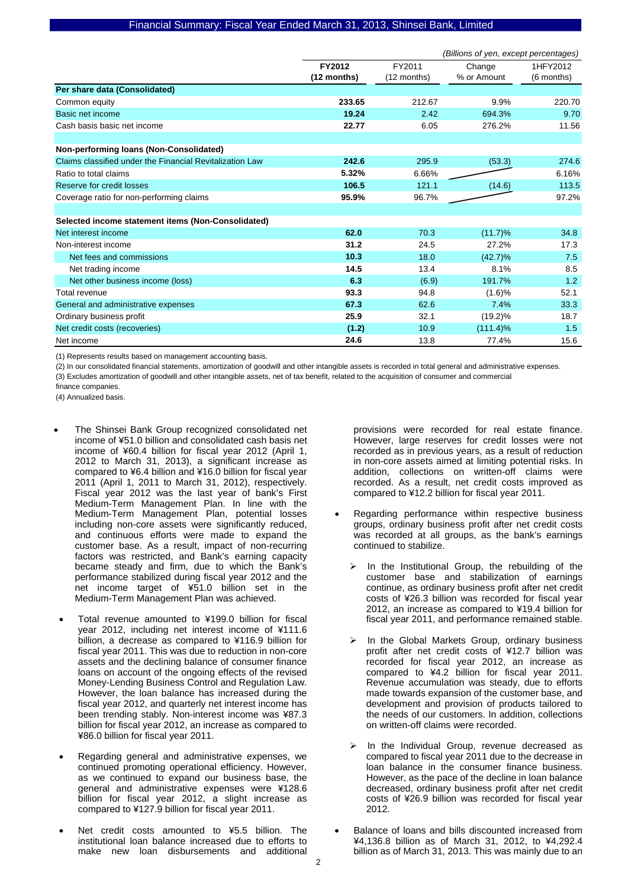# Financial Summary: Fiscal Year Ended March 31, 2013, Shinsei Bank, Limited

*(Billions of yen, except percentages)*

| | **FY2012 (12 months)** | FY2011 (12 months) | Change % or Amount | 1HFY2012 (6 months) |
|---|---|---|---|---|
| **Per share data (Consolidated)** | | | | |
| Common equity | **233.65** | 212.67 | 9.9% | 220.70 |
| Basic net income | **19.24** | 2.42 | 694.3% | 9.70 |
| Cash basis basic net income | **22.77** | 6.05 | 276.2% | 11.56 |
| | | | | |
| **Non-performing loans (Non-Consolidated)** | | | | |
| Claims classified under the Financial Revitalization Law | **242.6** | 295.9 | (53.3) | 274.6 |
| Ratio to total claims | **5.32%** | 6.66% | | 6.16% |
| Reserve for credit losses | **106.5** | 121.1 | (14.6) | 113.5 |
| Coverage ratio for non-performing claims | **95.9%** | 96.7% | | 97.2% |
| | | | | |
| **Selected income statement items (Non-Consolidated)** | | | | |
| Net interest income | **62.0** | 70.3 | (11.7)% | 34.8 |
| Non-interest income | **31.2** | 24.5 | 27.2% | 17.3 |
| Net fees and commissions | **10.3** | 18.0 | (42.7)% | 7.5 |
| Net trading income | **14.5** | 13.4 | 8.1% | 8.5 |
| Net other business income (loss) | **6.3** | (6.9) | 191.7% | 1.2 |
| Total revenue | **93.3** | 94.8 | (1.6)% | 52.1 |
| General and administrative expenses | **67.3** | 62.6 | 7.4% | 33.3 |
| Ordinary business profit | **25.9** | 32.1 | (19.2)% | 18.7 |
| Net credit costs (recoveries) | **(1.2)** | 10.9 | (111.4)% | 1.5 |
| Net income | **24.6** | 13.8 | 77.4% | 15.6 |

(1) Represents results based on management accounting basis.

(2) In our consolidated financial statements, amortization of goodwill and other intangible assets is recorded in total general and administrative expenses.

(3) Excludes amortization of goodwill and other intangible assets, net of tax benefit, related to the acquisition of consumer and commercial finance companies.

(4) Annualized basis.

- The Shinsei Bank Group recognized consolidated net income of ¥51.0 billion and consolidated cash basis net income of ¥60.4 billion for fiscal year 2012 (April 1, 2012 to March 31, 2013), a significant increase as compared to ¥6.4 billion and ¥16.0 billion for fiscal year 2011 (April 1, 2011 to March 31, 2012), respectively. Fiscal year 2012 was the last year of bank's First Medium-Term Management Plan. In line with the Medium-Term Management Plan, potential losses including non-core assets were significantly reduced, and continuous efforts were made to expand the customer base. As a result, impact of non-recurring factors was restricted, and Bank's earning capacity became steady and firm, due to which the Bank's performance stabilized during fiscal year 2012 and the net income target of ¥51.0 billion set in the Medium-Term Management Plan was achieved.

- Total revenue amounted to ¥199.0 billion for fiscal year 2012, including net interest income of ¥111.6 billion, a decrease as compared to ¥116.9 billion for fiscal year 2011. This was due to reduction in non-core assets and the declining balance of consumer finance loans on account of the ongoing effects of the revised Money-Lending Business Control and Regulation Law. However, the loan balance has increased during the fiscal year 2012, and quarterly net interest income has been trending stably. Non-interest income was ¥87.3 billion for fiscal year 2012, an increase as compared to ¥86.0 billion for fiscal year 2011.

- Regarding general and administrative expenses, we continued promoting operational efficiency. However, as we continued to expand our business base, the general and administrative expenses were ¥128.6 billion for fiscal year 2012, a slight increase as compared to ¥127.9 billion for fiscal year 2011.

- Net credit costs amounted to ¥5.5 billion. The institutional loan balance increased due to efforts to make new loan disbursements and additional provisions were recorded for real estate finance. However, large reserves for credit losses were not recorded as in previous years, as a result of reduction in non-core assets aimed at limiting potential risks. In addition, collections on written-off claims were recorded. As a result, net credit costs improved as compared to ¥12.2 billion for fiscal year 2011.

- Regarding performance within respective business groups, ordinary business profit after net credit costs was recorded at all groups, as the bank's earnings continued to stabilize.
  - In the Institutional Group, the rebuilding of the customer base and stabilization of earnings continue, as ordinary business profit after net credit costs of ¥26.3 billion was recorded for fiscal year 2012, an increase as compared to ¥19.4 billion for fiscal year 2011, and performance remained stable.
  - In the Global Markets Group, ordinary business profit after net credit costs of ¥12.7 billion was recorded for fiscal year 2012, an increase as compared to ¥4.2 billion for fiscal year 2011. Revenue accumulation was steady, due to efforts made towards expansion of the customer base, and development and provision of products tailored to the needs of our customers. In addition, collections on written-off claims were recorded.
  - In the Individual Group, revenue decreased as compared to fiscal year 2011 due to the decrease in loan balance in the consumer finance business. However, as the pace of the decline in loan balance decreased, ordinary business profit after net credit costs of ¥26.9 billion was recorded for fiscal year 2012.

- Balance of loans and bills discounted increased from ¥4,136.8 billion as of March 31, 2012, to ¥4,292.4 billion as of March 31, 2013. This was mainly due to an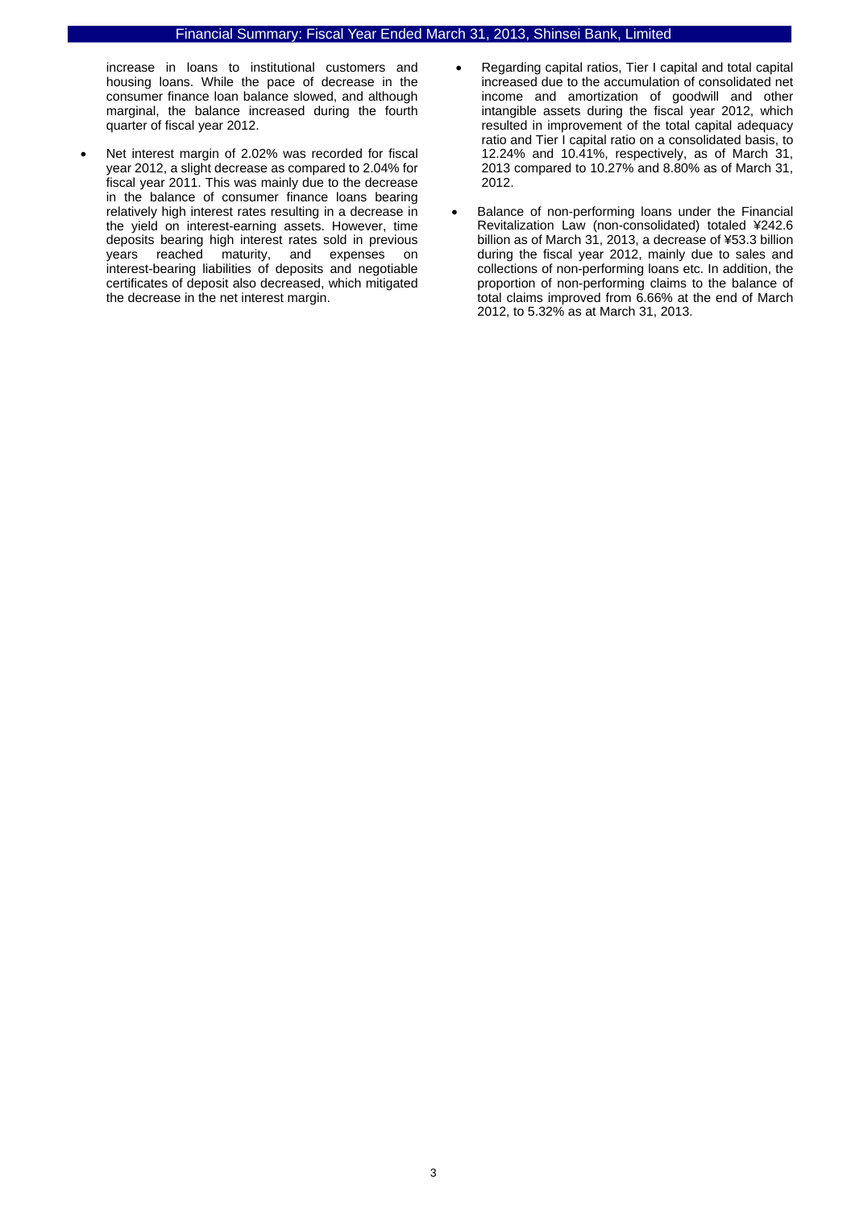increase in loans to institutional customers and housing loans. While the pace of decrease in the consumer finance loan balance slowed, and although marginal, the balance increased during the fourth quarter of fiscal year 2012.

- Net interest margin of 2.02% was recorded for fiscal year 2012, a slight decrease as compared to 2.04% for fiscal year 2011. This was mainly due to the decrease in the balance of consumer finance loans bearing relatively high interest rates resulting in a decrease in the yield on interest-earning assets. However, time deposits bearing high interest rates sold in previous years reached maturity, and expenses on interest-bearing liabilities of deposits and negotiable certificates of deposit also decreased, which mitigated the decrease in the net interest margin.
- Regarding capital ratios, Tier I capital and total capital increased due to the accumulation of consolidated net income and amortization of goodwill and other intangible assets during the fiscal year 2012, which resulted in improvement of the total capital adequacy ratio and Tier I capital ratio on a consolidated basis, to 12.24% and 10.41%, respectively, as of March 31, 2013 compared to 10.27% and 8.80% as of March 31, 2012.
- Balance of non-performing loans under the Financial Revitalization Law (non-consolidated) totaled ¥242.6 billion as of March 31, 2013, a decrease of ¥53.3 billion during the fiscal year 2012, mainly due to sales and collections of non-performing loans etc. In addition, the proportion of non-performing claims to the balance of total claims improved from 6.66% at the end of March 2012, to 5.32% as at March 31, 2013.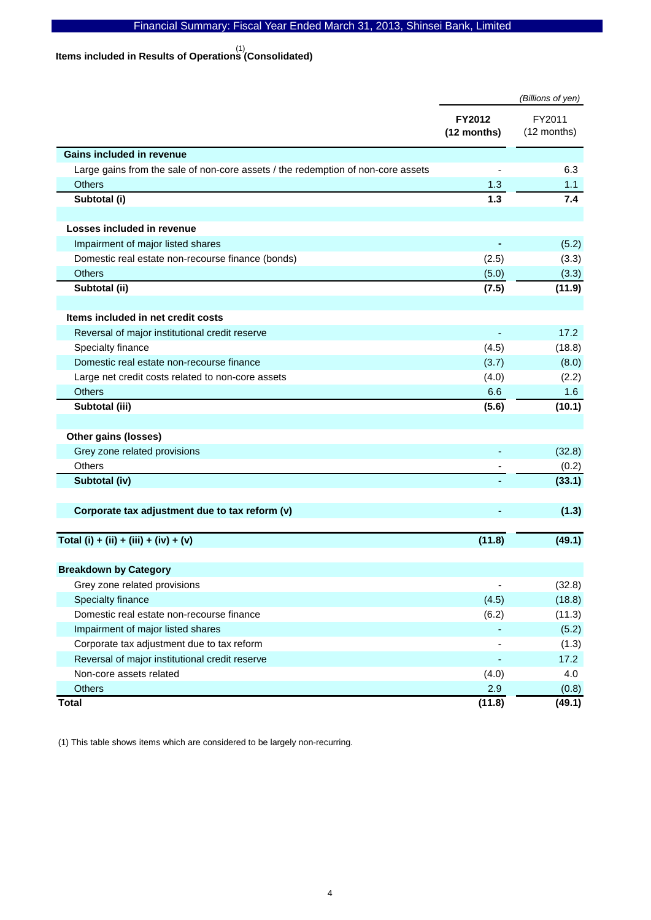## Items included in Results of Operations[1] (Consolidated)

| | FY2012 (12 months) | FY2011 (12 months) |
|---|---|---|
| | *(Billions of yen)* | |
| **Gains included in revenue** | | |
| Large gains from the sale of non-core assets / the redemption of non-core assets | - | 6.3 |
| Others | 1.3 | 1.1 |
| **Subtotal (i)** | **1.3** | **7.4** |
| **Losses included in revenue** | | |
| Impairment of major listed shares | - | (5.2) |
| Domestic real estate non-recourse finance (bonds) | (2.5) | (3.3) |
| Others | (5.0) | (3.3) |
| **Subtotal (ii)** | **(7.5)** | **(11.9)** |
| **Items included in net credit costs** | | |
| Reversal of major institutional credit reserve | - | 17.2 |
| Specialty finance | (4.5) | (18.8) |
| Domestic real estate non-recourse finance | (3.7) | (8.0) |
| Large net credit costs related to non-core assets | (4.0) | (2.2) |
| Others | 6.6 | 1.6 |
| **Subtotal (iii)** | **(5.6)** | **(10.1)** |
| **Other gains (losses)** | | |
| Grey zone related provisions | - | (32.8) |
| Others | - | (0.2) |
| **Subtotal (iv)** | **-** | **(33.1)** |
| **Corporate tax adjustment due to tax reform (v)** | **-** | **(1.3)** |
| **Total (i) + (ii) + (iii) + (iv) + (v)** | **(11.8)** | **(49.1)** |
| **Breakdown by Category** | | |
| Grey zone related provisions | - | (32.8) |
| Specialty finance | (4.5) | (18.8) |
| Domestic real estate non-recourse finance | (6.2) | (11.3) |
| Impairment of major listed shares | - | (5.2) |
| Corporate tax adjustment due to tax reform | - | (1.3) |
| Reversal of major institutional credit reserve | - | 17.2 |
| Non-core assets related | (4.0) | 4.0 |
| Others | 2.9 | (0.8) |
| **Total** | **(11.8)** | **(49.1)** |

(1) This table shows items which are considered to be largely non-recurring.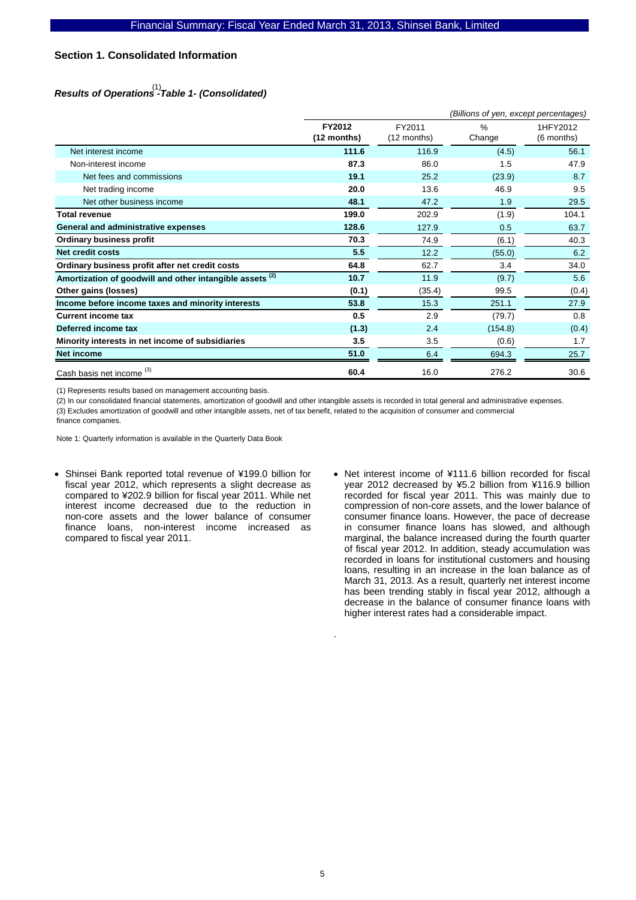## Section 1. Consolidated Information

### *Results of Operations[1] -Table 1- (Consolidated)*

*(Billions of yen, except percentages)*

| | FY2012 (12 months) | FY2011 (12 months) | % Change | 1HFY2012 (6 months) |
|---|---|---|---|---|
| Net interest income | **111.6** | 116.9 | (4.5) | 56.1 |
| Non-interest income | **87.3** | 86.0 | 1.5 | 47.9 |
| Net fees and commissions | **19.1** | 25.2 | (23.9) | 8.7 |
| Net trading income | **20.0** | 13.6 | 46.9 | 9.5 |
| Net other business income | **48.1** | 47.2 | 1.9 | 29.5 |
| **Total revenue** | **199.0** | 202.9 | (1.9) | 104.1 |
| **General and administrative expenses** | **128.6** | 127.9 | 0.5 | 63.7 |
| **Ordinary business profit** | **70.3** | 74.9 | (6.1) | 40.3 |
| **Net credit costs** | **5.5** | 12.2 | (55.0) | 6.2 |
| **Ordinary business profit after net credit costs** | **64.8** | 62.7 | 3.4 | 34.0 |
| **Amortization of goodwill and other intangible assets [2]** | **10.7** | 11.9 | (9.7) | 5.6 |
| **Other gains (losses)** | **(0.1)** | (35.4) | 99.5 | (0.4) |
| **Income before income taxes and minority interests** | **53.8** | 15.3 | 251.1 | 27.9 |
| **Current income tax** | **0.5** | 2.9 | (79.7) | 0.8 |
| **Deferred income tax** | **(1.3)** | 2.4 | (154.8) | (0.4) |
| **Minority interests in net income of subsidiaries** | **3.5** | 3.5 | (0.6) | 1.7 |
| **Net income** | **51.0** | 6.4 | 694.3 | 25.7 |
| Cash basis net income [3] | **60.4** | 16.0 | 276.2 | 30.6 |

(1) Represents results based on management accounting basis.

(2) In our consolidated financial statements, amortization of goodwill and other intangible assets is recorded in total general and administrative expenses.

(3) Excludes amortization of goodwill and other intangible assets, net of tax benefit, related to the acquisition of consumer and commercial finance companies.

Note 1: Quarterly information is available in the Quarterly Data Book

- Shinsei Bank reported total revenue of ¥199.0 billion for fiscal year 2012, which represents a slight decrease as compared to ¥202.9 billion for fiscal year 2011. While net interest income decreased due to the reduction in non-core assets and the lower balance of consumer finance loans, non-interest income increased as compared to fiscal year 2011.

- Net interest income of ¥111.6 billion recorded for fiscal year 2012 decreased by ¥5.2 billion from ¥116.9 billion recorded for fiscal year 2011. This was mainly due to compression of non-core assets, and the lower balance of consumer finance loans. However, the pace of decrease in consumer finance loans has slowed, and although marginal, the balance increased during the fourth quarter of fiscal year 2012. In addition, steady accumulation was recorded in loans for institutional customers and housing loans, resulting in an increase in the loan balance as of March 31, 2013. As a result, quarterly net interest income has been trending stably in fiscal year 2012, although a decrease in the balance of consumer finance loans with higher interest rates had a considerable impact.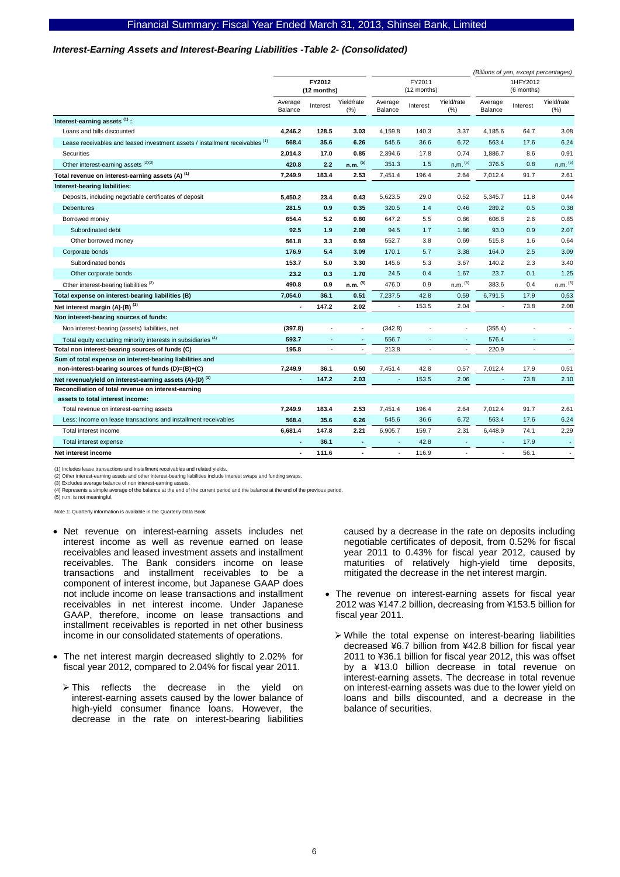***Interest-Earning Assets and Interest-Bearing Liabilities -Table 2- (Consolidated)***

*(Billions of yen, except percentages)*

| | FY2012 (12 months) | | | FY2011 (12 months) | | | 1HFY2012 (6 months) | | |
|---|---|---|---|---|---|---|---|---|---|
| | Average Balance | Interest | Yield/rate (%) | Average Balance | Interest | Yield/rate (%) | Average Balance | Interest | Yield/rate (%) |
| **Interest-earning assets (1) :** | | | | | | | | | |
| Loans and bills discounted | **4,246.2** | **128.5** | **3.03** | 4,159.8 | 140.3 | 3.37 | 4,185.6 | 64.7 | 3.08 |
| Lease receivables and leased investment assets / installment receivables (1) | **568.4** | **35.6** | **6.26** | 545.6 | 36.6 | 6.72 | 563.4 | 17.6 | 6.24 |
| Securities | **2,014.3** | **17.0** | **0.85** | 2,394.6 | 17.8 | 0.74 | 1,886.7 | 8.6 | 0.91 |
| Other interest-earning assets (2)(3) | **420.8** | **2.2** | **n.m. (5)** | 351.3 | 1.5 | n.m. (5) | 376.5 | 0.8 | n.m. (5) |
| **Total revenue on interest-earning assets (A) (1)** | **7,249.9** | **183.4** | **2.53** | 7,451.4 | 196.4 | 2.64 | 7,012.4 | 91.7 | 2.61 |
| **Interest-bearing liabilities:** | | | | | | | | | |
| Deposits, including negotiable certificates of deposit | **5,450.2** | **23.4** | **0.43** | 5,623.5 | 29.0 | 0.52 | 5,345.7 | 11.8 | 0.44 |
| Debentures | **281.5** | **0.9** | **0.35** | 320.5 | 1.4 | 0.46 | 289.2 | 0.5 | 0.38 |
| Borrowed money | **654.4** | **5.2** | **0.80** | 647.2 | 5.5 | 0.86 | 608.8 | 2.6 | 0.85 |
| Subordinated debt | **92.5** | **1.9** | **2.08** | 94.5 | 1.7 | 1.86 | 93.0 | 0.9 | 2.07 |
| Other borrowed money | **561.8** | **3.3** | **0.59** | 552.7 | 3.8 | 0.69 | 515.8 | 1.6 | 0.64 |
| Corporate bonds | **176.9** | **5.4** | **3.09** | 170.1 | 5.7 | 3.38 | 164.0 | 2.5 | 3.09 |
| Subordinated bonds | **153.7** | **5.0** | **3.30** | 145.6 | 5.3 | 3.67 | 140.2 | 2.3 | 3.40 |
| Other corporate bonds | **23.2** | **0.3** | **1.70** | 24.5 | 0.4 | 1.67 | 23.7 | 0.1 | 1.25 |
| Other interest-bearing liabilities (2) | **490.8** | **0.9** | **n.m. (5)** | 476.0 | 0.9 | n.m. (5) | 383.6 | 0.4 | n.m. (5) |
| **Total expense on interest-bearing liabilities (B)** | **7,054.0** | **36.1** | **0.51** | 7,237.5 | 42.8 | 0.59 | 6,791.5 | 17.9 | 0.53 |
| **Net interest margin (A)-(B) (1)** | **-** | **147.2** | **2.02** | - | 153.5 | 2.04 | - | 73.8 | 2.08 |
| **Non interest-bearing sources of funds:** | | | | | | | | | |
| Non interest-bearing (assets) liabilities, net | **(397.8)** | **-** | **-** | (342.8) | - | - | (355.4) | - | - |
| Total equity excluding minority interests in subsidiaries (4) | **593.7** | **-** | **-** | 556.7 | - | - | 576.4 | - | - |
| **Total non interest-bearing sources of funds (C)** | **195.8** | **-** | **-** | 213.8 | - | - | 220.9 | - | - |
| **Sum of total expense on interest-bearing liabilities and non-interest-bearing sources of funds (D)=(B)+(C)** | **7,249.9** | **36.1** | **0.50** | 7,451.4 | 42.8 | 0.57 | 7,012.4 | 17.9 | 0.51 |
| **Net revenue/yield on interest-earning assets (A)-(D) (1)** | **-** | **147.2** | **2.03** | - | 153.5 | 2.06 | - | 73.8 | 2.10 |
| **Reconciliation of total revenue on interest-earning assets to total interest income:** | | | | | | | | | |
| Total revenue on interest-earning assets | **7,249.9** | **183.4** | **2.53** | 7,451.4 | 196.4 | 2.64 | 7,012.4 | 91.7 | 2.61 |
| Less: Income on lease transactions and installment receivables | **568.4** | **35.6** | **6.26** | 545.6 | 36.6 | 6.72 | 563.4 | 17.6 | 6.24 |
| Total interest income | **6,681.4** | **147.8** | **2.21** | 6,905.7 | 159.7 | 2.31 | 6,448.9 | 74.1 | 2.29 |
| Total interest expense | **-** | **36.1** | **-** | - | 42.8 | - | - | 17.9 | - |
| **Net interest income** | **-** | **111.6** | **-** | - | 116.9 | - | - | 56.1 | - |

(1) Includes lease transactions and installment receivables and related yields.
(2) Other interest-earning assets and other interest-bearing liabilities include interest swaps and funding swaps.
(3) Excludes average balance of non interest-earning assets.
(4) Represents a simple average of the balance at the end of the current period and the balance at the end of the previous period.
(5) n.m. is not meaningful.

Note 1: Quarterly information is available in the Quarterly Data Book

- Net revenue on interest-earning assets includes net interest income as well as revenue earned on lease receivables and leased investment assets and installment receivables. The Bank considers income on lease transactions and installment receivables to be a component of interest income, but Japanese GAAP does not include income on lease transactions and installment receivables in net interest income. Under Japanese GAAP, therefore, income on lease transactions and installment receivables is reported in net other business income in our consolidated statements of operations.
- The net interest margin decreased slightly to 2.02% for fiscal year 2012, compared to 2.04% for fiscal year 2011.
  - This reflects the decrease in the yield on interest-earning assets caused by the lower balance of high-yield consumer finance loans. However, the decrease in the rate on interest-bearing liabilities caused by a decrease in the rate on deposits including negotiable certificates of deposit, from 0.52% for fiscal year 2011 to 0.43% for fiscal year 2012, caused by maturities of relatively high-yield time deposits, mitigated the decrease in the net interest margin.
- The revenue on interest-earning assets for fiscal year 2012 was ¥147.2 billion, decreasing from ¥153.5 billion for fiscal year 2011.
  - While the total expense on interest-bearing liabilities decreased ¥6.7 billion from ¥42.8 billion for fiscal year 2011 to ¥36.1 billion for fiscal year 2012, this was offset by a ¥13.0 billion decrease in total revenue on interest-earning assets. The decrease in total revenue on interest-earning assets was due to the lower yield on loans and bills discounted, and a decrease in the balance of securities.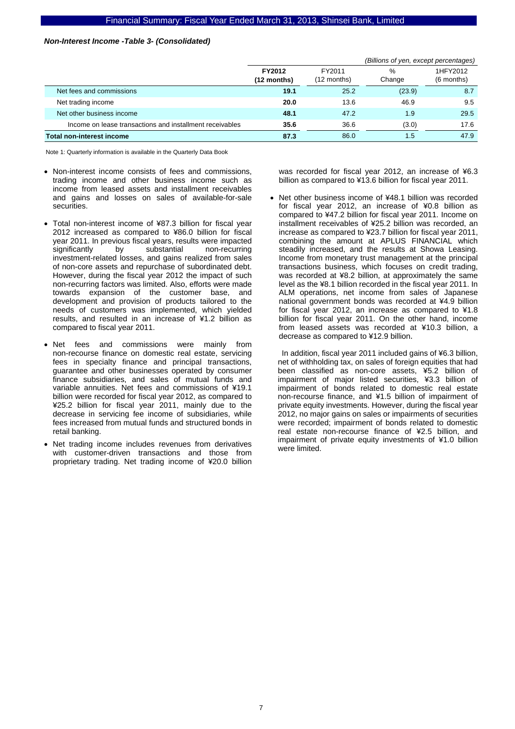***Non-Interest Income -Table 3- (Consolidated)***

*(Billions of yen, except percentages)*

| | **FY2012 (12 months)** | FY2011 (12 months) | % Change | 1HFY2012 (6 months) |
|---|---|---|---|---|
| Net fees and commissions | **19.1** | 25.2 | (23.9) | 8.7 |
| Net trading income | **20.0** | 13.6 | 46.9 | 9.5 |
| Net other business income | **48.1** | 47.2 | 1.9 | 29.5 |
| Income on lease transactions and installment receivables | **35.6** | 36.6 | (3.0) | 17.6 |
| **Total non-interest income** | **87.3** | 86.0 | 1.5 | 47.9 |

Note 1: Quarterly information is available in the Quarterly Data Book

- Non-interest income consists of fees and commissions, trading income and other business income such as income from leased assets and installment receivables and gains and losses on sales of available-for-sale securities.
- Total non-interest income of ¥87.3 billion for fiscal year 2012 increased as compared to ¥86.0 billion for fiscal year 2011. In previous fiscal years, results were impacted significantly by substantial non-recurring investment-related losses, and gains realized from sales of non-core assets and repurchase of subordinated debt. However, during the fiscal year 2012 the impact of such non-recurring factors was limited. Also, efforts were made towards expansion of the customer base, and development and provision of products tailored to the needs of customers was implemented, which yielded results, and resulted in an increase of ¥1.2 billion as compared to fiscal year 2011.
- Net fees and commissions were mainly from non-recourse finance on domestic real estate, servicing fees in specialty finance and principal transactions, guarantee and other businesses operated by consumer finance subsidiaries, and sales of mutual funds and variable annuities. Net fees and commissions of ¥19.1 billion were recorded for fiscal year 2012, as compared to ¥25.2 billion for fiscal year 2011, mainly due to the decrease in servicing fee income of subsidiaries, while fees increased from mutual funds and structured bonds in retail banking.
- Net trading income includes revenues from derivatives with customer-driven transactions and those from proprietary trading. Net trading income of ¥20.0 billion was recorded for fiscal year 2012, an increase of ¥6.3 billion as compared to ¥13.6 billion for fiscal year 2011.
- Net other business income of ¥48.1 billion was recorded for fiscal year 2012, an increase of ¥0.8 billion as compared to ¥47.2 billion for fiscal year 2011. Income on installment receivables of ¥25.2 billion was recorded, an increase as compared to ¥23.7 billion for fiscal year 2011, combining the amount at APLUS FINANCIAL which steadily increased, and the results at Showa Leasing. Income from monetary trust management at the principal transactions business, which focuses on credit trading, was recorded at ¥8.2 billion, at approximately the same level as the ¥8.1 billion recorded in the fiscal year 2011. In ALM operations, net income from sales of Japanese national government bonds was recorded at ¥4.9 billion for fiscal year 2012, an increase as compared to ¥1.8 billion for fiscal year 2011. On the other hand, income from leased assets was recorded at ¥10.3 billion, a decrease as compared to ¥12.9 billion.

  In addition, fiscal year 2011 included gains of ¥6.3 billion, net of withholding tax, on sales of foreign equities that had been classified as non-core assets, ¥5.2 billion of impairment of major listed securities, ¥3.3 billion of impairment of bonds related to domestic real estate non-recourse finance, and ¥1.5 billion of impairment of private equity investments. However, during the fiscal year 2012, no major gains on sales or impairments of securities were recorded; impairment of bonds related to domestic real estate non-recourse finance of ¥2.5 billion, and impairment of private equity investments of ¥1.0 billion were limited.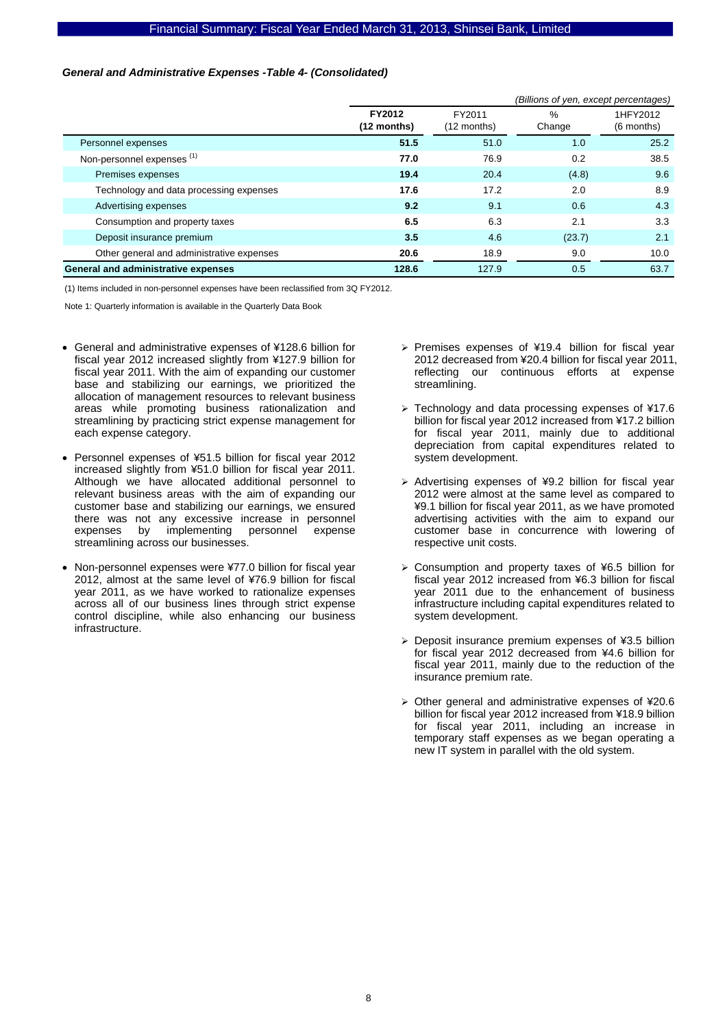***General and Administrative Expenses -Table 4- (Consolidated)***

*(Billions of yen, except percentages)*

| | **FY2012 (12 months)** | FY2011 (12 months) | % Change | 1HFY2012 (6 months) |
|---|---|---|---|---|
| Personnel expenses | **51.5** | 51.0 | 1.0 | 25.2 |
| Non-personnel expenses [(1)] | **77.0** | 76.9 | 0.2 | 38.5 |
| Premises expenses | **19.4** | 20.4 | (4.8) | 9.6 |
| Technology and data processing expenses | **17.6** | 17.2 | 2.0 | 8.9 |
| Advertising expenses | **9.2** | 9.1 | 0.6 | 4.3 |
| Consumption and property taxes | **6.5** | 6.3 | 2.1 | 3.3 |
| Deposit insurance premium | **3.5** | 4.6 | (23.7) | 2.1 |
| Other general and administrative expenses | **20.6** | 18.9 | 9.0 | 10.0 |
| **General and administrative expenses** | **128.6** | 127.9 | 0.5 | 63.7 |

(1) Items included in non-personnel expenses have been reclassified from 3Q FY2012.

Note 1: Quarterly information is available in the Quarterly Data Book

- General and administrative expenses of ¥128.6 billion for fiscal year 2012 increased slightly from ¥127.9 billion for fiscal year 2011. With the aim of expanding our customer base and stabilizing our earnings, we prioritized the allocation of management resources to relevant business areas while promoting business rationalization and streamlining by practicing strict expense management for each expense category.
- Personnel expenses of ¥51.5 billion for fiscal year 2012 increased slightly from ¥51.0 billion for fiscal year 2011. Although we have allocated additional personnel to relevant business areas with the aim of expanding our customer base and stabilizing our earnings, we ensured there was not any excessive increase in personnel expenses by implementing personnel expense streamlining across our businesses.
- Non-personnel expenses were ¥77.0 billion for fiscal year 2012, almost at the same level of ¥76.9 billion for fiscal year 2011, as we have worked to rationalize expenses across all of our business lines through strict expense control discipline, while also enhancing our business infrastructure.
  - Premises expenses of ¥19.4 billion for fiscal year 2012 decreased from ¥20.4 billion for fiscal year 2011, reflecting our continuous efforts at expense streamlining.
  - Technology and data processing expenses of ¥17.6 billion for fiscal year 2012 increased from ¥17.2 billion for fiscal year 2011, mainly due to additional depreciation from capital expenditures related to system development.
  - Advertising expenses of ¥9.2 billion for fiscal year 2012 were almost at the same level as compared to ¥9.1 billion for fiscal year 2011, as we have promoted advertising activities with the aim to expand our customer base in concurrence with lowering of respective unit costs.
  - Consumption and property taxes of ¥6.5 billion for fiscal year 2012 increased from ¥6.3 billion for fiscal year 2011 due to the enhancement of business infrastructure including capital expenditures related to system development.
  - Deposit insurance premium expenses of ¥3.5 billion for fiscal year 2012 decreased from ¥4.6 billion for fiscal year 2011, mainly due to the reduction of the insurance premium rate.
  - Other general and administrative expenses of ¥20.6 billion for fiscal year 2012 increased from ¥18.9 billion for fiscal year 2011, including an increase in temporary staff expenses as we began operating a new IT system in parallel with the old system.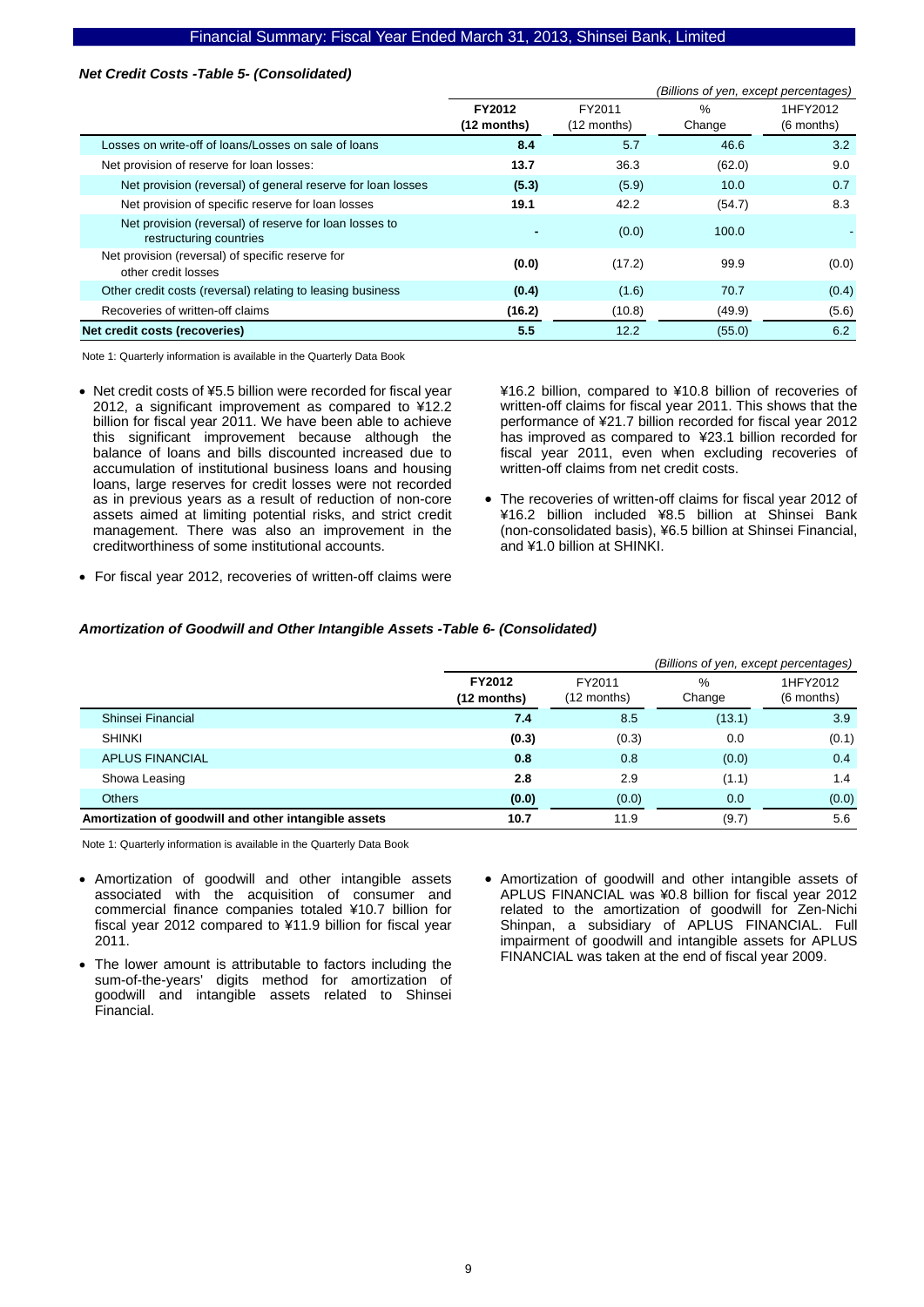### *Net Credit Costs -Table 5- (Consolidated)*

*(Billions of yen, except percentages)*

| | **FY2012 (12 months)** | FY2011 (12 months) | % Change | 1HFY2012 (6 months) |
|---|---|---|---|---|
| Losses on write-off of loans/Losses on sale of loans | **8.4** | 5.7 | 46.6 | 3.2 |
| Net provision of reserve for loan losses: | **13.7** | 36.3 | (62.0) | 9.0 |
| Net provision (reversal) of general reserve for loan losses | **(5.3)** | (5.9) | 10.0 | 0.7 |
| Net provision of specific reserve for loan losses | **19.1** | 42.2 | (54.7) | 8.3 |
| Net provision (reversal) of reserve for loan losses to restructuring countries | **-** | (0.0) | 100.0 | - |
| Net provision (reversal) of specific reserve for other credit losses | **(0.0)** | (17.2) | 99.9 | (0.0) |
| Other credit costs (reversal) relating to leasing business | **(0.4)** | (1.6) | 70.7 | (0.4) |
| Recoveries of written-off claims | **(16.2)** | (10.8) | (49.9) | (5.6) |
| **Net credit costs (recoveries)** | **5.5** | 12.2 | (55.0) | 6.2 |

Note 1: Quarterly information is available in the Quarterly Data Book

- Net credit costs of ¥5.5 billion were recorded for fiscal year 2012, a significant improvement as compared to ¥12.2 billion for fiscal year 2011. We have been able to achieve this significant improvement because although the balance of loans and bills discounted increased due to accumulation of institutional business loans and housing loans, large reserves for credit losses were not recorded as in previous years as a result of reduction of non-core assets aimed at limiting potential risks, and strict credit management. There was also an improvement in the creditworthiness of some institutional accounts.
- For fiscal year 2012, recoveries of written-off claims were ¥16.2 billion, compared to ¥10.8 billion of recoveries of written-off claims for fiscal year 2011. This shows that the performance of ¥21.7 billion recorded for fiscal year 2012 has improved as compared to ¥23.1 billion recorded for fiscal year 2011, even when excluding recoveries of written-off claims from net credit costs.
- The recoveries of written-off claims for fiscal year 2012 of ¥16.2 billion included ¥8.5 billion at Shinsei Bank (non-consolidated basis), ¥6.5 billion at Shinsei Financial, and ¥1.0 billion at SHINKI.

### *Amortization of Goodwill and Other Intangible Assets -Table 6- (Consolidated)*

*(Billions of yen, except percentages)*

| | **FY2012 (12 months)** | FY2011 (12 months) | % Change | 1HFY2012 (6 months) |
|---|---|---|---|---|
| Shinsei Financial | **7.4** | 8.5 | (13.1) | 3.9 |
| SHINKI | **(0.3)** | (0.3) | 0.0 | (0.1) |
| APLUS FINANCIAL | **0.8** | 0.8 | (0.0) | 0.4 |
| Showa Leasing | **2.8** | 2.9 | (1.1) | 1.4 |
| Others | **(0.0)** | (0.0) | 0.0 | (0.0) |
| **Amortization of goodwill and other intangible assets** | **10.7** | 11.9 | (9.7) | 5.6 |

Note 1: Quarterly information is available in the Quarterly Data Book

- Amortization of goodwill and other intangible assets associated with the acquisition of consumer and commercial finance companies totaled ¥10.7 billion for fiscal year 2012 compared to ¥11.9 billion for fiscal year 2011.
- The lower amount is attributable to factors including the sum-of-the-years' digits method for amortization of goodwill and intangible assets related to Shinsei Financial.
- Amortization of goodwill and other intangible assets of APLUS FINANCIAL was ¥0.8 billion for fiscal year 2012 related to the amortization of goodwill for Zen-Nichi Shinpan, a subsidiary of APLUS FINANCIAL. Full impairment of goodwill and intangible assets for APLUS FINANCIAL was taken at the end of fiscal year 2009.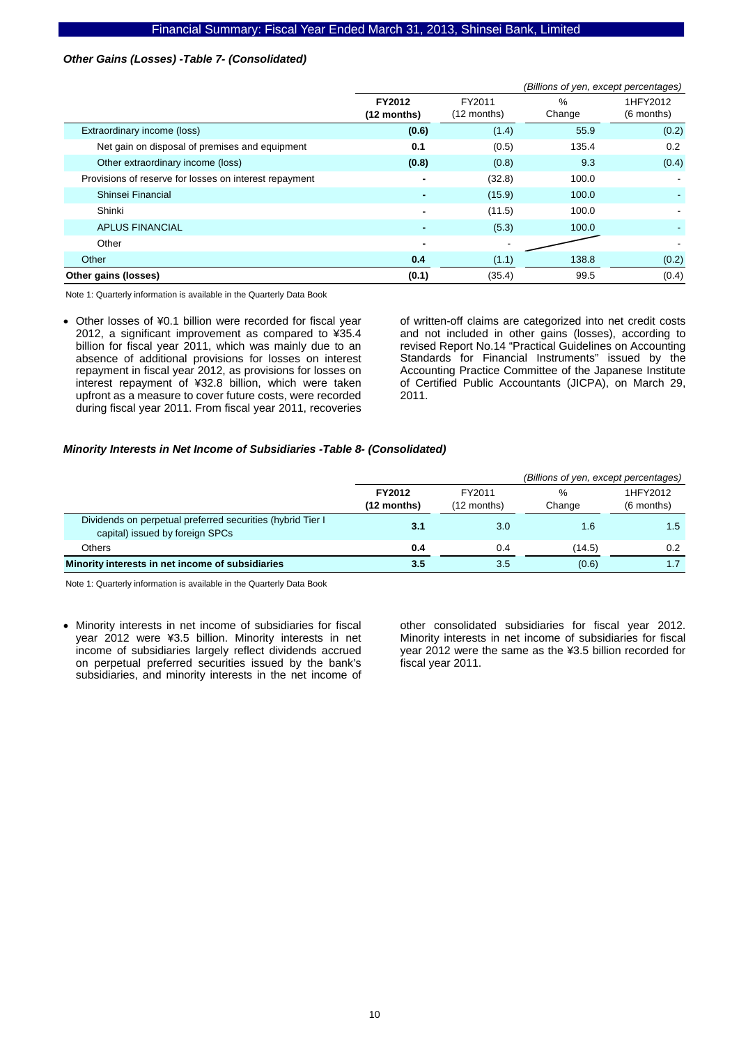### *Other Gains (Losses) -Table 7- (Consolidated)*

*(Billions of yen, except percentages)*

| | **FY2012 (12 months)** | FY2011 (12 months) | % Change | 1HFY2012 (6 months) |
|---|---|---|---|---|
| Extraordinary income (loss) | **(0.6)** | (1.4) | 55.9 | (0.2) |
| Net gain on disposal of premises and equipment | **0.1** | (0.5) | 135.4 | 0.2 |
| Other extraordinary income (loss) | **(0.8)** | (0.8) | 9.3 | (0.4) |
| Provisions of reserve for losses on interest repayment | **-** | (32.8) | 100.0 | - |
| Shinsei Financial | **-** | (15.9) | 100.0 | - |
| Shinki | **-** | (11.5) | 100.0 | - |
| APLUS FINANCIAL | **-** | (5.3) | 100.0 | - |
| Other | **-** | - | | - |
| Other | **0.4** | (1.1) | 138.8 | (0.2) |
| **Other gains (losses)** | **(0.1)** | (35.4) | 99.5 | (0.4) |

Note 1: Quarterly information is available in the Quarterly Data Book

- Other losses of ¥0.1 billion were recorded for fiscal year 2012, a significant improvement as compared to ¥35.4 billion for fiscal year 2011, which was mainly due to an absence of additional provisions for losses on interest repayment in fiscal year 2012, as provisions for losses on interest repayment of ¥32.8 billion, which were taken upfront as a measure to cover future costs, were recorded during fiscal year 2011. From fiscal year 2011, recoveries of written-off claims are categorized into net credit costs and not included in other gains (losses), according to revised Report No.14 "Practical Guidelines on Accounting Standards for Financial Instruments" issued by the Accounting Practice Committee of the Japanese Institute of Certified Public Accountants (JICPA), on March 29, 2011.

### *Minority Interests in Net Income of Subsidiaries -Table 8- (Consolidated)*

*(Billions of yen, except percentages)*

| | **FY2012 (12 months)** | FY2011 (12 months) | % Change | 1HFY2012 (6 months) |
|---|---|---|---|---|
| Dividends on perpetual preferred securities (hybrid Tier I capital) issued by foreign SPCs | **3.1** | 3.0 | 1.6 | 1.5 |
| Others | **0.4** | 0.4 | (14.5) | 0.2 |
| **Minority interests in net income of subsidiaries** | **3.5** | 3.5 | (0.6) | 1.7 |

Note 1: Quarterly information is available in the Quarterly Data Book

- Minority interests in net income of subsidiaries for fiscal year 2012 were ¥3.5 billion. Minority interests in net income of subsidiaries largely reflect dividends accrued on perpetual preferred securities issued by the bank's subsidiaries, and minority interests in the net income of other consolidated subsidiaries for fiscal year 2012. Minority interests in net income of subsidiaries for fiscal year 2012 were the same as the ¥3.5 billion recorded for fiscal year 2011.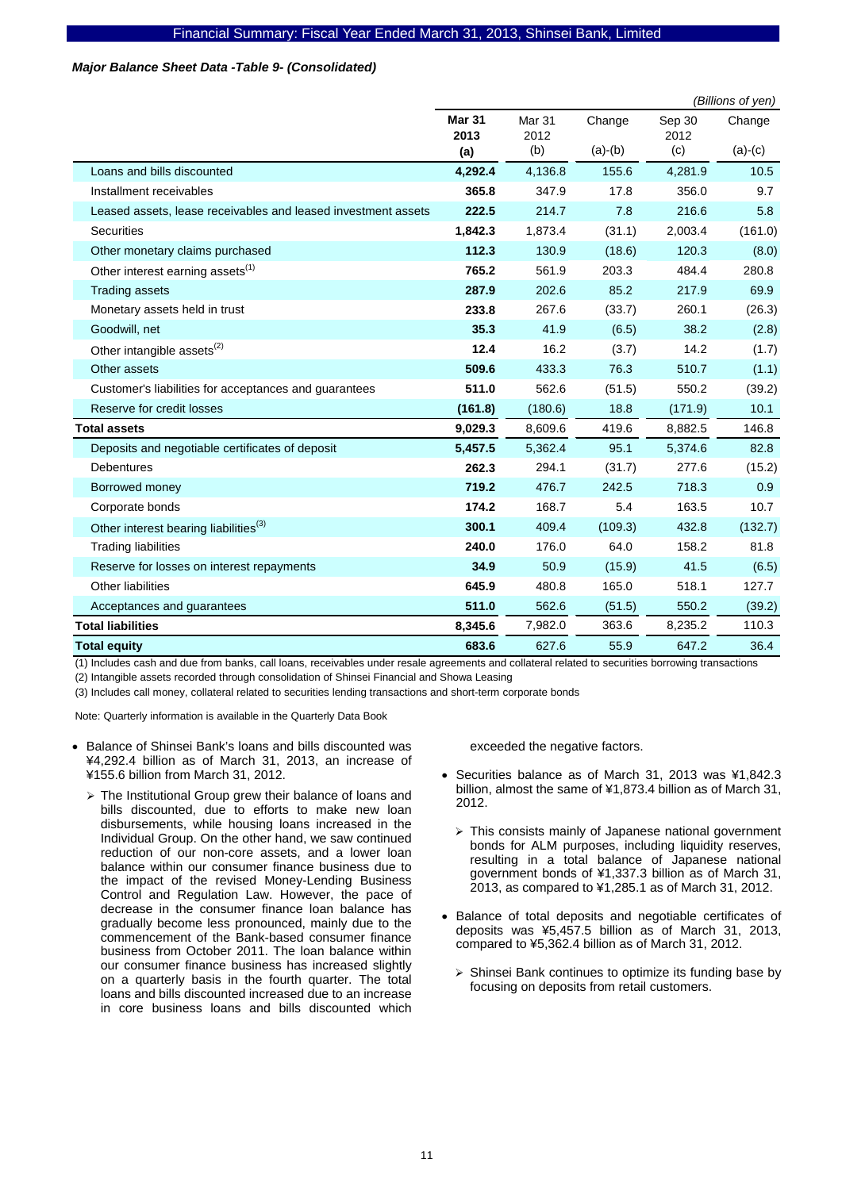***Major Balance Sheet Data -Table 9- (Consolidated)***

*(Billions of yen)*

| | **Mar 31 2013 (a)** | Mar 31 2012 (b) | Change (a)-(b) | Sep 30 2012 (c) | Change (a)-(c) |
|---|---|---|---|---|---|
| Loans and bills discounted | **4,292.4** | 4,136.8 | 155.6 | 4,281.9 | 10.5 |
| Installment receivables | **365.8** | 347.9 | 17.8 | 356.0 | 9.7 |
| Leased assets, lease receivables and leased investment assets | **222.5** | 214.7 | 7.8 | 216.6 | 5.8 |
| Securities | **1,842.3** | 1,873.4 | (31.1) | 2,003.4 | (161.0) |
| Other monetary claims purchased | **112.3** | 130.9 | (18.6) | 120.3 | (8.0) |
| Other interest earning assets[1] | **765.2** | 561.9 | 203.3 | 484.4 | 280.8 |
| Trading assets | **287.9** | 202.6 | 85.2 | 217.9 | 69.9 |
| Monetary assets held in trust | **233.8** | 267.6 | (33.7) | 260.1 | (26.3) |
| Goodwill, net | **35.3** | 41.9 | (6.5) | 38.2 | (2.8) |
| Other intangible assets[2] | **12.4** | 16.2 | (3.7) | 14.2 | (1.7) |
| Other assets | **509.6** | 433.3 | 76.3 | 510.7 | (1.1) |
| Customer's liabilities for acceptances and guarantees | **511.0** | 562.6 | (51.5) | 550.2 | (39.2) |
| Reserve for credit losses | **(161.8)** | (180.6) | 18.8 | (171.9) | 10.1 |
| **Total assets** | **9,029.3** | 8,609.6 | 419.6 | 8,882.5 | 146.8 |
| Deposits and negotiable certificates of deposit | **5,457.5** | 5,362.4 | 95.1 | 5,374.6 | 82.8 |
| Debentures | **262.3** | 294.1 | (31.7) | 277.6 | (15.2) |
| Borrowed money | **719.2** | 476.7 | 242.5 | 718.3 | 0.9 |
| Corporate bonds | **174.2** | 168.7 | 5.4 | 163.5 | 10.7 |
| Other interest bearing liabilities[3] | **300.1** | 409.4 | (109.3) | 432.8 | (132.7) |
| Trading liabilities | **240.0** | 176.0 | 64.0 | 158.2 | 81.8 |
| Reserve for losses on interest repayments | **34.9** | 50.9 | (15.9) | 41.5 | (6.5) |
| Other liabilities | **645.9** | 480.8 | 165.0 | 518.1 | 127.7 |
| Acceptances and guarantees | **511.0** | 562.6 | (51.5) | 550.2 | (39.2) |
| **Total liabilities** | **8,345.6** | 7,982.0 | 363.6 | 8,235.2 | 110.3 |
| **Total equity** | **683.6** | 627.6 | 55.9 | 647.2 | 36.4 |

(1) Includes cash and due from banks, call loans, receivables under resale agreements and collateral related to securities borrowing transactions

(2) Intangible assets recorded through consolidation of Shinsei Financial and Showa Leasing

(3) Includes call money, collateral related to securities lending transactions and short-term corporate bonds

Note: Quarterly information is available in the Quarterly Data Book

- Balance of Shinsei Bank's loans and bills discounted was ¥4,292.4 billion as of March 31, 2013, an increase of ¥155.6 billion from March 31, 2012.
  - The Institutional Group grew their balance of loans and bills discounted, due to efforts to make new loan disbursements, while housing loans increased in the Individual Group. On the other hand, we saw continued reduction of our non-core assets, and a lower loan balance within our consumer finance business due to the impact of the revised Money-Lending Business Control and Regulation Law. However, the pace of decrease in the consumer finance loan balance has gradually become less pronounced, mainly due to the commencement of the Bank-based consumer finance business from October 2011. The loan balance within our consumer finance business has increased slightly on a quarterly basis in the fourth quarter. The total loans and bills discounted increased due to an increase in core business loans and bills discounted which exceeded the negative factors.
- Securities balance as of March 31, 2013 was ¥1,842.3 billion, almost the same of ¥1,873.4 billion as of March 31, 2012.
  - This consists mainly of Japanese national government bonds for ALM purposes, including liquidity reserves, resulting in a total balance of Japanese national government bonds of ¥1,337.3 billion as of March 31, 2013, as compared to ¥1,285.1 as of March 31, 2012.
- Balance of total deposits and negotiable certificates of deposits was ¥5,457.5 billion as of March 31, 2013, compared to ¥5,362.4 billion as of March 31, 2012.
  - Shinsei Bank continues to optimize its funding base by focusing on deposits from retail customers.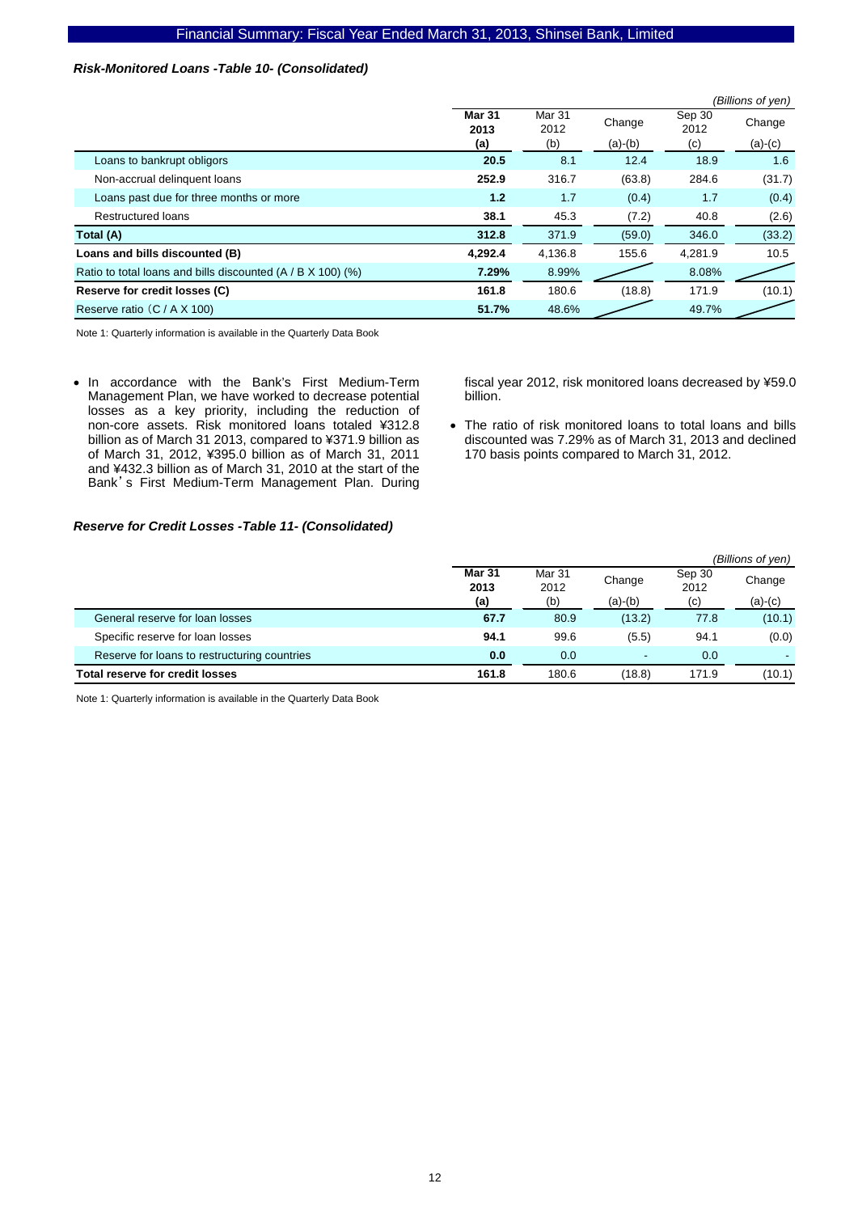### *Risk-Monitored Loans -Table 10- (Consolidated)*

*(Billions of yen)*

| | **Mar 31 2013 (a)** | Mar 31 2012 (b) | Change (a)-(b) | Sep 30 2012 (c) | Change (a)-(c) |
|---|---|---|---|---|---|
| Loans to bankrupt obligors | **20.5** | 8.1 | 12.4 | 18.9 | 1.6 |
| Non-accrual delinquent loans | **252.9** | 316.7 | (63.8) | 284.6 | (31.7) |
| Loans past due for three months or more | **1.2** | 1.7 | (0.4) | 1.7 | (0.4) |
| Restructured loans | **38.1** | 45.3 | (7.2) | 40.8 | (2.6) |
| **Total (A)** | **312.8** | 371.9 | (59.0) | 346.0 | (33.2) |
| **Loans and bills discounted (B)** | **4,292.4** | 4,136.8 | 155.6 | 4,281.9 | 10.5 |
| Ratio to total loans and bills discounted (A / B X 100) (%) | **7.29%** | 8.99% | | 8.08% | |
| **Reserve for credit losses (C)** | **161.8** | 180.6 | (18.8) | 171.9 | (10.1) |
| Reserve ratio（C / A X 100) | **51.7%** | 48.6% | | 49.7% | |

Note 1: Quarterly information is available in the Quarterly Data Book

- In accordance with the Bank's First Medium-Term Management Plan, we have worked to decrease potential losses as a key priority, including the reduction of non-core assets. Risk monitored loans totaled ¥312.8 billion as of March 31 2013, compared to ¥371.9 billion as of March 31, 2012, ¥395.0 billion as of March 31, 2011 and ¥432.3 billion as of March 31, 2010 at the start of the Bank's First Medium-Term Management Plan. During fiscal year 2012, risk monitored loans decreased by ¥59.0 billion.
- The ratio of risk monitored loans to total loans and bills discounted was 7.29% as of March 31, 2013 and declined 170 basis points compared to March 31, 2012.

### *Reserve for Credit Losses -Table 11- (Consolidated)*

*(Billions of yen)*

| | **Mar 31 2013 (a)** | Mar 31 2012 (b) | Change (a)-(b) | Sep 30 2012 (c) | Change (a)-(c) |
|---|---|---|---|---|---|
| General reserve for loan losses | **67.7** | 80.9 | (13.2) | 77.8 | (10.1) |
| Specific reserve for loan losses | **94.1** | 99.6 | (5.5) | 94.1 | (0.0) |
| Reserve for loans to restructuring countries | **0.0** | 0.0 | - | 0.0 | - |
| **Total reserve for credit losses** | **161.8** | 180.6 | (18.8) | 171.9 | (10.1) |

Note 1: Quarterly information is available in the Quarterly Data Book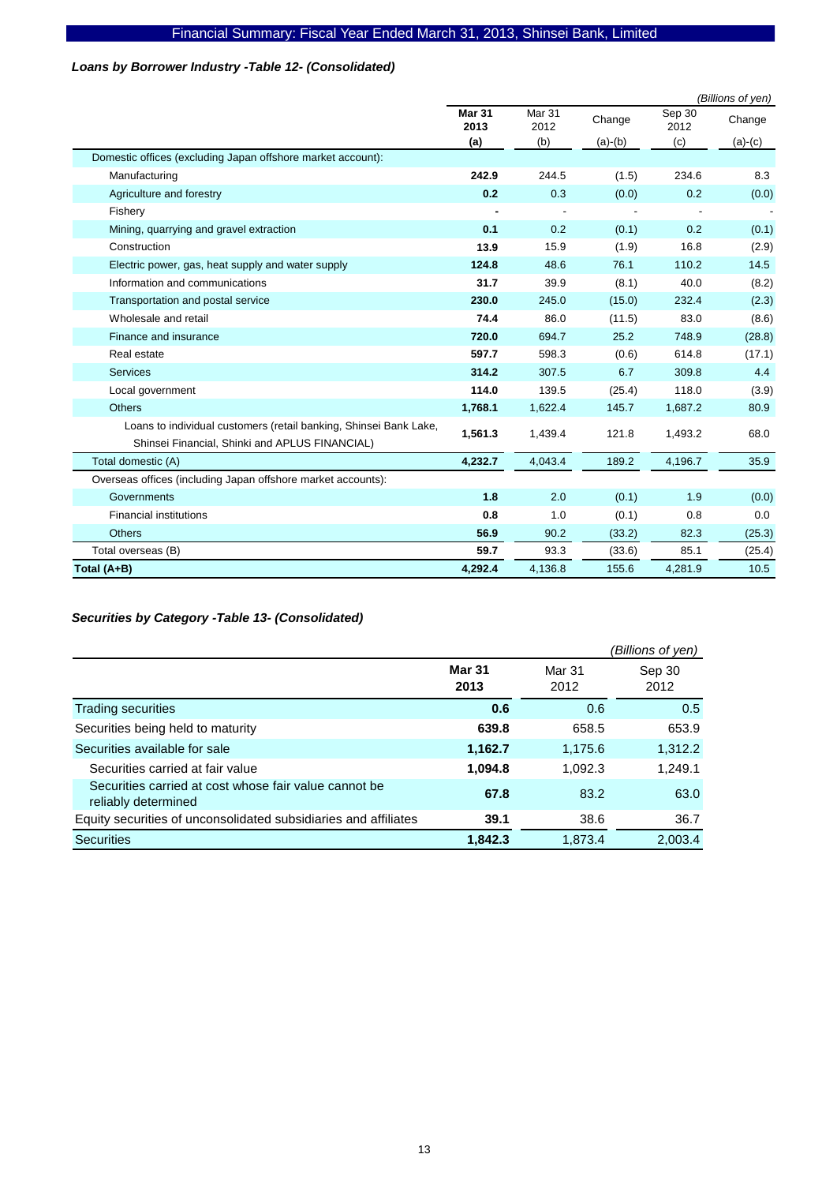## Loans by Borrower Industry -Table 12- (Consolidated)

*(Billions of yen)*

| | **Mar 31 2013 (a)** | Mar 31 2012 (b) | Change (a)-(b) | Sep 30 2012 (c) | Change (a)-(c) |
|---|---|---|---|---|---|
| Domestic offices (excluding Japan offshore market account): | | | | | |
| Manufacturing | **242.9** | 244.5 | (1.5) | 234.6 | 8.3 |
| Agriculture and forestry | **0.2** | 0.3 | (0.0) | 0.2 | (0.0) |
| Fishery | **-** | - | - | - | - |
| Mining, quarrying and gravel extraction | **0.1** | 0.2 | (0.1) | 0.2 | (0.1) |
| Construction | **13.9** | 15.9 | (1.9) | 16.8 | (2.9) |
| Electric power, gas, heat supply and water supply | **124.8** | 48.6 | 76.1 | 110.2 | 14.5 |
| Information and communications | **31.7** | 39.9 | (8.1) | 40.0 | (8.2) |
| Transportation and postal service | **230.0** | 245.0 | (15.0) | 232.4 | (2.3) |
| Wholesale and retail | **74.4** | 86.0 | (11.5) | 83.0 | (8.6) |
| Finance and insurance | **720.0** | 694.7 | 25.2 | 748.9 | (28.8) |
| Real estate | **597.7** | 598.3 | (0.6) | 614.8 | (17.1) |
| Services | **314.2** | 307.5 | 6.7 | 309.8 | 4.4 |
| Local government | **114.0** | 139.5 | (25.4) | 118.0 | (3.9) |
| Others | **1,768.1** | 1,622.4 | 145.7 | 1,687.2 | 80.9 |
| Loans to individual customers (retail banking, Shinsei Bank Lake, Shinsei Financial, Shinki and APLUS FINANCIAL) | **1,561.3** | 1,439.4 | 121.8 | 1,493.2 | 68.0 |
| Total domestic (A) | **4,232.7** | 4,043.4 | 189.2 | 4,196.7 | 35.9 |
| Overseas offices (including Japan offshore market accounts): | | | | | |
| Governments | **1.8** | 2.0 | (0.1) | 1.9 | (0.0) |
| Financial institutions | **0.8** | 1.0 | (0.1) | 0.8 | 0.0 |
| Others | **56.9** | 90.2 | (33.2) | 82.3 | (25.3) |
| Total overseas (B) | **59.7** | 93.3 | (33.6) | 85.1 | (25.4) |
| **Total (A+B)** | **4,292.4** | 4,136.8 | 155.6 | 4,281.9 | 10.5 |

## Securities by Category -Table 13- (Consolidated)

*(Billions of yen)*

| | **Mar 31 2013** | Mar 31 2012 | Sep 30 2012 |
|---|---|---|---|
| Trading securities | **0.6** | 0.6 | 0.5 |
| Securities being held to maturity | **639.8** | 658.5 | 653.9 |
| Securities available for sale | **1,162.7** | 1,175.6 | 1,312.2 |
| Securities carried at fair value | **1,094.8** | 1,092.3 | 1,249.1 |
| Securities carried at cost whose fair value cannot be reliably determined | **67.8** | 83.2 | 63.0 |
| Equity securities of unconsolidated subsidiaries and affiliates | **39.1** | 38.6 | 36.7 |
| Securities | **1,842.3** | 1,873.4 | 2,003.4 |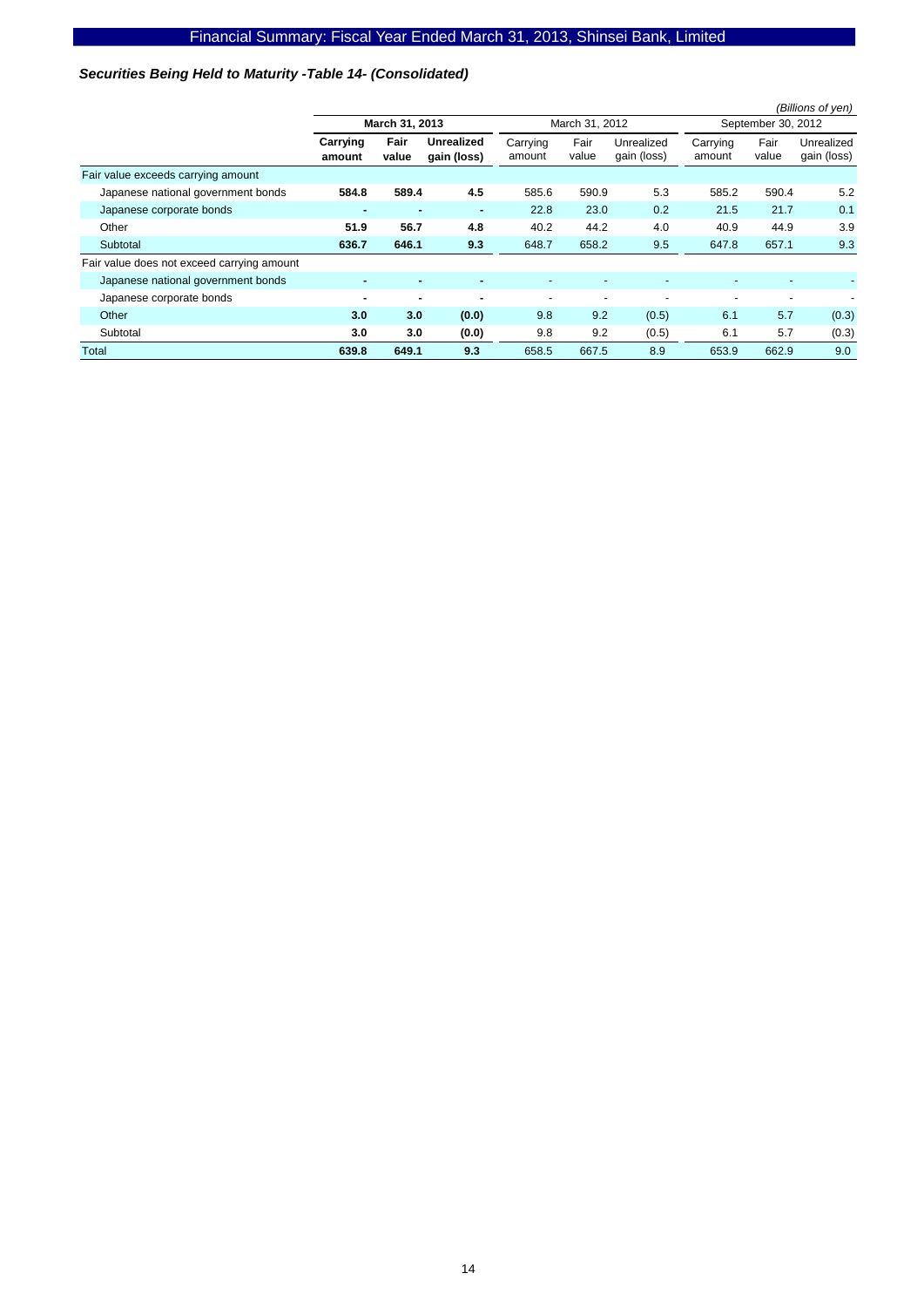### *Securities Being Held to Maturity -Table 14- (Consolidated)*

*(Billions of yen)*

| | March 31, 2013 | | | March 31, 2012 | | | September 30, 2012 | | |
|---|---|---|---|---|---|---|---|---|---|
| | **Carrying amount** | **Fair value** | **Unrealized gain (loss)** | Carrying amount | Fair value | Unrealized gain (loss) | Carrying amount | Fair value | Unrealized gain (loss) |
| Fair value exceeds carrying amount | | | | | | | | | |
| Japanese national government bonds | **584.8** | **589.4** | **4.5** | 585.6 | 590.9 | 5.3 | 585.2 | 590.4 | 5.2 |
| Japanese corporate bonds | **-** | **-** | **-** | 22.8 | 23.0 | 0.2 | 21.5 | 21.7 | 0.1 |
| Other | **51.9** | **56.7** | **4.8** | 40.2 | 44.2 | 4.0 | 40.9 | 44.9 | 3.9 |
| Subtotal | **636.7** | **646.1** | **9.3** | 648.7 | 658.2 | 9.5 | 647.8 | 657.1 | 9.3 |
| Fair value does not exceed carrying amount | | | | | | | | | |
| Japanese national government bonds | **-** | **-** | **-** | - | - | - | - | - | - |
| Japanese corporate bonds | **-** | **-** | **-** | - | - | - | - | - | - |
| Other | **3.0** | **3.0** | **(0.0)** | 9.8 | 9.2 | (0.5) | 6.1 | 5.7 | (0.3) |
| Subtotal | **3.0** | **3.0** | **(0.0)** | 9.8 | 9.2 | (0.5) | 6.1 | 5.7 | (0.3) |
| Total | **639.8** | **649.1** | **9.3** | 658.5 | 667.5 | 8.9 | 653.9 | 662.9 | 9.0 |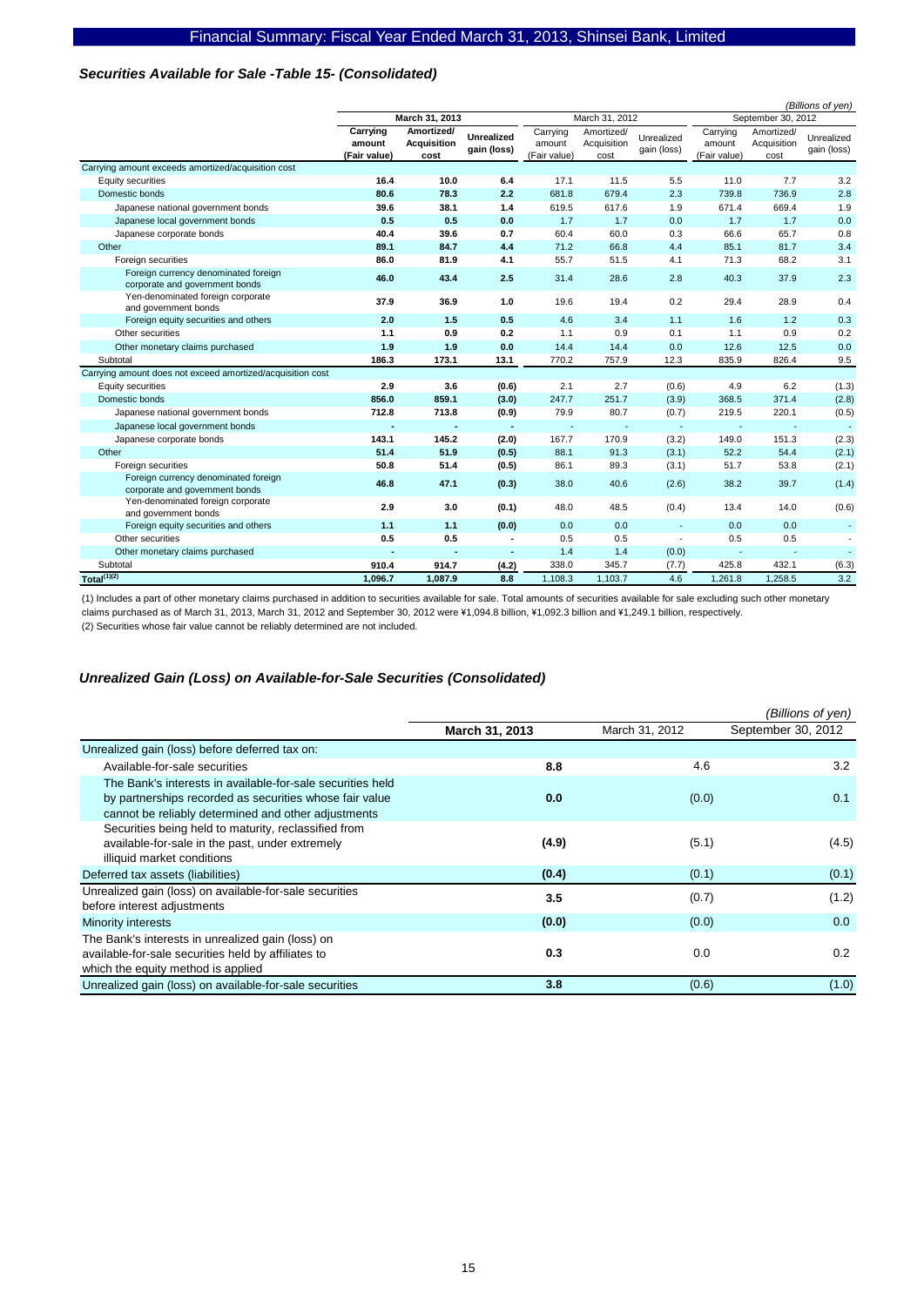### *Securities Available for Sale -Table 15- (Consolidated)*

*(Billions of yen)*

| | March 31, 2013 | | | March 31, 2012 | | | September 30, 2012 | | |
|---|---|---|---|---|---|---|---|---|---|
| | Carrying amount (Fair value) | Amortized/ Acquisition cost | Unrealized gain (loss) | Carrying amount (Fair value) | Amortized/ Acquisition cost | Unrealized gain (loss) | Carrying amount (Fair value) | Amortized/ Acquisition cost | Unrealized gain (loss) |
| Carrying amount exceeds amortized/acquisition cost | | | | | | | | | |
| Equity securities | **16.4** | **10.0** | **6.4** | 17.1 | 11.5 | 5.5 | 11.0 | 7.7 | 3.2 |
| Domestic bonds | **80.6** | **78.3** | **2.2** | 681.8 | 679.4 | 2.3 | 739.8 | 736.9 | 2.8 |
| Japanese national government bonds | **39.6** | **38.1** | **1.4** | 619.5 | 617.6 | 1.9 | 671.4 | 669.4 | 1.9 |
| Japanese local government bonds | **0.5** | **0.5** | **0.0** | 1.7 | 1.7 | 0.0 | 1.7 | 1.7 | 0.0 |
| Japanese corporate bonds | **40.4** | **39.6** | **0.7** | 60.4 | 60.0 | 0.3 | 66.6 | 65.7 | 0.8 |
| Other | **89.1** | **84.7** | **4.4** | 71.2 | 66.8 | 4.4 | 85.1 | 81.7 | 3.4 |
| Foreign securities | **86.0** | **81.9** | **4.1** | 55.7 | 51.5 | 4.1 | 71.3 | 68.2 | 3.1 |
| Foreign currency denominated foreign corporate and government bonds | **46.0** | **43.4** | **2.5** | 31.4 | 28.6 | 2.8 | 40.3 | 37.9 | 2.3 |
| Yen-denominated foreign corporate and government bonds | **37.9** | **36.9** | **1.0** | 19.6 | 19.4 | 0.2 | 29.4 | 28.9 | 0.4 |
| Foreign equity securities and others | **2.0** | **1.5** | **0.5** | 4.6 | 3.4 | 1.1 | 1.6 | 1.2 | 0.3 |
| Other securities | **1.1** | **0.9** | **0.2** | 1.1 | 0.9 | 0.1 | 1.1 | 0.9 | 0.2 |
| Other monetary claims purchased | **1.9** | **1.9** | **0.0** | 14.4 | 14.4 | 0.0 | 12.6 | 12.5 | 0.0 |
| Subtotal | **186.3** | **173.1** | **13.1** | 770.2 | 757.9 | 12.3 | 835.9 | 826.4 | 9.5 |
| Carrying amount does not exceed amortized/acquisition cost | | | | | | | | | |
| Equity securities | **2.9** | **3.6** | **(0.6)** | 2.1 | 2.7 | (0.6) | 4.9 | 6.2 | (1.3) |
| Domestic bonds | **856.0** | **859.1** | **(3.0)** | 247.7 | 251.7 | (3.9) | 368.5 | 371.4 | (2.8) |
| Japanese national government bonds | **712.8** | **713.8** | **(0.9)** | 79.9 | 80.7 | (0.7) | 219.5 | 220.1 | (0.5) |
| Japanese local government bonds | **-** | **-** | **-** | - | - | - | - | - | - |
| Japanese corporate bonds | **143.1** | **145.2** | **(2.0)** | 167.7 | 170.9 | (3.2) | 149.0 | 151.3 | (2.3) |
| Other | **51.4** | **51.9** | **(0.5)** | 88.1 | 91.3 | (3.1) | 52.2 | 54.4 | (2.1) |
| Foreign securities | **50.8** | **51.4** | **(0.5)** | 86.1 | 89.3 | (3.1) | 51.7 | 53.8 | (2.1) |
| Foreign currency denominated foreign corporate and government bonds | **46.8** | **47.1** | **(0.3)** | 38.0 | 40.6 | (2.6) | 38.2 | 39.7 | (1.4) |
| Yen-denominated foreign corporate and government bonds | **2.9** | **3.0** | **(0.1)** | 48.0 | 48.5 | (0.4) | 13.4 | 14.0 | (0.6) |
| Foreign equity securities and others | **1.1** | **1.1** | **(0.0)** | 0.0 | 0.0 | - | 0.0 | 0.0 | - |
| Other securities | **0.5** | **0.5** | **-** | 0.5 | 0.5 | - | 0.5 | 0.5 | - |
| Other monetary claims purchased | **-** | **-** | **-** | 1.4 | 1.4 | (0.0) | - | - | - |
| Subtotal | **910.4** | **914.7** | **(4.2)** | 338.0 | 345.7 | (7.7) | 425.8 | 432.1 | (6.3) |
| Total[(1)(2)] | **1,096.7** | **1,087.9** | **8.8** | 1,108.3 | 1,103.7 | 4.6 | 1,261.8 | 1,258.5 | 3.2 |

(1) Includes a part of other monetary claims purchased in addition to securities available for sale. Total amounts of securities available for sale excluding such other monetary claims purchased as of March 31, 2013, March 31, 2012 and September 30, 2012 were ¥1,094.8 billion, ¥1,092.3 billion and ¥1,249.1 billion, respectively.
(2) Securities whose fair value cannot be reliably determined are not included.

### *Unrealized Gain (Loss) on Available-for-Sale Securities (Consolidated)*

*(Billions of yen)*

| | March 31, 2013 | March 31, 2012 | September 30, 2012 |
|---|---|---|---|
| Unrealized gain (loss) before deferred tax on: | | | |
| Available-for-sale securities | **8.8** | 4.6 | 3.2 |
| The Bank's interests in available-for-sale securities held by partnerships recorded as securities whose fair value cannot be reliably determined and other adjustments | **0.0** | (0.0) | 0.1 |
| Securities being held to maturity, reclassified from available-for-sale in the past, under extremely illiquid market conditions | **(4.9)** | (5.1) | (4.5) |
| Deferred tax assets (liabilities) | **(0.4)** | (0.1) | (0.1) |
| Unrealized gain (loss) on available-for-sale securities before interest adjustments | **3.5** | (0.7) | (1.2) |
| Minority interests | **(0.0)** | (0.0) | 0.0 |
| The Bank's interests in unrealized gain (loss) on available-for-sale securities held by affiliates to which the equity method is applied | **0.3** | 0.0 | 0.2 |
| Unrealized gain (loss) on available-for-sale securities | **3.8** | (0.6) | (1.0) |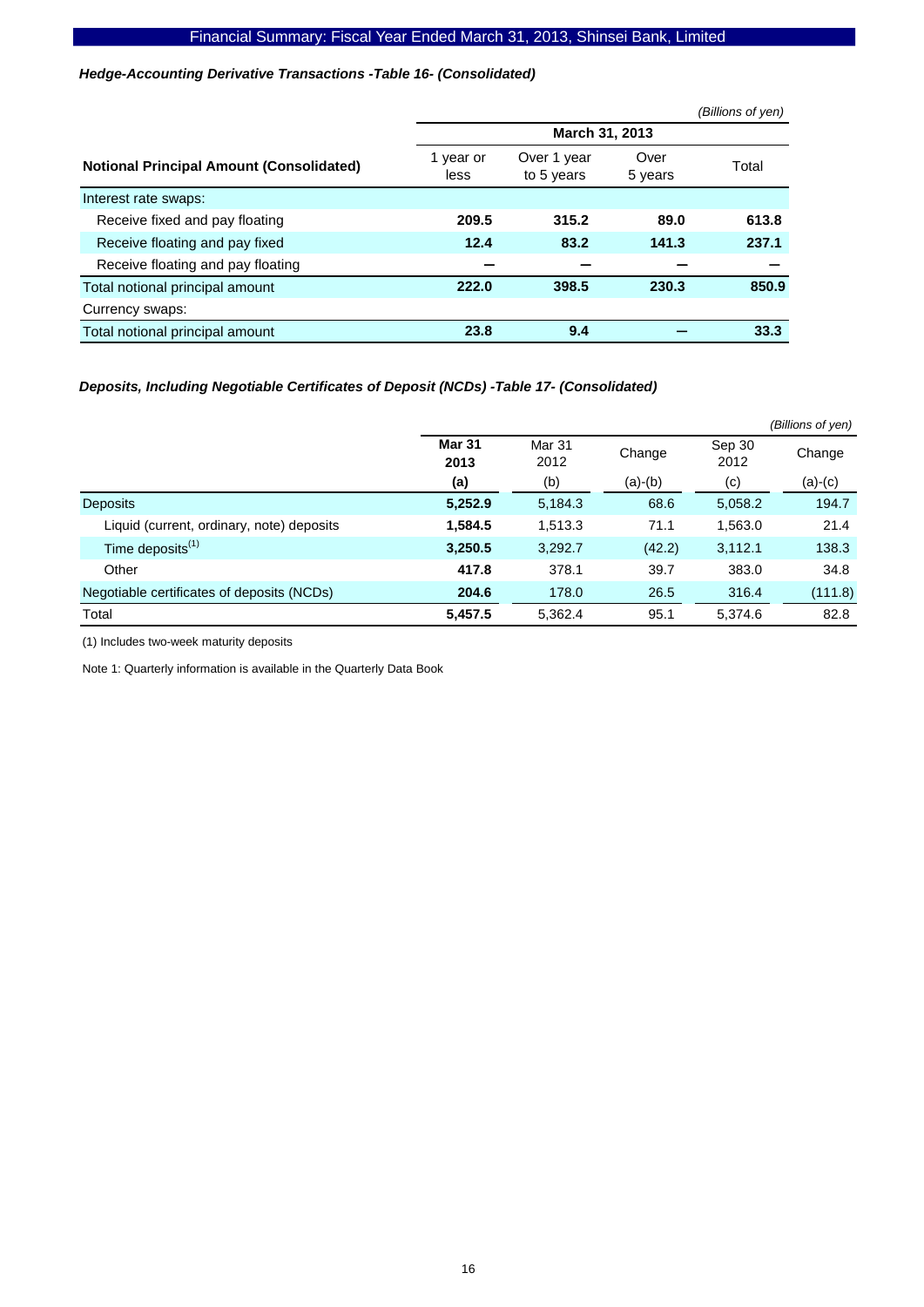### *Hedge-Accounting Derivative Transactions -Table 16- (Consolidated)*

*(Billions of yen)*

| Notional Principal Amount (Consolidated) | March 31, 2013 | | | |
|---|---|---|---|---|
| | 1 year or less | Over 1 year to 5 years | Over 5 years | Total |
| Interest rate swaps: | | | | |
| Receive fixed and pay floating | **209.5** | **315.2** | **89.0** | **613.8** |
| Receive floating and pay fixed | **12.4** | **83.2** | **141.3** | **237.1** |
| Receive floating and pay floating | **—** | **—** | **—** | **—** |
| Total notional principal amount | **222.0** | **398.5** | **230.3** | **850.9** |
| Currency swaps: | | | | |
| Total notional principal amount | **23.8** | **9.4** | **—** | **33.3** |

### *Deposits, Including Negotiable Certificates of Deposit (NCDs) -Table 17- (Consolidated)*

*(Billions of yen)*

| | **Mar 31 2013 (a)** | Mar 31 2012 (b) | Change (a)-(b) | Sep 30 2012 (c) | Change (a)-(c) |
|---|---|---|---|---|---|
| Deposits | **5,252.9** | 5,184.3 | 68.6 | 5,058.2 | 194.7 |
| Liquid (current, ordinary, note) deposits | **1,584.5** | 1,513.3 | 71.1 | 1,563.0 | 21.4 |
| Time deposits[1] | **3,250.5** | 3,292.7 | (42.2) | 3,112.1 | 138.3 |
| Other | **417.8** | 378.1 | 39.7 | 383.0 | 34.8 |
| Negotiable certificates of deposits (NCDs) | **204.6** | 178.0 | 26.5 | 316.4 | (111.8) |
| Total | **5,457.5** | 5,362.4 | 95.1 | 5,374.6 | 82.8 |

(1) Includes two-week maturity deposits

Note 1: Quarterly information is available in the Quarterly Data Book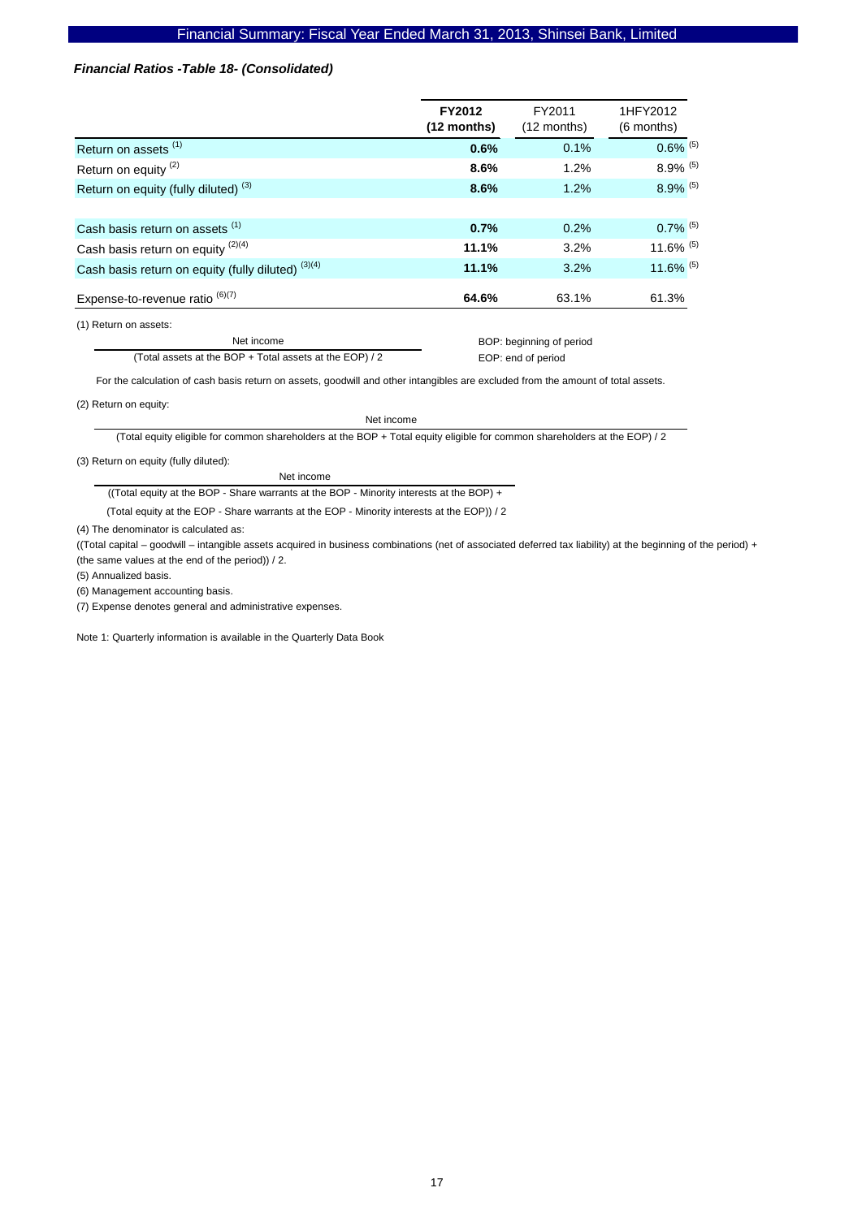***Financial Ratios -Table 18- (Consolidated)***

| | **FY2012 (12 months)** | FY2011 (12 months) | 1HFY2012 (6 months) |
|---|---|---|---|
| Return on assets [1] | **0.6%** | 0.1% | 0.6% [5] |
| Return on equity [2] | **8.6%** | 1.2% | 8.9% [5] |
| Return on equity (fully diluted) [3] | **8.6%** | 1.2% | 8.9% [5] |
| | | | |
| Cash basis return on assets [1] | **0.7%** | 0.2% | 0.7% [5] |
| Cash basis return on equity [2][4] | **11.1%** | 3.2% | 11.6% [5] |
| Cash basis return on equity (fully diluted) [3][4] | **11.1%** | 3.2% | 11.6% [5] |
| Expense-to-revenue ratio [6][7] | **64.6%** | 63.1% | 61.3% |

(1) Return on assets:

$$\frac{\text{Net income}}{(\text{Total assets at the BOP} + \text{Total assets at the EOP}) / 2}$$

BOP: beginning of period
EOP: end of period

For the calculation of cash basis return on assets, goodwill and other intangibles are excluded from the amount of total assets.

(2) Return on equity:

$$\frac{\text{Net income}}{(\text{Total equity eligible for common shareholders at the BOP} + \text{Total equity eligible for common shareholders at the EOP}) / 2}$$

(3) Return on equity (fully diluted):

$$\frac{\text{Net income}}{((\text{Total equity at the BOP} - \text{Share warrants at the BOP} - \text{Minority interests at the BOP}) + (\text{Total equity at the EOP} - \text{Share warrants at the EOP} - \text{Minority interests at the EOP})) / 2}$$

(4) The denominator is calculated as:

((Total capital – goodwill – intangible assets acquired in business combinations (net of associated deferred tax liability) at the beginning of the period) + (the same values at the end of the period)) / 2.

(5) Annualized basis.

(6) Management accounting basis.

(7) Expense denotes general and administrative expenses.

Note 1: Quarterly information is available in the Quarterly Data Book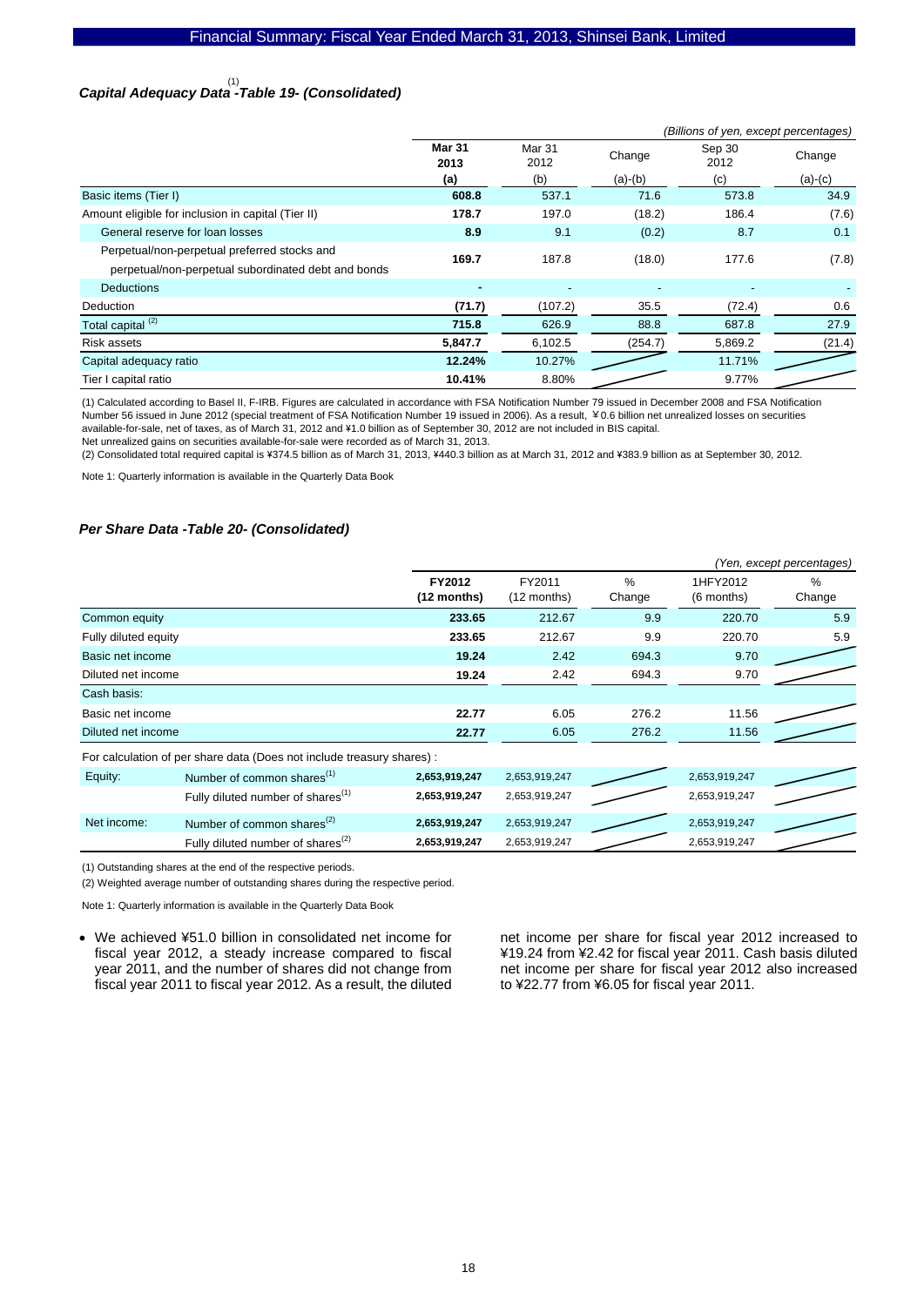### *Capital Adequacy Data[(1)] -Table 19- (Consolidated)*

*(Billions of yen, except percentages)*

| | **Mar 31 2013 (a)** | Mar 31 2012 (b) | Change (a)-(b) | Sep 30 2012 (c) | Change (a)-(c) |
|---|---|---|---|---|---|
| Basic items (Tier I) | **608.8** | 537.1 | 71.6 | 573.8 | 34.9 |
| Amount eligible for inclusion in capital (Tier II) | **178.7** | 197.0 | (18.2) | 186.4 | (7.6) |
| General reserve for loan losses | **8.9** | 9.1 | (0.2) | 8.7 | 0.1 |
| Perpetual/non-perpetual preferred stocks and perpetual/non-perpetual subordinated debt and bonds | **169.7** | 187.8 | (18.0) | 177.6 | (7.8) |
| Deductions | **-** | - | - | - | - |
| Deduction | **(71.7)** | (107.2) | 35.5 | (72.4) | 0.6 |
| Total capital [(2)] | **715.8** | 626.9 | 88.8 | 687.8 | 27.9 |
| Risk assets | **5,847.7** | 6,102.5 | (254.7) | 5,869.2 | (21.4) |
| Capital adequacy ratio | **12.24%** | 10.27% | | 11.71% | |
| Tier I capital ratio | **10.41%** | 8.80% | | 9.77% | |

(1) Calculated according to Basel II, F-IRB. Figures are calculated in accordance with FSA Notification Number 79 issued in December 2008 and FSA Notification Number 56 issued in June 2012 (special treatment of FSA Notification Number 19 issued in 2006). As a result, ¥0.6 billion net unrealized losses on securities available-for-sale, net of taxes, as of March 31, 2012 and ¥1.0 billion as of September 30, 2012 are not included in BIS capital.
Net unrealized gains on securities available-for-sale were recorded as of March 31, 2013.
(2) Consolidated total required capital is ¥374.5 billion as of March 31, 2013, ¥440.3 billion as at March 31, 2012 and ¥383.9 billion as at September 30, 2012.

Note 1: Quarterly information is available in the Quarterly Data Book

### *Per Share Data -Table 20- (Consolidated)*

*(Yen, except percentages)*

| | | **FY2012 (12 months)** | FY2011 (12 months) | % Change | 1HFY2012 (6 months) | % Change |
|---|---|---|---|---|---|---|
| Common equity | | **233.65** | 212.67 | 9.9 | 220.70 | 5.9 |
| Fully diluted equity | | **233.65** | 212.67 | 9.9 | 220.70 | 5.9 |
| Basic net income | | **19.24** | 2.42 | 694.3 | 9.70 | |
| Diluted net income | | **19.24** | 2.42 | 694.3 | 9.70 | |
| Cash basis: | | | | | | |
| Basic net income | | **22.77** | 6.05 | 276.2 | 11.56 | |
| Diluted net income | | **22.77** | 6.05 | 276.2 | 11.56 | |
| For calculation of per share data (Does not include treasury shares) : | | | | | | |
| Equity: | Number of common shares[(1)] | **2,653,919,247** | 2,653,919,247 | | 2,653,919,247 | |
| | Fully diluted number of shares[(1)] | **2,653,919,247** | 2,653,919,247 | | 2,653,919,247 | |
| Net income: | Number of common shares[(2)] | **2,653,919,247** | 2,653,919,247 | | 2,653,919,247 | |
| | Fully diluted number of shares[(2)] | **2,653,919,247** | 2,653,919,247 | | 2,653,919,247 | |

(1) Outstanding shares at the end of the respective periods.
(2) Weighted average number of outstanding shares during the respective period.

Note 1: Quarterly information is available in the Quarterly Data Book

- We achieved ¥51.0 billion in consolidated net income for fiscal year 2012, a steady increase compared to fiscal year 2011, and the number of shares did not change from fiscal year 2011 to fiscal year 2012. As a result, the diluted net income per share for fiscal year 2012 increased to ¥19.24 from ¥2.42 for fiscal year 2011. Cash basis diluted net income per share for fiscal year 2012 also increased to ¥22.77 from ¥6.05 for fiscal year 2011.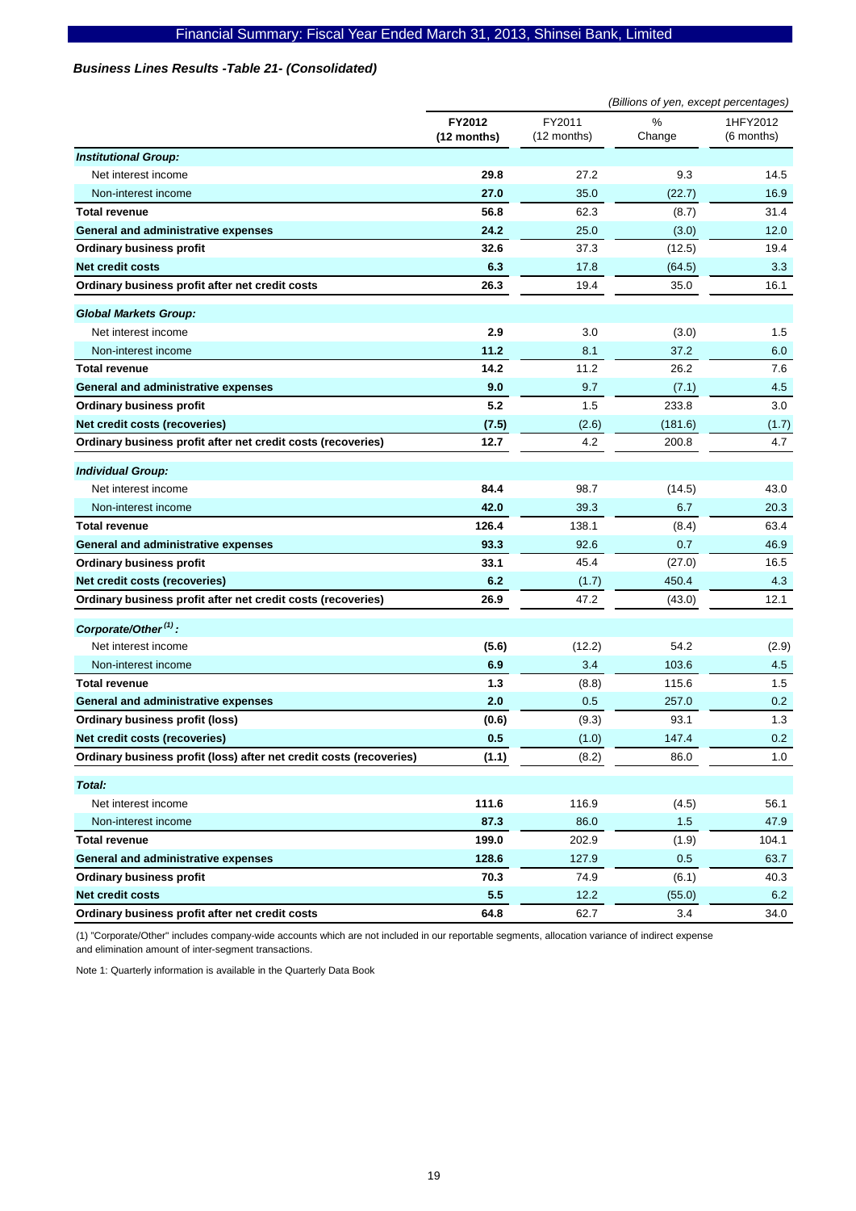### *Business Lines Results -Table 21- (Consolidated)*

*(Billions of yen, except percentages)*

| | **FY2012 (12 months)** | FY2011 (12 months) | % Change | 1HFY2012 (6 months) |
|---|---|---|---|---|
| ***Institutional Group:*** | | | | |
| Net interest income | **29.8** | 27.2 | 9.3 | 14.5 |
| Non-interest income | **27.0** | 35.0 | (22.7) | 16.9 |
| **Total revenue** | **56.8** | 62.3 | (8.7) | 31.4 |
| **General and administrative expenses** | **24.2** | 25.0 | (3.0) | 12.0 |
| **Ordinary business profit** | **32.6** | 37.3 | (12.5) | 19.4 |
| **Net credit costs** | **6.3** | 17.8 | (64.5) | 3.3 |
| **Ordinary business profit after net credit costs** | **26.3** | 19.4 | 35.0 | 16.1 |
| ***Global Markets Group:*** | | | | |
| Net interest income | **2.9** | 3.0 | (3.0) | 1.5 |
| Non-interest income | **11.2** | 8.1 | 37.2 | 6.0 |
| **Total revenue** | **14.2** | 11.2 | 26.2 | 7.6 |
| **General and administrative expenses** | **9.0** | 9.7 | (7.1) | 4.5 |
| **Ordinary business profit** | **5.2** | 1.5 | 233.8 | 3.0 |
| **Net credit costs (recoveries)** | **(7.5)** | (2.6) | (181.6) | (1.7) |
| **Ordinary business profit after net credit costs (recoveries)** | **12.7** | 4.2 | 200.8 | 4.7 |
| ***Individual Group:*** | | | | |
| Net interest income | **84.4** | 98.7 | (14.5) | 43.0 |
| Non-interest income | **42.0** | 39.3 | 6.7 | 20.3 |
| **Total revenue** | **126.4** | 138.1 | (8.4) | 63.4 |
| **General and administrative expenses** | **93.3** | 92.6 | 0.7 | 46.9 |
| **Ordinary business profit** | **33.1** | 45.4 | (27.0) | 16.5 |
| **Net credit costs (recoveries)** | **6.2** | (1.7) | 450.4 | 4.3 |
| **Ordinary business profit after net credit costs (recoveries)** | **26.9** | 47.2 | (43.0) | 12.1 |
| ***Corporate/Other (1):*** | | | | |
| Net interest income | **(5.6)** | (12.2) | 54.2 | (2.9) |
| Non-interest income | **6.9** | 3.4 | 103.6 | 4.5 |
| **Total revenue** | **1.3** | (8.8) | 115.6 | 1.5 |
| **General and administrative expenses** | **2.0** | 0.5 | 257.0 | 0.2 |
| **Ordinary business profit (loss)** | **(0.6)** | (9.3) | 93.1 | 1.3 |
| **Net credit costs (recoveries)** | **0.5** | (1.0) | 147.4 | 0.2 |
| **Ordinary business profit (loss) after net credit costs (recoveries)** | **(1.1)** | (8.2) | 86.0 | 1.0 |
| ***Total:*** | | | | |
| Net interest income | **111.6** | 116.9 | (4.5) | 56.1 |
| Non-interest income | **87.3** | 86.0 | 1.5 | 47.9 |
| **Total revenue** | **199.0** | 202.9 | (1.9) | 104.1 |
| **General and administrative expenses** | **128.6** | 127.9 | 0.5 | 63.7 |
| **Ordinary business profit** | **70.3** | 74.9 | (6.1) | 40.3 |
| **Net credit costs** | **5.5** | 12.2 | (55.0) | 6.2 |
| **Ordinary business profit after net credit costs** | **64.8** | 62.7 | 3.4 | 34.0 |

(1) "Corporate/Other" includes company-wide accounts which are not included in our reportable segments, allocation variance of indirect expense and elimination amount of inter-segment transactions.

Note 1: Quarterly information is available in the Quarterly Data Book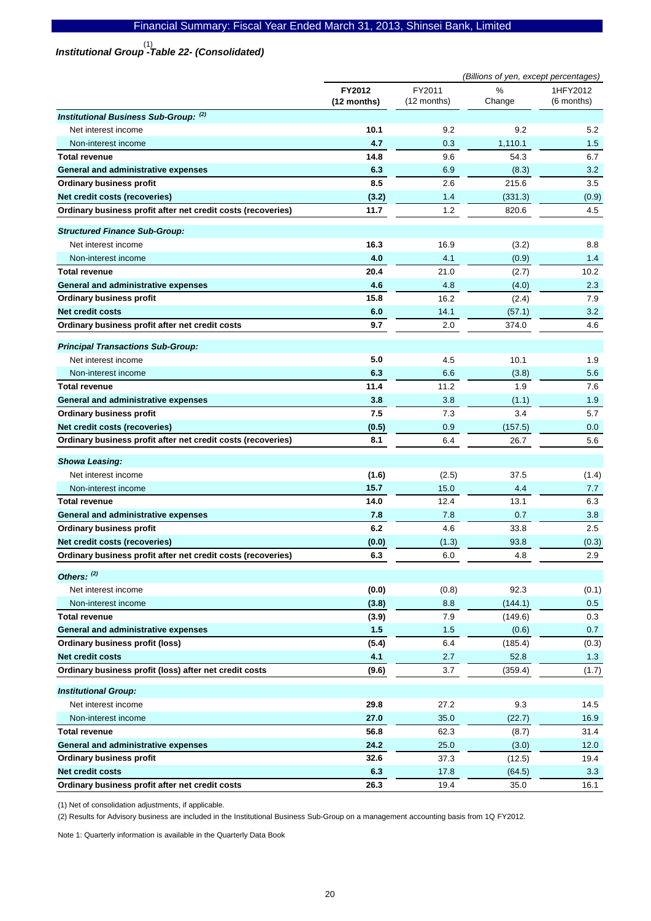### *Institutional Group*[(1)] *-Table 22- (Consolidated)*

*(Billions of yen, except percentages)*

| | **FY2012 (12 months)** | FY2011 (12 months) | % Change | 1HFY2012 (6 months) |
|---|---|---|---|---|
| ***Institutional Business Sub-Group:*** [(2)] | | | | |
| Net interest income | **10.1** | 9.2 | 9.2 | 5.2 |
| Non-interest income | **4.7** | 0.3 | 1,110.1 | 1.5 |
| **Total revenue** | **14.8** | 9.6 | 54.3 | 6.7 |
| **General and administrative expenses** | **6.3** | 6.9 | (8.3) | 3.2 |
| **Ordinary business profit** | **8.5** | 2.6 | 215.6 | 3.5 |
| **Net credit costs (recoveries)** | **(3.2)** | 1.4 | (331.3) | (0.9) |
| **Ordinary business profit after net credit costs (recoveries)** | **11.7** | 1.2 | 820.6 | 4.5 |
| ***Structured Finance Sub-Group:*** | | | | |
| Net interest income | **16.3** | 16.9 | (3.2) | 8.8 |
| Non-interest income | **4.0** | 4.1 | (0.9) | 1.4 |
| **Total revenue** | **20.4** | 21.0 | (2.7) | 10.2 |
| **General and administrative expenses** | **4.6** | 4.8 | (4.0) | 2.3 |
| **Ordinary business profit** | **15.8** | 16.2 | (2.4) | 7.9 |
| **Net credit costs** | **6.0** | 14.1 | (57.1) | 3.2 |
| **Ordinary business profit after net credit costs** | **9.7** | 2.0 | 374.0 | 4.6 |
| ***Principal Transactions Sub-Group:*** | | | | |
| Net interest income | **5.0** | 4.5 | 10.1 | 1.9 |
| Non-interest income | **6.3** | 6.6 | (3.8) | 5.6 |
| **Total revenue** | **11.4** | 11.2 | 1.9 | 7.6 |
| **General and administrative expenses** | **3.8** | 3.8 | (1.1) | 1.9 |
| **Ordinary business profit** | **7.5** | 7.3 | 3.4 | 5.7 |
| **Net credit costs (recoveries)** | **(0.5)** | 0.9 | (157.5) | 0.0 |
| **Ordinary business profit after net credit costs (recoveries)** | **8.1** | 6.4 | 26.7 | 5.6 |
| ***Showa Leasing:*** | | | | |
| Net interest income | **(1.6)** | (2.5) | 37.5 | (1.4) |
| Non-interest income | **15.7** | 15.0 | 4.4 | 7.7 |
| **Total revenue** | **14.0** | 12.4 | 13.1 | 6.3 |
| **General and administrative expenses** | **7.8** | 7.8 | 0.7 | 3.8 |
| **Ordinary business profit** | **6.2** | 4.6 | 33.8 | 2.5 |
| **Net credit costs (recoveries)** | **(0.0)** | (1.3) | 93.8 | (0.3) |
| **Ordinary business profit after net credit costs (recoveries)** | **6.3** | 6.0 | 4.8 | 2.9 |
| ***Others:*** [(2)] | | | | |
| Net interest income | **(0.0)** | (0.8) | 92.3 | (0.1) |
| Non-interest income | **(3.8)** | 8.8 | (144.1) | 0.5 |
| **Total revenue** | **(3.9)** | 7.9 | (149.6) | 0.3 |
| **General and administrative expenses** | **1.5** | 1.5 | (0.6) | 0.7 |
| **Ordinary business profit (loss)** | **(5.4)** | 6.4 | (185.4) | (0.3) |
| **Net credit costs** | **4.1** | 2.7 | 52.8 | 1.3 |
| **Ordinary business profit (loss) after net credit costs** | **(9.6)** | 3.7 | (359.4) | (1.7) |
| ***Institutional Group:*** | | | | |
| Net interest income | **29.8** | 27.2 | 9.3 | 14.5 |
| Non-interest income | **27.0** | 35.0 | (22.7) | 16.9 |
| **Total revenue** | **56.8** | 62.3 | (8.7) | 31.4 |
| **General and administrative expenses** | **24.2** | 25.0 | (3.0) | 12.0 |
| **Ordinary business profit** | **32.6** | 37.3 | (12.5) | 19.4 |
| **Net credit costs** | **6.3** | 17.8 | (64.5) | 3.3 |
| **Ordinary business profit after net credit costs** | **26.3** | 19.4 | 35.0 | 16.1 |

(1) Net of consolidation adjustments, if applicable.

(2) Results for Advisory business are included in the Institutional Business Sub-Group on a management accounting basis from 1Q FY2012.

Note 1: Quarterly information is available in the Quarterly Data Book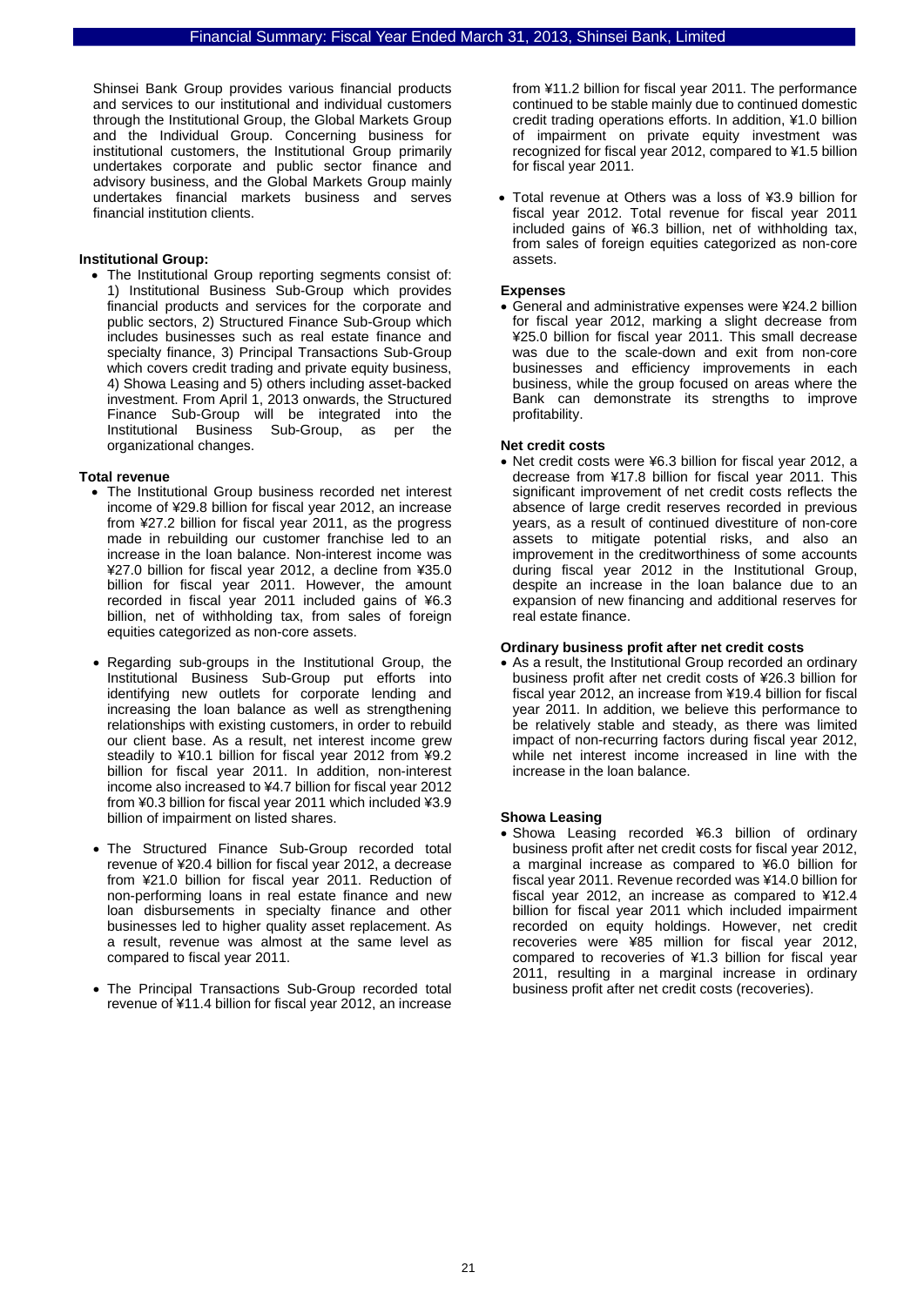Shinsei Bank Group provides various financial products and services to our institutional and individual customers through the Institutional Group, the Global Markets Group and the Individual Group. Concerning business for institutional customers, the Institutional Group primarily undertakes corporate and public sector finance and advisory business, and the Global Markets Group mainly undertakes financial markets business and serves financial institution clients.

**Institutional Group:**

- The Institutional Group reporting segments consist of: 1) Institutional Business Sub-Group which provides financial products and services for the corporate and public sectors, 2) Structured Finance Sub-Group which includes businesses such as real estate finance and specialty finance, 3) Principal Transactions Sub-Group which covers credit trading and private equity business, 4) Showa Leasing and 5) others including asset-backed investment. From April 1, 2013 onwards, the Structured Finance Sub-Group will be integrated into the Institutional Business Sub-Group, as per the organizational changes.

**Total revenue**

- The Institutional Group business recorded net interest income of ¥29.8 billion for fiscal year 2012, an increase from ¥27.2 billion for fiscal year 2011, as the progress made in rebuilding our customer franchise led to an increase in the loan balance. Non-interest income was ¥27.0 billion for fiscal year 2012, a decline from ¥35.0 billion for fiscal year 2011. However, the amount recorded in fiscal year 2011 included gains of ¥6.3 billion, net of withholding tax, from sales of foreign equities categorized as non-core assets.

- Regarding sub-groups in the Institutional Group, the Institutional Business Sub-Group put efforts into identifying new outlets for corporate lending and increasing the loan balance as well as strengthening relationships with existing customers, in order to rebuild our client base. As a result, net interest income grew steadily to ¥10.1 billion for fiscal year 2012 from ¥9.2 billion for fiscal year 2011. In addition, non-interest income also increased to ¥4.7 billion for fiscal year 2012 from ¥0.3 billion for fiscal year 2011 which included ¥3.9 billion of impairment on listed shares.

- The Structured Finance Sub-Group recorded total revenue of ¥20.4 billion for fiscal year 2012, a decrease from ¥21.0 billion for fiscal year 2011. Reduction of non-performing loans in real estate finance and new loan disbursements in specialty finance and other businesses led to higher quality asset replacement. As a result, revenue was almost at the same level as compared to fiscal year 2011.

- The Principal Transactions Sub-Group recorded total revenue of ¥11.4 billion for fiscal year 2012, an increase from ¥11.2 billion for fiscal year 2011. The performance continued to be stable mainly due to continued domestic credit trading operations efforts. In addition, ¥1.0 billion of impairment on private equity investment was recognized for fiscal year 2012, compared to ¥1.5 billion for fiscal year 2011.

- Total revenue at Others was a loss of ¥3.9 billion for fiscal year 2012. Total revenue for fiscal year 2011 included gains of ¥6.3 billion, net of withholding tax, from sales of foreign equities categorized as non-core assets.

**Expenses**

- General and administrative expenses were ¥24.2 billion for fiscal year 2012, marking a slight decrease from ¥25.0 billion for fiscal year 2011. This small decrease was due to the scale-down and exit from non-core businesses and efficiency improvements in each business, while the group focused on areas where the Bank can demonstrate its strengths to improve profitability.

**Net credit costs**

- Net credit costs were ¥6.3 billion for fiscal year 2012, a decrease from ¥17.8 billion for fiscal year 2011. This significant improvement of net credit costs reflects the absence of large credit reserves recorded in previous years, as a result of continued divestiture of non-core assets to mitigate potential risks, and also an improvement in the creditworthiness of some accounts during fiscal year 2012 in the Institutional Group, despite an increase in the loan balance due to an expansion of new financing and additional reserves for real estate finance.

**Ordinary business profit after net credit costs**

- As a result, the Institutional Group recorded an ordinary business profit after net credit costs of ¥26.3 billion for fiscal year 2012, an increase from ¥19.4 billion for fiscal year 2011. In addition, we believe this performance to be relatively stable and steady, as there was limited impact of non-recurring factors during fiscal year 2012, while net interest income increased in line with the increase in the loan balance.

**Showa Leasing**

- Showa Leasing recorded ¥6.3 billion of ordinary business profit after net credit costs for fiscal year 2012, a marginal increase as compared to ¥6.0 billion for fiscal year 2011. Revenue recorded was ¥14.0 billion for fiscal year 2012, an increase as compared to ¥12.4 billion for fiscal year 2011 which included impairment recorded on equity holdings. However, net credit recoveries were ¥85 million for fiscal year 2012, compared to recoveries of ¥1.3 billion for fiscal year 2011, resulting in a marginal increase in ordinary business profit after net credit costs (recoveries).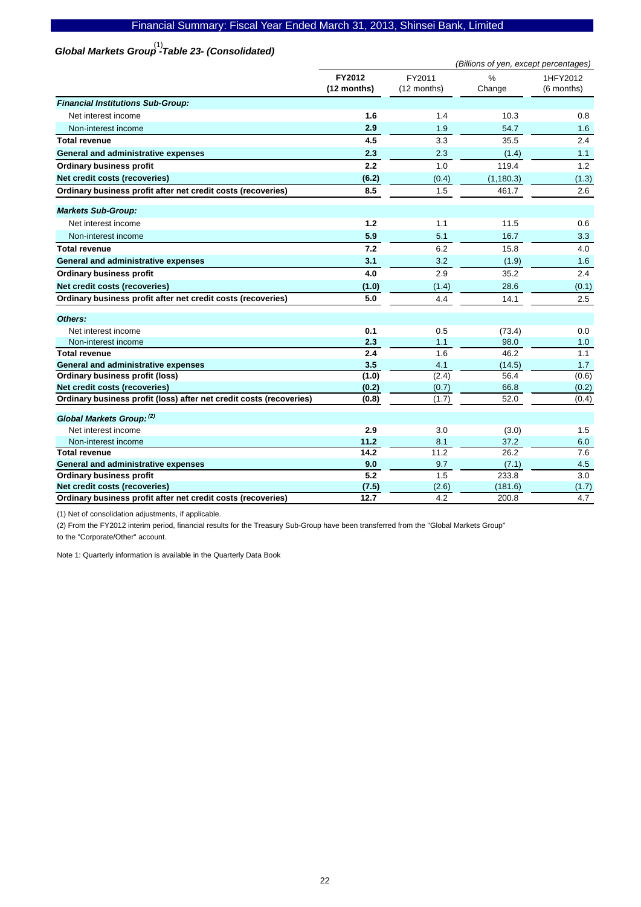## *Global Markets Group*[1] *-Table 23- (Consolidated)*

*(Billions of yen, except percentages)*

| | **FY2012 (12 months)** | FY2011 (12 months) | % Change | 1HFY2012 (6 months) |
|---|---|---|---|---|
| ***Financial Institutions Sub-Group:*** | | | | |
| Net interest income | **1.6** | 1.4 | 10.3 | 0.8 |
| Non-interest income | **2.9** | 1.9 | 54.7 | 1.6 |
| **Total revenue** | **4.5** | 3.3 | 35.5 | 2.4 |
| **General and administrative expenses** | **2.3** | 2.3 | (1.4) | 1.1 |
| **Ordinary business profit** | **2.2** | 1.0 | 119.4 | 1.2 |
| **Net credit costs (recoveries)** | **(6.2)** | (0.4) | (1,180.3) | (1.3) |
| **Ordinary business profit after net credit costs (recoveries)** | **8.5** | 1.5 | 461.7 | 2.6 |
| ***Markets Sub-Group:*** | | | | |
| Net interest income | **1.2** | 1.1 | 11.5 | 0.6 |
| Non-interest income | **5.9** | 5.1 | 16.7 | 3.3 |
| **Total revenue** | **7.2** | 6.2 | 15.8 | 4.0 |
| **General and administrative expenses** | **3.1** | 3.2 | (1.9) | 1.6 |
| **Ordinary business profit** | **4.0** | 2.9 | 35.2 | 2.4 |
| **Net credit costs (recoveries)** | **(1.0)** | (1.4) | 28.6 | (0.1) |
| **Ordinary business profit after net credit costs (recoveries)** | **5.0** | 4.4 | 14.1 | 2.5 |
| ***Others:*** | | | | |
| Net interest income | **0.1** | 0.5 | (73.4) | 0.0 |
| Non-interest income | **2.3** | 1.1 | 98.0 | 1.0 |
| **Total revenue** | **2.4** | 1.6 | 46.2 | 1.1 |
| **General and administrative expenses** | **3.5** | 4.1 | (14.5) | 1.7 |
| **Ordinary business profit (loss)** | **(1.0)** | (2.4) | 56.4 | (0.6) |
| **Net credit costs (recoveries)** | **(0.2)** | (0.7) | 66.8 | (0.2) |
| **Ordinary business profit (loss) after net credit costs (recoveries)** | **(0.8)** | (1.7) | 52.0 | (0.4) |
| ***Global Markets Group:*** [2] | | | | |
| Net interest income | **2.9** | 3.0 | (3.0) | 1.5 |
| Non-interest income | **11.2** | 8.1 | 37.2 | 6.0 |
| **Total revenue** | **14.2** | 11.2 | 26.2 | 7.6 |
| **General and administrative expenses** | **9.0** | 9.7 | (7.1) | 4.5 |
| **Ordinary business profit** | **5.2** | 1.5 | 233.8 | 3.0 |
| **Net credit costs (recoveries)** | **(7.5)** | (2.6) | (181.6) | (1.7) |
| **Ordinary business profit after net credit costs (recoveries)** | **12.7** | 4.2 | 200.8 | 4.7 |

(1) Net of consolidation adjustments, if applicable.

(2) From the FY2012 interim period, financial results for the Treasury Sub-Group have been transferred from the "Global Markets Group" to the "Corporate/Other" account.

Note 1: Quarterly information is available in the Quarterly Data Book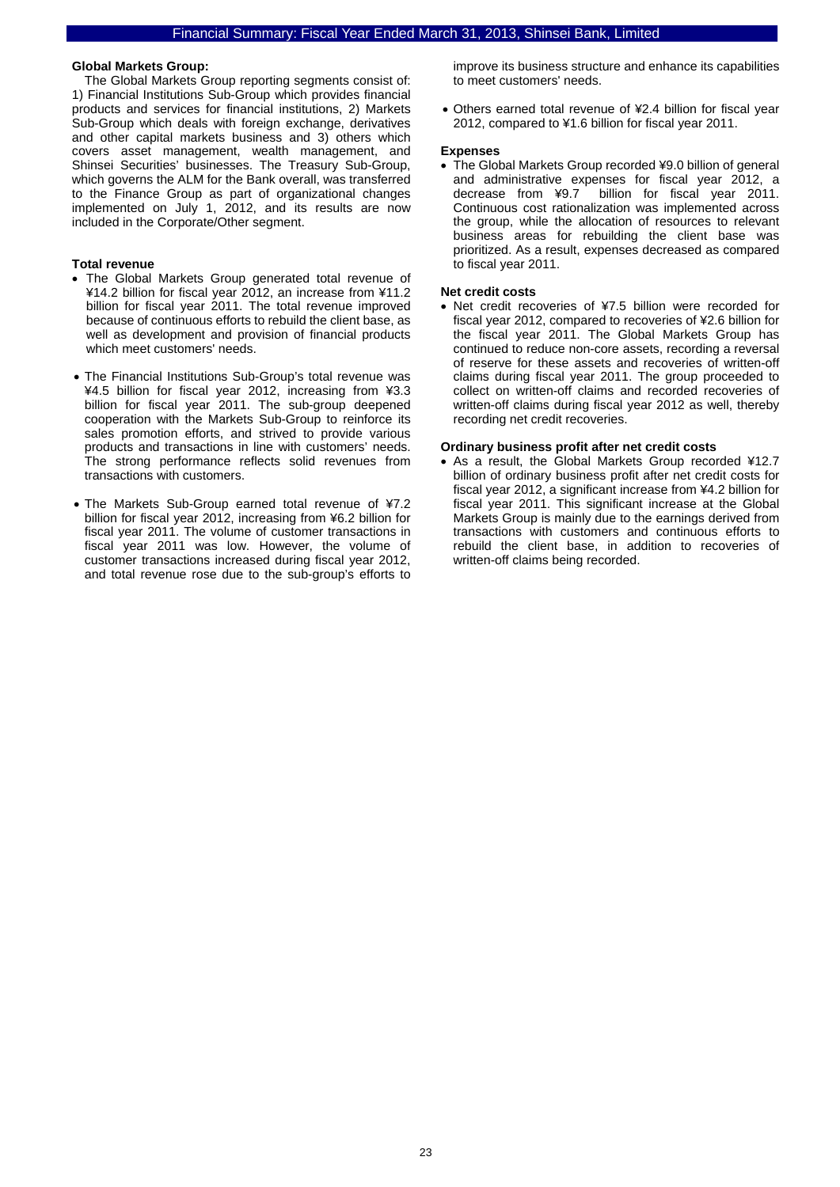**Global Markets Group:**

The Global Markets Group reporting segments consist of: 1) Financial Institutions Sub-Group which provides financial products and services for financial institutions, 2) Markets Sub-Group which deals with foreign exchange, derivatives and other capital markets business and 3) others which covers asset management, wealth management, and Shinsei Securities' businesses. The Treasury Sub-Group, which governs the ALM for the Bank overall, was transferred to the Finance Group as part of organizational changes implemented on July 1, 2012, and its results are now included in the Corporate/Other segment.

**Total revenue**

- The Global Markets Group generated total revenue of ¥14.2 billion for fiscal year 2012, an increase from ¥11.2 billion for fiscal year 2011. The total revenue improved because of continuous efforts to rebuild the client base, as well as development and provision of financial products which meet customers' needs.
- The Financial Institutions Sub-Group's total revenue was ¥4.5 billion for fiscal year 2012, increasing from ¥3.3 billion for fiscal year 2011. The sub-group deepened cooperation with the Markets Sub-Group to reinforce its sales promotion efforts, and strived to provide various products and transactions in line with customers' needs. The strong performance reflects solid revenues from transactions with customers.
- The Markets Sub-Group earned total revenue of ¥7.2 billion for fiscal year 2012, increasing from ¥6.2 billion for fiscal year 2011. The volume of customer transactions in fiscal year 2011 was low. However, the volume of customer transactions increased during fiscal year 2012, and total revenue rose due to the sub-group's efforts to improve its business structure and enhance its capabilities to meet customers' needs.
- Others earned total revenue of ¥2.4 billion for fiscal year 2012, compared to ¥1.6 billion for fiscal year 2011.

**Expenses**

- The Global Markets Group recorded ¥9.0 billion of general and administrative expenses for fiscal year 2012, a decrease from ¥9.7 billion for fiscal year 2011. Continuous cost rationalization was implemented across the group, while the allocation of resources to relevant business areas for rebuilding the client base was prioritized. As a result, expenses decreased as compared to fiscal year 2011.

**Net credit costs**

- Net credit recoveries of ¥7.5 billion were recorded for fiscal year 2012, compared to recoveries of ¥2.6 billion for the fiscal year 2011. The Global Markets Group has continued to reduce non-core assets, recording a reversal of reserve for these assets and recoveries of written-off claims during fiscal year 2011. The group proceeded to collect on written-off claims and recorded recoveries of written-off claims during fiscal year 2012 as well, thereby recording net credit recoveries.

**Ordinary business profit after net credit costs**

- As a result, the Global Markets Group recorded ¥12.7 billion of ordinary business profit after net credit costs for fiscal year 2012, a significant increase from ¥4.2 billion for fiscal year 2011. This significant increase at the Global Markets Group is mainly due to the earnings derived from transactions with customers and continuous efforts to rebuild the client base, in addition to recoveries of written-off claims being recorded.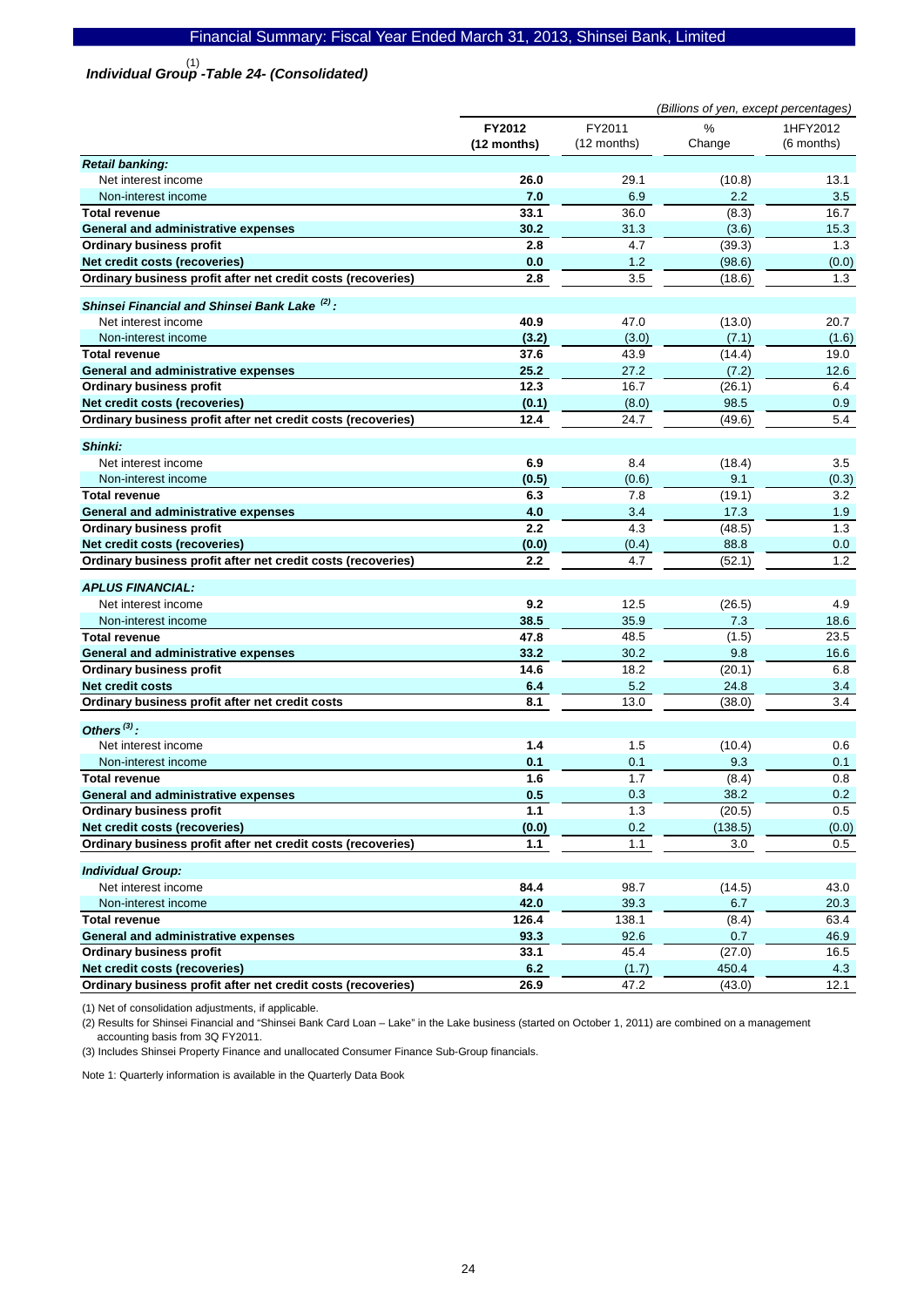## Individual Group [(1)] -Table 24- (Consolidated)

*(Billions of yen, except percentages)*

| | FY2012 (12 months) | FY2011 (12 months) | % Change | 1HFY2012 (6 months) |
|---|---|---|---|---|
| ***Retail banking:*** | | | | |
| Net interest income | **26.0** | 29.1 | (10.8) | 13.1 |
| Non-interest income | **7.0** | 6.9 | 2.2 | 3.5 |
| **Total revenue** | **33.1** | 36.0 | (8.3) | 16.7 |
| **General and administrative expenses** | **30.2** | 31.3 | (3.6) | 15.3 |
| **Ordinary business profit** | **2.8** | 4.7 | (39.3) | 1.3 |
| **Net credit costs (recoveries)** | **0.0** | 1.2 | (98.6) | (0.0) |
| **Ordinary business profit after net credit costs (recoveries)** | **2.8** | 3.5 | (18.6) | 1.3 |
| ***Shinsei Financial and Shinsei Bank Lake [(2)] :*** | | | | |
| Net interest income | **40.9** | 47.0 | (13.0) | 20.7 |
| Non-interest income | **(3.2)** | (3.0) | (7.1) | (1.6) |
| **Total revenue** | **37.6** | 43.9 | (14.4) | 19.0 |
| **General and administrative expenses** | **25.2** | 27.2 | (7.2) | 12.6 |
| **Ordinary business profit** | **12.3** | 16.7 | (26.1) | 6.4 |
| **Net credit costs (recoveries)** | **(0.1)** | (8.0) | 98.5 | 0.9 |
| **Ordinary business profit after net credit costs (recoveries)** | **12.4** | 24.7 | (49.6) | 5.4 |
| ***Shinki:*** | | | | |
| Net interest income | **6.9** | 8.4 | (18.4) | 3.5 |
| Non-interest income | **(0.5)** | (0.6) | 9.1 | (0.3) |
| **Total revenue** | **6.3** | 7.8 | (19.1) | 3.2 |
| **General and administrative expenses** | **4.0** | 3.4 | 17.3 | 1.9 |
| **Ordinary business profit** | **2.2** | 4.3 | (48.5) | 1.3 |
| **Net credit costs (recoveries)** | **(0.0)** | (0.4) | 88.8 | 0.0 |
| **Ordinary business profit after net credit costs (recoveries)** | **2.2** | 4.7 | (52.1) | 1.2 |
| ***APLUS FINANCIAL:*** | | | | |
| Net interest income | **9.2** | 12.5 | (26.5) | 4.9 |
| Non-interest income | **38.5** | 35.9 | 7.3 | 18.6 |
| **Total revenue** | **47.8** | 48.5 | (1.5) | 23.5 |
| **General and administrative expenses** | **33.2** | 30.2 | 9.8 | 16.6 |
| **Ordinary business profit** | **14.6** | 18.2 | (20.1) | 6.8 |
| **Net credit costs** | **6.4** | 5.2 | 24.8 | 3.4 |
| **Ordinary business profit after net credit costs** | **8.1** | 13.0 | (38.0) | 3.4 |
| ***Others [(3)] :*** | | | | |
| Net interest income | **1.4** | 1.5 | (10.4) | 0.6 |
| Non-interest income | **0.1** | 0.1 | 9.3 | 0.1 |
| **Total revenue** | **1.6** | 1.7 | (8.4) | 0.8 |
| **General and administrative expenses** | **0.5** | 0.3 | 38.2 | 0.2 |
| **Ordinary business profit** | **1.1** | 1.3 | (20.5) | 0.5 |
| **Net credit costs (recoveries)** | **(0.0)** | 0.2 | (138.5) | (0.0) |
| **Ordinary business profit after net credit costs (recoveries)** | **1.1** | 1.1 | 3.0 | 0.5 |
| ***Individual Group:*** | | | | |
| Net interest income | **84.4** | 98.7 | (14.5) | 43.0 |
| Non-interest income | **42.0** | 39.3 | 6.7 | 20.3 |
| **Total revenue** | **126.4** | 138.1 | (8.4) | 63.4 |
| **General and administrative expenses** | **93.3** | 92.6 | 0.7 | 46.9 |
| **Ordinary business profit** | **33.1** | 45.4 | (27.0) | 16.5 |
| **Net credit costs (recoveries)** | **6.2** | (1.7) | 450.4 | 4.3 |
| **Ordinary business profit after net credit costs (recoveries)** | **26.9** | 47.2 | (43.0) | 12.1 |

(1) Net of consolidation adjustments, if applicable.

(2) Results for Shinsei Financial and "Shinsei Bank Card Loan – Lake" in the Lake business (started on October 1, 2011) are combined on a management accounting basis from 3Q FY2011.

(3) Includes Shinsei Property Finance and unallocated Consumer Finance Sub-Group financials.

Note 1: Quarterly information is available in the Quarterly Data Book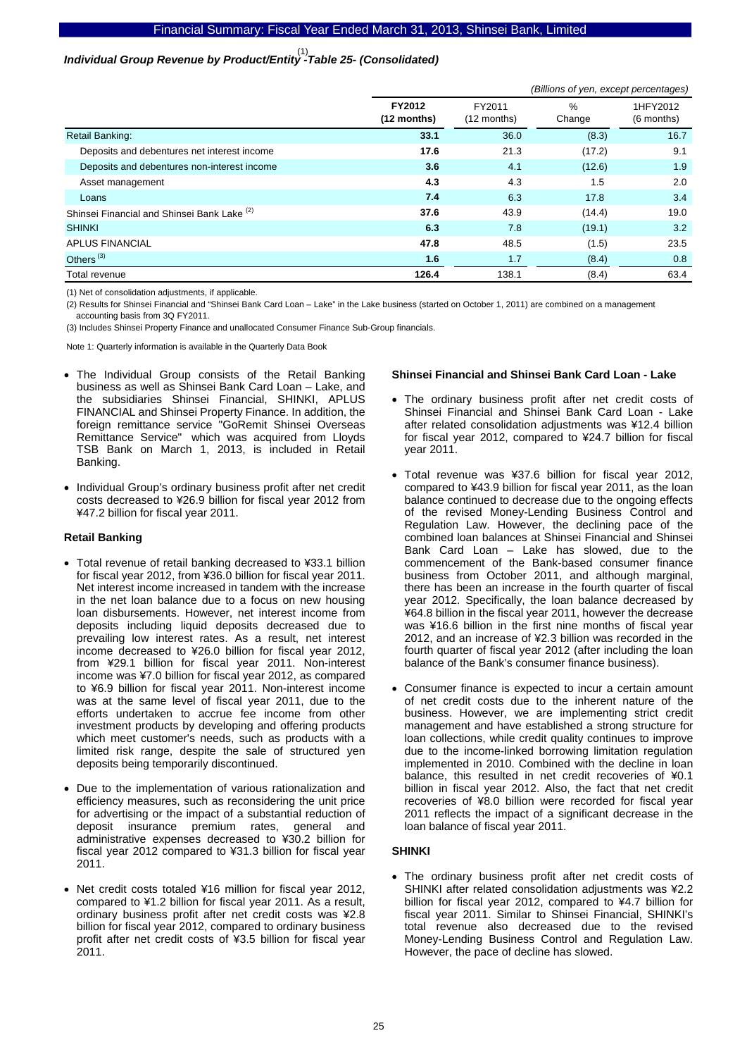## *Individual Group Revenue by Product/Entity*[1] *-Table 25- (Consolidated)*

*(Billions of yen, except percentages)*

| | **FY2012 (12 months)** | FY2011 (12 months) | % Change | 1HFY2012 (6 months) |
|---|---|---|---|---|
| Retail Banking: | **33.1** | 36.0 | (8.3) | 16.7 |
| Deposits and debentures net interest income | **17.6** | 21.3 | (17.2) | 9.1 |
| Deposits and debentures non-interest income | **3.6** | 4.1 | (12.6) | 1.9 |
| Asset management | **4.3** | 4.3 | 1.5 | 2.0 |
| Loans | **7.4** | 6.3 | 17.8 | 3.4 |
| Shinsei Financial and Shinsei Bank Lake [2] | **37.6** | 43.9 | (14.4) | 19.0 |
| SHINKI | **6.3** | 7.8 | (19.1) | 3.2 |
| APLUS FINANCIAL | **47.8** | 48.5 | (1.5) | 23.5 |
| Others [3] | **1.6** | 1.7 | (8.4) | 0.8 |
| Total revenue | **126.4** | 138.1 | (8.4) | 63.4 |

(1) Net of consolidation adjustments, if applicable.

(2) Results for Shinsei Financial and "Shinsei Bank Card Loan – Lake" in the Lake business (started on October 1, 2011) are combined on a management accounting basis from 3Q FY2011.

(3) Includes Shinsei Property Finance and unallocated Consumer Finance Sub-Group financials.

Note 1: Quarterly information is available in the Quarterly Data Book

- The Individual Group consists of the Retail Banking business as well as Shinsei Bank Card Loan – Lake, and the subsidiaries Shinsei Financial, SHINKI, APLUS FINANCIAL and Shinsei Property Finance. In addition, the foreign remittance service "GoRemit Shinsei Overseas Remittance Service" which was acquired from Lloyds TSB Bank on March 1, 2013, is included in Retail Banking.
- Individual Group's ordinary business profit after net credit costs decreased to ¥26.9 billion for fiscal year 2012 from ¥47.2 billion for fiscal year 2011.

**Retail Banking**

- Total revenue of retail banking decreased to ¥33.1 billion for fiscal year 2012, from ¥36.0 billion for fiscal year 2011. Net interest income increased in tandem with the increase in the net loan balance due to a focus on new housing loan disbursements. However, net interest income from deposits including liquid deposits decreased due to prevailing low interest rates. As a result, net interest income decreased to ¥26.0 billion for fiscal year 2012, from ¥29.1 billion for fiscal year 2011. Non-interest income was ¥7.0 billion for fiscal year 2012, as compared to ¥6.9 billion for fiscal year 2011. Non-interest income was at the same level of fiscal year 2011, due to the efforts undertaken to accrue fee income from other investment products by developing and offering products which meet customer's needs, such as products with a limited risk range, despite the sale of structured yen deposits being temporarily discontinued.
- Due to the implementation of various rationalization and efficiency measures, such as reconsidering the unit price for advertising or the impact of a substantial reduction of deposit insurance premium rates, general and administrative expenses decreased to ¥30.2 billion for fiscal year 2012 compared to ¥31.3 billion for fiscal year 2011.
- Net credit costs totaled ¥16 million for fiscal year 2012, compared to ¥1.2 billion for fiscal year 2011. As a result, ordinary business profit after net credit costs was ¥2.8 billion for fiscal year 2012, compared to ordinary business profit after net credit costs of ¥3.5 billion for fiscal year 2011.

**Shinsei Financial and Shinsei Bank Card Loan - Lake**

- The ordinary business profit after net credit costs of Shinsei Financial and Shinsei Bank Card Loan - Lake after related consolidation adjustments was ¥12.4 billion for fiscal year 2012, compared to ¥24.7 billion for fiscal year 2011.
- Total revenue was ¥37.6 billion for fiscal year 2012, compared to ¥43.9 billion for fiscal year 2011, as the loan balance continued to decrease due to the ongoing effects of the revised Money-Lending Business Control and Regulation Law. However, the declining pace of the combined loan balances at Shinsei Financial and Shinsei Bank Card Loan – Lake has slowed, due to the commencement of the Bank-based consumer finance business from October 2011, and although marginal, there has been an increase in the fourth quarter of fiscal year 2012. Specifically, the loan balance decreased by ¥64.8 billion in the fiscal year 2011, however the decrease was ¥16.6 billion in the first nine months of fiscal year 2012, and an increase of ¥2.3 billion was recorded in the fourth quarter of fiscal year 2012 (after including the loan balance of the Bank's consumer finance business).
- Consumer finance is expected to incur a certain amount of net credit costs due to the inherent nature of the business. However, we are implementing strict credit management and have established a strong structure for loan collections, while credit quality continues to improve due to the income-linked borrowing limitation regulation implemented in 2010. Combined with the decline in loan balance, this resulted in net credit recoveries of ¥0.1 billion in fiscal year 2012. Also, the fact that net credit recoveries of ¥8.0 billion were recorded for fiscal year 2011 reflects the impact of a significant decrease in the loan balance of fiscal year 2011.

**SHINKI**

- The ordinary business profit after net credit costs of SHINKI after related consolidation adjustments was ¥2.2 billion for fiscal year 2012, compared to ¥4.7 billion for fiscal year 2011. Similar to Shinsei Financial, SHINKI's total revenue also decreased due to the revised Money-Lending Business Control and Regulation Law. However, the pace of decline has slowed.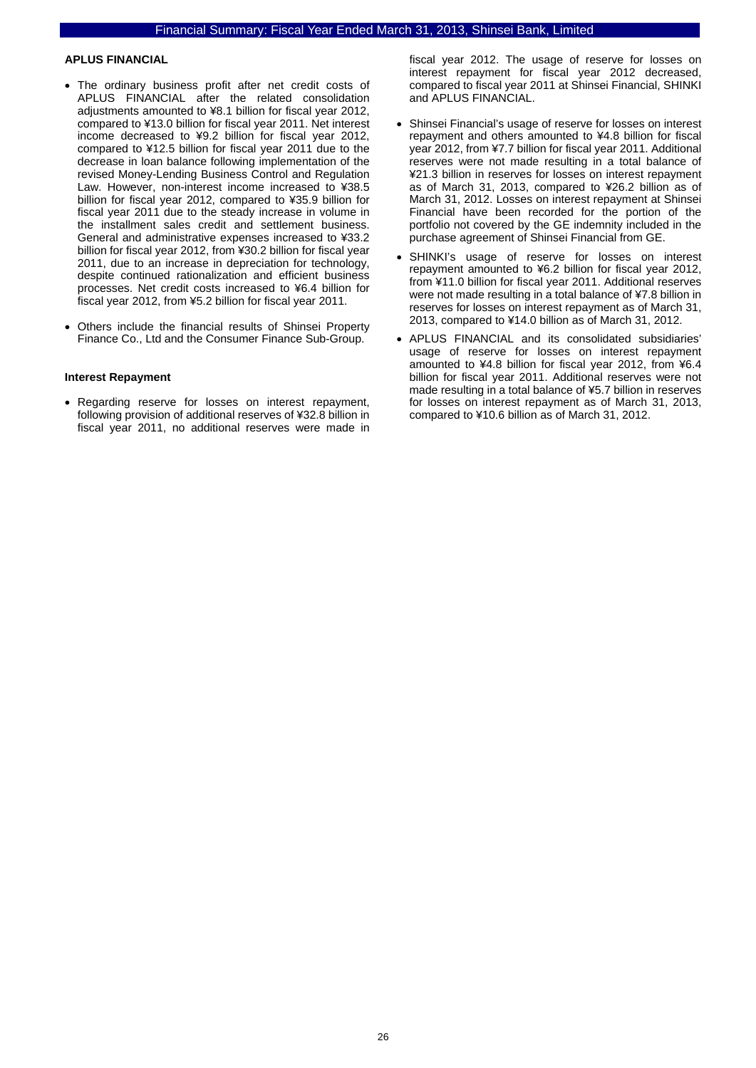### APLUS FINANCIAL

- The ordinary business profit after net credit costs of APLUS FINANCIAL after the related consolidation adjustments amounted to ¥8.1 billion for fiscal year 2012, compared to ¥13.0 billion for fiscal year 2011. Net interest income decreased to ¥9.2 billion for fiscal year 2012, compared to ¥12.5 billion for fiscal year 2011 due to the decrease in loan balance following implementation of the revised Money-Lending Business Control and Regulation Law. However, non-interest income increased to ¥38.5 billion for fiscal year 2012, compared to ¥35.9 billion for fiscal year 2011 due to the steady increase in volume in the installment sales credit and settlement business. General and administrative expenses increased to ¥33.2 billion for fiscal year 2012, from ¥30.2 billion for fiscal year 2011, due to an increase in depreciation for technology, despite continued rationalization and efficient business processes. Net credit costs increased to ¥6.4 billion for fiscal year 2012, from ¥5.2 billion for fiscal year 2011.
- Others include the financial results of Shinsei Property Finance Co., Ltd and the Consumer Finance Sub-Group.

### Interest Repayment

- Regarding reserve for losses on interest repayment, following provision of additional reserves of ¥32.8 billion in fiscal year 2011, no additional reserves were made in fiscal year 2012. The usage of reserve for losses on interest repayment for fiscal year 2012 decreased, compared to fiscal year 2011 at Shinsei Financial, SHINKI and APLUS FINANCIAL.
- Shinsei Financial's usage of reserve for losses on interest repayment and others amounted to ¥4.8 billion for fiscal year 2012, from ¥7.7 billion for fiscal year 2011. Additional reserves were not made resulting in a total balance of ¥21.3 billion in reserves for losses on interest repayment as of March 31, 2013, compared to ¥26.2 billion as of March 31, 2012. Losses on interest repayment at Shinsei Financial have been recorded for the portion of the portfolio not covered by the GE indemnity included in the purchase agreement of Shinsei Financial from GE.
- SHINKI's usage of reserve for losses on interest repayment amounted to ¥6.2 billion for fiscal year 2012, from ¥11.0 billion for fiscal year 2011. Additional reserves were not made resulting in a total balance of ¥7.8 billion in reserves for losses on interest repayment as of March 31, 2013, compared to ¥14.0 billion as of March 31, 2012.
- APLUS FINANCIAL and its consolidated subsidiaries' usage of reserve for losses on interest repayment amounted to ¥4.8 billion for fiscal year 2012, from ¥6.4 billion for fiscal year 2011. Additional reserves were not made resulting in a total balance of ¥5.7 billion in reserves for losses on interest repayment as of March 31, 2013, compared to ¥10.6 billion as of March 31, 2012.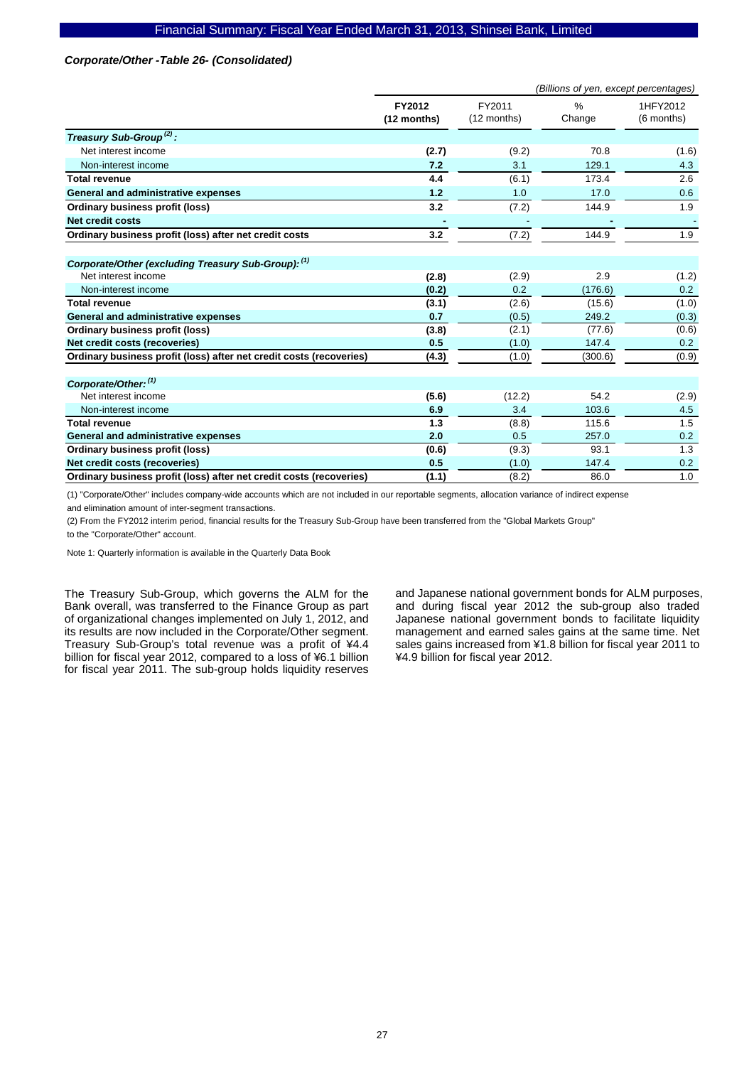*Corporate/Other -Table 26- (Consolidated)*

*(Billions of yen, except percentages)*

| | FY2012 (12 months) | FY2011 (12 months) | % Change | 1HFY2012 (6 months) |
|---|---|---|---|---|
| ***Treasury Sub-Group [2] :*** | | | | |
| Net interest income | **(2.7)** | (9.2) | 70.8 | (1.6) |
| Non-interest income | **7.2** | 3.1 | 129.1 | 4.3 |
| **Total revenue** | **4.4** | (6.1) | 173.4 | 2.6 |
| **General and administrative expenses** | **1.2** | 1.0 | 17.0 | 0.6 |
| **Ordinary business profit (loss)** | **3.2** | (7.2) | 144.9 | 1.9 |
| **Net credit costs** | **-** | - | **-** | - |
| **Ordinary business profit (loss) after net credit costs** | **3.2** | (7.2) | 144.9 | 1.9 |
| ***Corporate/Other (excluding Treasury Sub-Group): [1]*** | | | | |
| Net interest income | **(2.8)** | (2.9) | 2.9 | (1.2) |
| Non-interest income | **(0.2)** | 0.2 | (176.6) | 0.2 |
| **Total revenue** | **(3.1)** | (2.6) | (15.6) | (1.0) |
| **General and administrative expenses** | **0.7** | (0.5) | 249.2 | (0.3) |
| **Ordinary business profit (loss)** | **(3.8)** | (2.1) | (77.6) | (0.6) |
| **Net credit costs (recoveries)** | **0.5** | (1.0) | 147.4 | 0.2 |
| **Ordinary business profit (loss) after net credit costs (recoveries)** | **(4.3)** | (1.0) | (300.6) | (0.9) |
| ***Corporate/Other: [1]*** | | | | |
| Net interest income | **(5.6)** | (12.2) | 54.2 | (2.9) |
| Non-interest income | **6.9** | 3.4 | 103.6 | 4.5 |
| **Total revenue** | **1.3** | (8.8) | 115.6 | 1.5 |
| **General and administrative expenses** | **2.0** | 0.5 | 257.0 | 0.2 |
| **Ordinary business profit (loss)** | **(0.6)** | (9.3) | 93.1 | 1.3 |
| **Net credit costs (recoveries)** | **0.5** | (1.0) | 147.4 | 0.2 |
| **Ordinary business profit (loss) after net credit costs (recoveries)** | **(1.1)** | (8.2) | 86.0 | 1.0 |

(1) "Corporate/Other" includes company-wide accounts which are not included in our reportable segments, allocation variance of indirect expense and elimination amount of inter-segment transactions.

(2) From the FY2012 interim period, financial results for the Treasury Sub-Group have been transferred from the "Global Markets Group" to the "Corporate/Other" account.

Note 1: Quarterly information is available in the Quarterly Data Book

The Treasury Sub-Group, which governs the ALM for the Bank overall, was transferred to the Finance Group as part of organizational changes implemented on July 1, 2012, and its results are now included in the Corporate/Other segment. Treasury Sub-Group's total revenue was a profit of ¥4.4 billion for fiscal year 2012, compared to a loss of ¥6.1 billion for fiscal year 2011. The sub-group holds liquidity reserves and Japanese national government bonds for ALM purposes, and during fiscal year 2012 the sub-group also traded Japanese national government bonds to facilitate liquidity management and earned sales gains at the same time. Net sales gains increased from ¥1.8 billion for fiscal year 2011 to ¥4.9 billion for fiscal year 2012.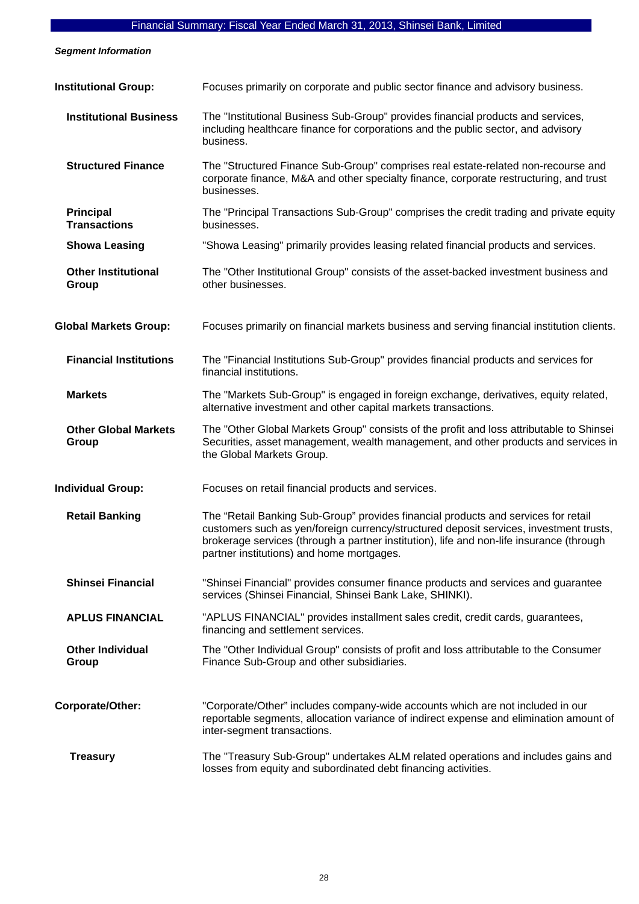*Segment Information*

| | |
|---|---|
| **Institutional Group:** | Focuses primarily on corporate and public sector finance and advisory business. |
| **Institutional Business** | The "Institutional Business Sub-Group" provides financial products and services, including healthcare finance for corporations and the public sector, and advisory business. |
| **Structured Finance** | The "Structured Finance Sub-Group" comprises real estate-related non-recourse and corporate finance, M&A and other specialty finance, corporate restructuring, and trust businesses. |
| **Principal Transactions** | The "Principal Transactions Sub-Group" comprises the credit trading and private equity businesses. |
| **Showa Leasing** | "Showa Leasing" primarily provides leasing related financial products and services. |
| **Other Institutional Group** | The "Other Institutional Group" consists of the asset-backed investment business and other businesses. |
| **Global Markets Group:** | Focuses primarily on financial markets business and serving financial institution clients. |
| **Financial Institutions** | The "Financial Institutions Sub-Group" provides financial products and services for financial institutions. |
| **Markets** | The "Markets Sub-Group" is engaged in foreign exchange, derivatives, equity related, alternative investment and other capital markets transactions. |
| **Other Global Markets Group** | The "Other Global Markets Group" consists of the profit and loss attributable to Shinsei Securities, asset management, wealth management, and other products and services in the Global Markets Group. |
| **Individual Group:** | Focuses on retail financial products and services. |
| **Retail Banking** | The "Retail Banking Sub-Group" provides financial products and services for retail customers such as yen/foreign currency/structured deposit services, investment trusts, brokerage services (through a partner institution), life and non-life insurance (through partner institutions) and home mortgages. |
| **Shinsei Financial** | "Shinsei Financial" provides consumer finance products and services and guarantee services (Shinsei Financial, Shinsei Bank Lake, SHINKI). |
| **APLUS FINANCIAL** | "APLUS FINANCIAL" provides installment sales credit, credit cards, guarantees, financing and settlement services. |
| **Other Individual Group** | The "Other Individual Group" consists of profit and loss attributable to the Consumer Finance Sub-Group and other subsidiaries. |
| **Corporate/Other:** | "Corporate/Other" includes company-wide accounts which are not included in our reportable segments, allocation variance of indirect expense and elimination amount of inter-segment transactions. |
| **Treasury** | The "Treasury Sub-Group" undertakes ALM related operations and includes gains and losses from equity and subordinated debt financing activities. |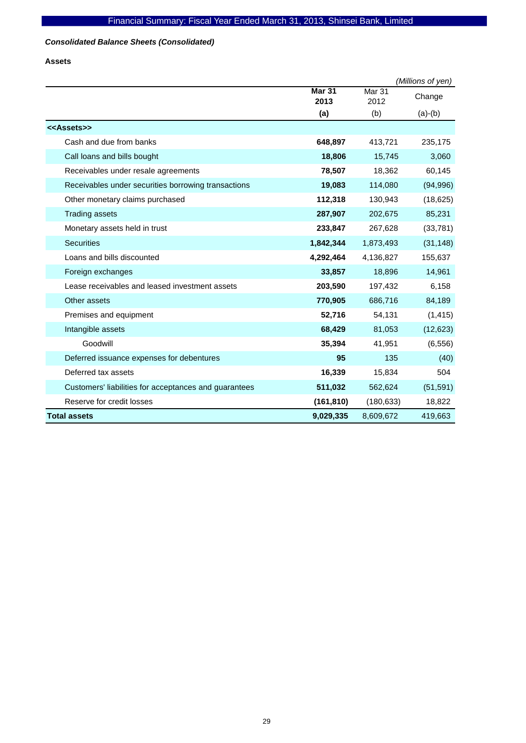Financial Summary: Fiscal Year Ended March 31, 2013, Shinsei Bank, Limited

***Consolidated Balance Sheets (Consolidated)***

**Assets**

*(Millions of yen)*

| | **Mar 31 2013 (a)** | Mar 31 2012 (b) | Change (a)-(b) |
|---|---|---|---|
| **<<Assets>>** | | | |
| Cash and due from banks | **648,897** | 413,721 | 235,175 |
| Call loans and bills bought | **18,806** | 15,745 | 3,060 |
| Receivables under resale agreements | **78,507** | 18,362 | 60,145 |
| Receivables under securities borrowing transactions | **19,083** | 114,080 | (94,996) |
| Other monetary claims purchased | **112,318** | 130,943 | (18,625) |
| Trading assets | **287,907** | 202,675 | 85,231 |
| Monetary assets held in trust | **233,847** | 267,628 | (33,781) |
| Securities | **1,842,344** | 1,873,493 | (31,148) |
| Loans and bills discounted | **4,292,464** | 4,136,827 | 155,637 |
| Foreign exchanges | **33,857** | 18,896 | 14,961 |
| Lease receivables and leased investment assets | **203,590** | 197,432 | 6,158 |
| Other assets | **770,905** | 686,716 | 84,189 |
| Premises and equipment | **52,716** | 54,131 | (1,415) |
| Intangible assets | **68,429** | 81,053 | (12,623) |
| Goodwill | **35,394** | 41,951 | (6,556) |
| Deferred issuance expenses for debentures | **95** | 135 | (40) |
| Deferred tax assets | **16,339** | 15,834 | 504 |
| Customers' liabilities for acceptances and guarantees | **511,032** | 562,624 | (51,591) |
| Reserve for credit losses | **(161,810)** | (180,633) | 18,822 |
| **Total assets** | **9,029,335** | 8,609,672 | 419,663 |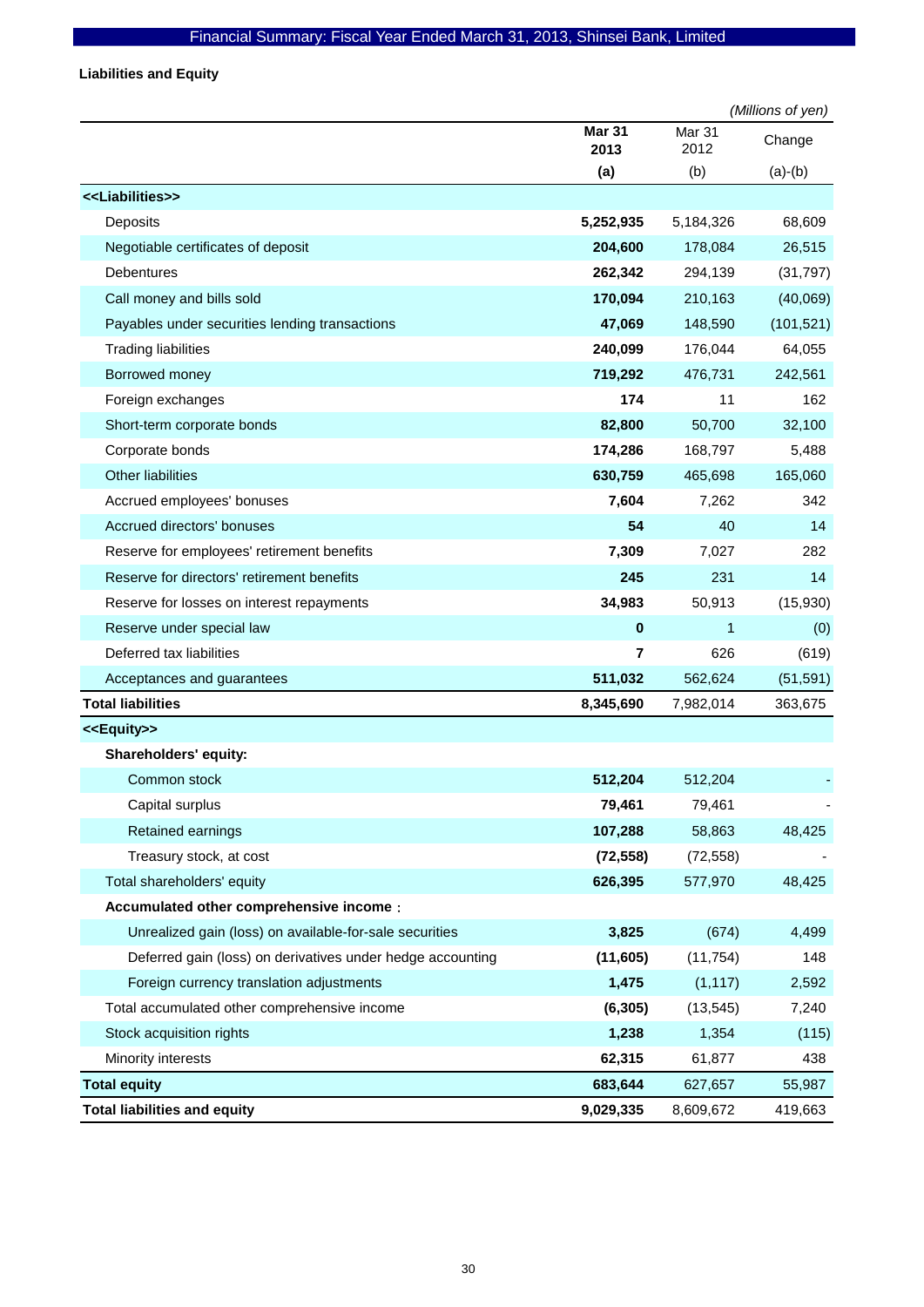### Liabilities and Equity

*(Millions of yen)*

| | Mar 31 2013 (a) | Mar 31 2012 (b) | Change (a)-(b) |
|---|---|---|---|
| **<<Liabilities>>** | | | |
| Deposits | **5,252,935** | 5,184,326 | 68,609 |
| Negotiable certificates of deposit | **204,600** | 178,084 | 26,515 |
| Debentures | **262,342** | 294,139 | (31,797) |
| Call money and bills sold | **170,094** | 210,163 | (40,069) |
| Payables under securities lending transactions | **47,069** | 148,590 | (101,521) |
| Trading liabilities | **240,099** | 176,044 | 64,055 |
| Borrowed money | **719,292** | 476,731 | 242,561 |
| Foreign exchanges | **174** | 11 | 162 |
| Short-term corporate bonds | **82,800** | 50,700 | 32,100 |
| Corporate bonds | **174,286** | 168,797 | 5,488 |
| Other liabilities | **630,759** | 465,698 | 165,060 |
| Accrued employees' bonuses | **7,604** | 7,262 | 342 |
| Accrued directors' bonuses | **54** | 40 | 14 |
| Reserve for employees' retirement benefits | **7,309** | 7,027 | 282 |
| Reserve for directors' retirement benefits | **245** | 231 | 14 |
| Reserve for losses on interest repayments | **34,983** | 50,913 | (15,930) |
| Reserve under special law | **0** | 1 | (0) |
| Deferred tax liabilities | **7** | 626 | (619) |
| Acceptances and guarantees | **511,032** | 562,624 | (51,591) |
| **Total liabilities** | **8,345,690** | 7,982,014 | 363,675 |
| **<<Equity>>** | | | |
| **Shareholders' equity:** | | | |
| Common stock | **512,204** | 512,204 | - |
| Capital surplus | **79,461** | 79,461 | - |
| Retained earnings | **107,288** | 58,863 | 48,425 |
| Treasury stock, at cost | **(72,558)** | (72,558) | - |
| Total shareholders' equity | **626,395** | 577,970 | 48,425 |
| **Accumulated other comprehensive income：** | | | |
| Unrealized gain (loss) on available-for-sale securities | **3,825** | (674) | 4,499 |
| Deferred gain (loss) on derivatives under hedge accounting | **(11,605)** | (11,754) | 148 |
| Foreign currency translation adjustments | **1,475** | (1,117) | 2,592 |
| Total accumulated other comprehensive income | **(6,305)** | (13,545) | 7,240 |
| Stock acquisition rights | **1,238** | 1,354 | (115) |
| Minority interests | **62,315** | 61,877 | 438 |
| **Total equity** | **683,644** | 627,657 | 55,987 |
| **Total liabilities and equity** | **9,029,335** | 8,609,672 | 419,663 |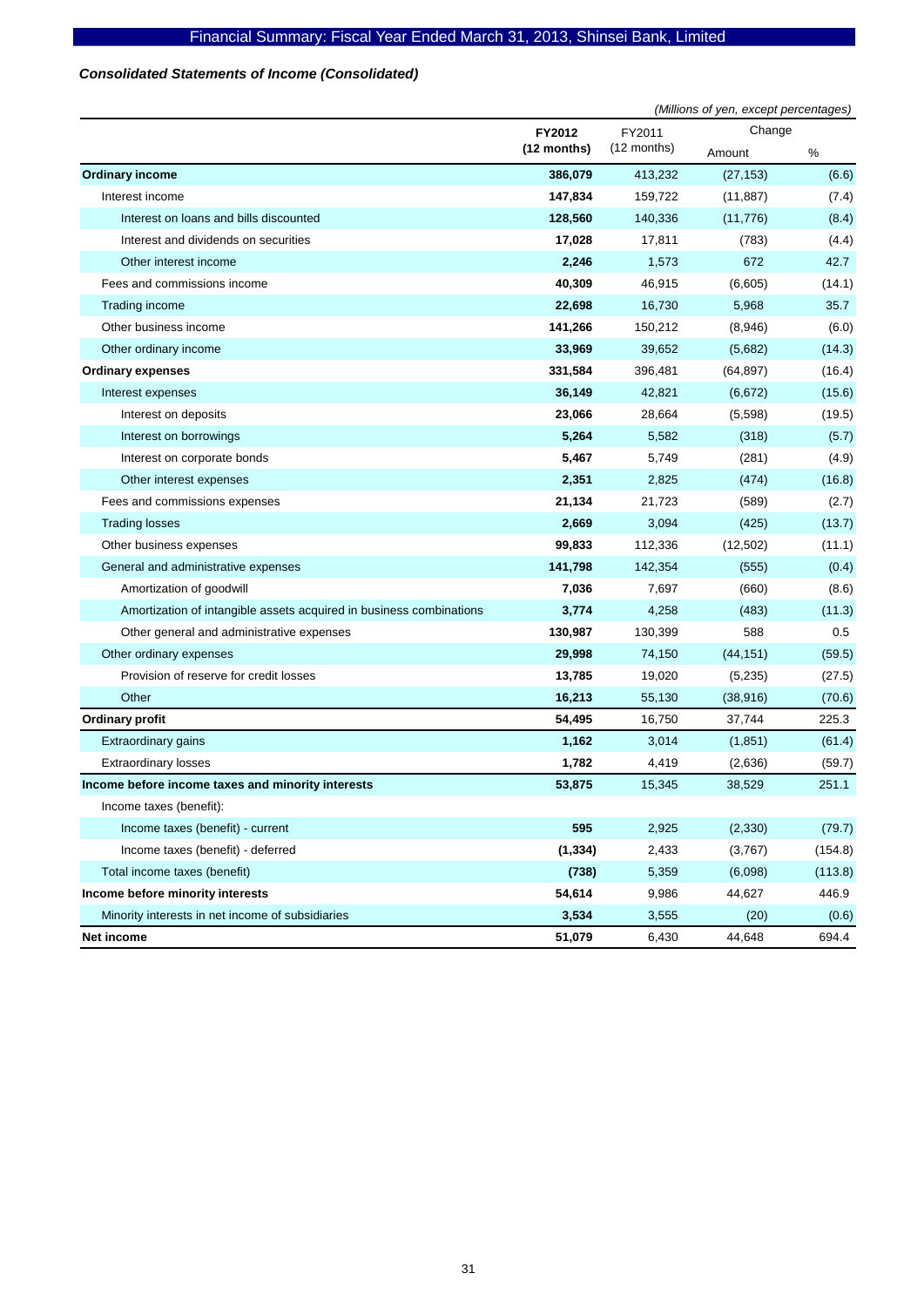*Consolidated Statements of Income (Consolidated)*

*(Millions of yen, except percentages)*

| | FY2012 (12 months) | FY2011 (12 months) | Change | |
|---|---|---|---|---|
| | | | Amount | % |
| **Ordinary income** | **386,079** | 413,232 | (27,153) | (6.6) |
| Interest income | **147,834** | 159,722 | (11,887) | (7.4) |
| Interest on loans and bills discounted | **128,560** | 140,336 | (11,776) | (8.4) |
| Interest and dividends on securities | **17,028** | 17,811 | (783) | (4.4) |
| Other interest income | **2,246** | 1,573 | 672 | 42.7 |
| Fees and commissions income | **40,309** | 46,915 | (6,605) | (14.1) |
| Trading income | **22,698** | 16,730 | 5,968 | 35.7 |
| Other business income | **141,266** | 150,212 | (8,946) | (6.0) |
| Other ordinary income | **33,969** | 39,652 | (5,682) | (14.3) |
| **Ordinary expenses** | **331,584** | 396,481 | (64,897) | (16.4) |
| Interest expenses | **36,149** | 42,821 | (6,672) | (15.6) |
| Interest on deposits | **23,066** | 28,664 | (5,598) | (19.5) |
| Interest on borrowings | **5,264** | 5,582 | (318) | (5.7) |
| Interest on corporate bonds | **5,467** | 5,749 | (281) | (4.9) |
| Other interest expenses | **2,351** | 2,825 | (474) | (16.8) |
| Fees and commissions expenses | **21,134** | 21,723 | (589) | (2.7) |
| Trading losses | **2,669** | 3,094 | (425) | (13.7) |
| Other business expenses | **99,833** | 112,336 | (12,502) | (11.1) |
| General and administrative expenses | **141,798** | 142,354 | (555) | (0.4) |
| Amortization of goodwill | **7,036** | 7,697 | (660) | (8.6) |
| Amortization of intangible assets acquired in business combinations | **3,774** | 4,258 | (483) | (11.3) |
| Other general and administrative expenses | **130,987** | 130,399 | 588 | 0.5 |
| Other ordinary expenses | **29,998** | 74,150 | (44,151) | (59.5) |
| Provision of reserve for credit losses | **13,785** | 19,020 | (5,235) | (27.5) |
| Other | **16,213** | 55,130 | (38,916) | (70.6) |
| **Ordinary profit** | **54,495** | 16,750 | 37,744 | 225.3 |
| Extraordinary gains | **1,162** | 3,014 | (1,851) | (61.4) |
| Extraordinary losses | **1,782** | 4,419 | (2,636) | (59.7) |
| **Income before income taxes and minority interests** | **53,875** | 15,345 | 38,529 | 251.1 |
| Income taxes (benefit): | | | | |
| Income taxes (benefit) - current | **595** | 2,925 | (2,330) | (79.7) |
| Income taxes (benefit) - deferred | **(1,334)** | 2,433 | (3,767) | (154.8) |
| Total income taxes (benefit) | **(738)** | 5,359 | (6,098) | (113.8) |
| **Income before minority interests** | **54,614** | 9,986 | 44,627 | 446.9 |
| Minority interests in net income of subsidiaries | **3,534** | 3,555 | (20) | (0.6) |
| **Net income** | **51,079** | 6,430 | 44,648 | 694.4 |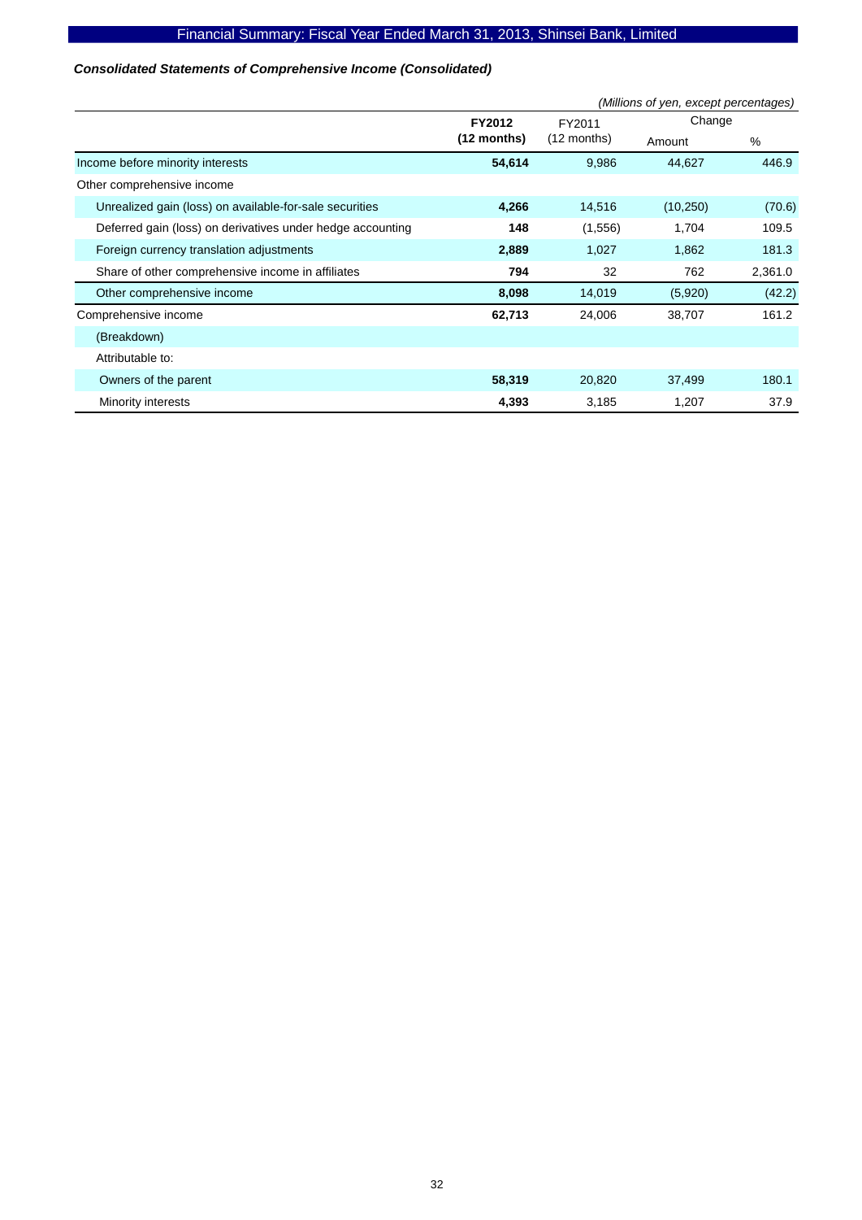Financial Summary: Fiscal Year Ended March 31, 2013, Shinsei Bank, Limited

### *Consolidated Statements of Comprehensive Income (Consolidated)*

*(Millions of yen, except percentages)*

| | **FY2012 (12 months)** | FY2011 (12 months) | Change | |
|---|---|---|---|---|
| | | | Amount | % |
| Income before minority interests | **54,614** | 9,986 | 44,627 | 446.9 |
| Other comprehensive income | | | | |
| Unrealized gain (loss) on available-for-sale securities | **4,266** | 14,516 | (10,250) | (70.6) |
| Deferred gain (loss) on derivatives under hedge accounting | **148** | (1,556) | 1,704 | 109.5 |
| Foreign currency translation adjustments | **2,889** | 1,027 | 1,862 | 181.3 |
| Share of other comprehensive income in affiliates | **794** | 32 | 762 | 2,361.0 |
| Other comprehensive income | **8,098** | 14,019 | (5,920) | (42.2) |
| Comprehensive income | **62,713** | 24,006 | 38,707 | 161.2 |
| (Breakdown) | | | | |
| Attributable to: | | | | |
| Owners of the parent | **58,319** | 20,820 | 37,499 | 180.1 |
| Minority interests | **4,393** | 3,185 | 1,207 | 37.9 |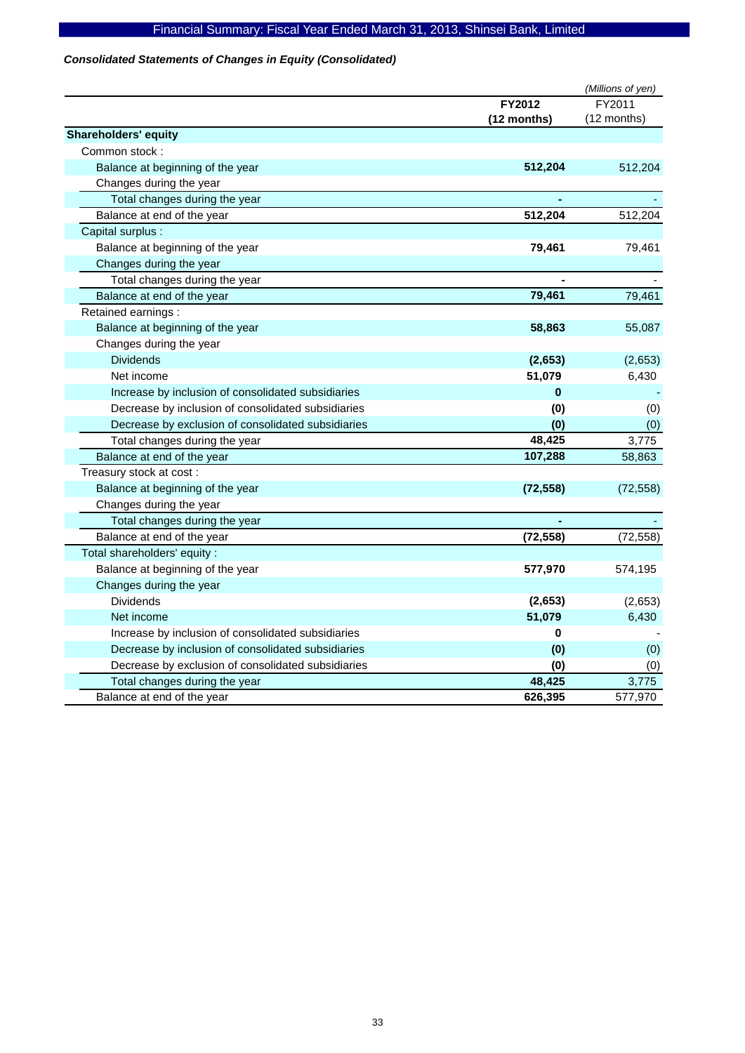*Consolidated Statements of Changes in Equity (Consolidated)*

*(Millions of yen)*

| | **FY2012 (12 months)** | FY2011 (12 months) |
|---|---|---|
| **Shareholders' equity** | | |
| Common stock : | | |
| Balance at beginning of the year | **512,204** | 512,204 |
| Changes during the year | | |
| Total changes during the year | **-** | - |
| Balance at end of the year | **512,204** | 512,204 |
| Capital surplus : | | |
| Balance at beginning of the year | **79,461** | 79,461 |
| Changes during the year | | |
| Total changes during the year | **-** | - |
| Balance at end of the year | **79,461** | 79,461 |
| Retained earnings : | | |
| Balance at beginning of the year | **58,863** | 55,087 |
| Changes during the year | | |
| Dividends | **(2,653)** | (2,653) |
| Net income | **51,079** | 6,430 |
| Increase by inclusion of consolidated subsidiaries | **0** | - |
| Decrease by inclusion of consolidated subsidiaries | **(0)** | (0) |
| Decrease by exclusion of consolidated subsidiaries | **(0)** | (0) |
| Total changes during the year | **48,425** | 3,775 |
| Balance at end of the year | **107,288** | 58,863 |
| Treasury stock at cost : | | |
| Balance at beginning of the year | **(72,558)** | (72,558) |
| Changes during the year | | |
| Total changes during the year | **-** | - |
| Balance at end of the year | **(72,558)** | (72,558) |
| Total shareholders' equity : | | |
| Balance at beginning of the year | **577,970** | 574,195 |
| Changes during the year | | |
| Dividends | **(2,653)** | (2,653) |
| Net income | **51,079** | 6,430 |
| Increase by inclusion of consolidated subsidiaries | **0** | - |
| Decrease by inclusion of consolidated subsidiaries | **(0)** | (0) |
| Decrease by exclusion of consolidated subsidiaries | **(0)** | (0) |
| Total changes during the year | **48,425** | 3,775 |
| Balance at end of the year | **626,395** | 577,970 |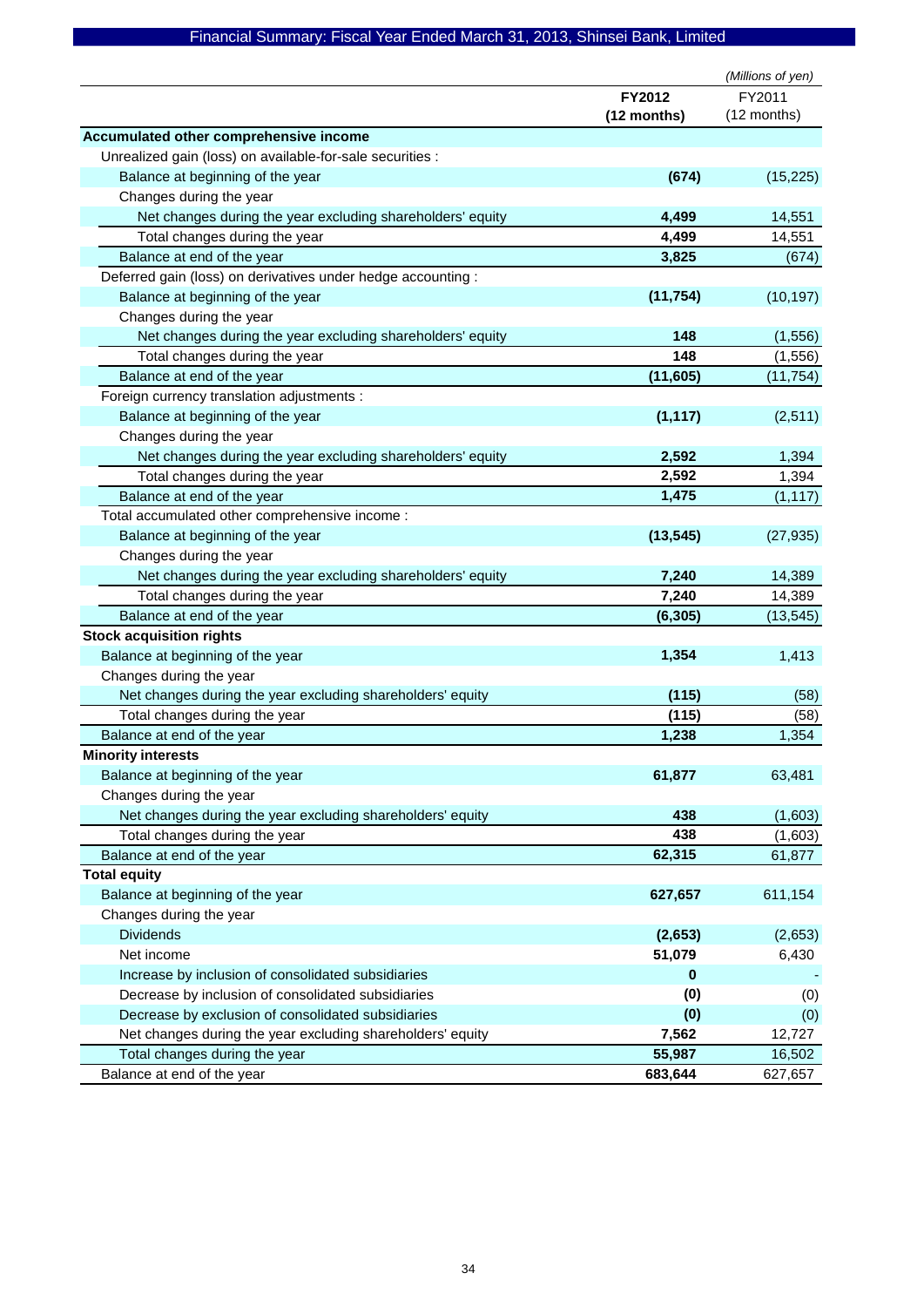Financial Summary: Fiscal Year Ended March 31, 2013, Shinsei Bank, Limited

*(Millions of yen)*

| | **FY2012 (12 months)** | FY2011 (12 months) |
|---|---|---|
| **Accumulated other comprehensive income** | | |
| Unrealized gain (loss) on available-for-sale securities : | | |
| Balance at beginning of the year | **(674)** | (15,225) |
| Changes during the year | | |
| Net changes during the year excluding shareholders' equity | **4,499** | 14,551 |
| Total changes during the year | **4,499** | 14,551 |
| Balance at end of the year | **3,825** | (674) |
| Deferred gain (loss) on derivatives under hedge accounting : | | |
| Balance at beginning of the year | **(11,754)** | (10,197) |
| Changes during the year | | |
| Net changes during the year excluding shareholders' equity | **148** | (1,556) |
| Total changes during the year | **148** | (1,556) |
| Balance at end of the year | **(11,605)** | (11,754) |
| Foreign currency translation adjustments : | | |
| Balance at beginning of the year | **(1,117)** | (2,511) |
| Changes during the year | | |
| Net changes during the year excluding shareholders' equity | **2,592** | 1,394 |
| Total changes during the year | **2,592** | 1,394 |
| Balance at end of the year | **1,475** | (1,117) |
| Total accumulated other comprehensive income : | | |
| Balance at beginning of the year | **(13,545)** | (27,935) |
| Changes during the year | | |
| Net changes during the year excluding shareholders' equity | **7,240** | 14,389 |
| Total changes during the year | **7,240** | 14,389 |
| Balance at end of the year | **(6,305)** | (13,545) |
| **Stock acquisition rights** | | |
| Balance at beginning of the year | **1,354** | 1,413 |
| Changes during the year | | |
| Net changes during the year excluding shareholders' equity | **(115)** | (58) |
| Total changes during the year | **(115)** | (58) |
| Balance at end of the year | **1,238** | 1,354 |
| **Minority interests** | | |
| Balance at beginning of the year | **61,877** | 63,481 |
| Changes during the year | | |
| Net changes during the year excluding shareholders' equity | **438** | (1,603) |
| Total changes during the year | **438** | (1,603) |
| Balance at end of the year | **62,315** | 61,877 |
| **Total equity** | | |
| Balance at beginning of the year | **627,657** | 611,154 |
| Changes during the year | | |
| Dividends | **(2,653)** | (2,653) |
| Net income | **51,079** | 6,430 |
| Increase by inclusion of consolidated subsidiaries | **0** | - |
| Decrease by inclusion of consolidated subsidiaries | **(0)** | (0) |
| Decrease by exclusion of consolidated subsidiaries | **(0)** | (0) |
| Net changes during the year excluding shareholders' equity | **7,562** | 12,727 |
| Total changes during the year | **55,987** | 16,502 |
| Balance at end of the year | **683,644** | 627,657 |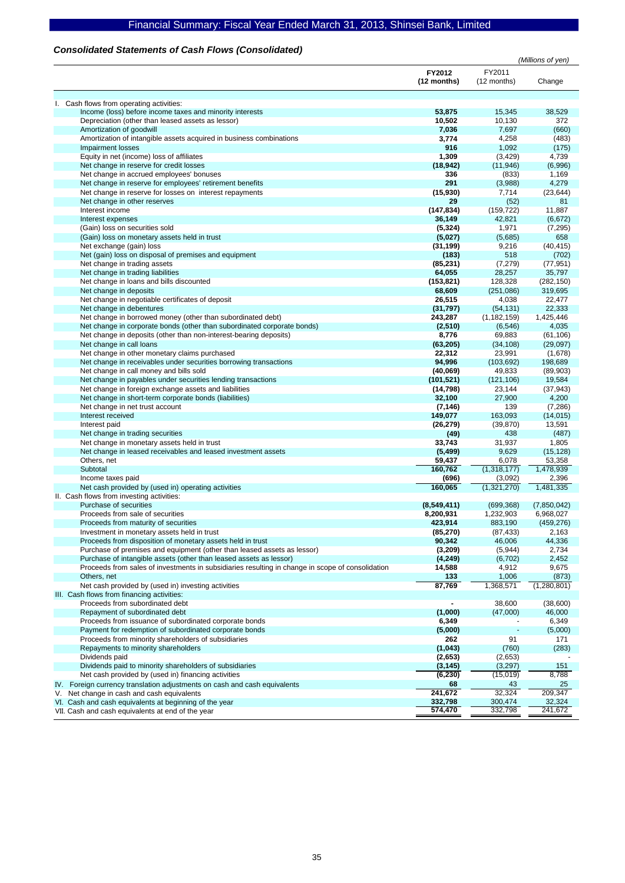## *Consolidated Statements of Cash Flows (Consolidated)*

*(Millions of yen)*

| | FY2012 (12 months) | FY2011 (12 months) | Change |
|---|---|---|---|
| I. Cash flows from operating activities: | | | |
| Income (loss) before income taxes and minority interests | **53,875** | 15,345 | 38,529 |
| Depreciation (other than leased assets as lessor) | **10,502** | 10,130 | 372 |
| Amortization of goodwill | **7,036** | 7,697 | (660) |
| Amortization of intangible assets acquired in business combinations | **3,774** | 4,258 | (483) |
| Impairment losses | **916** | 1,092 | (175) |
| Equity in net (income) loss of affiliates | **1,309** | (3,429) | 4,739 |
| Net change in reserve for credit losses | **(18,942)** | (11,946) | (6,996) |
| Net change in accrued employees' bonuses | **336** | (833) | 1,169 |
| Net change in reserve for employees' retirement benefits | **291** | (3,988) | 4,279 |
| Net change in reserve for losses on interest repayments | **(15,930)** | 7,714 | (23,644) |
| Net change in other reserves | **29** | (52) | 81 |
| Interest income | **(147,834)** | (159,722) | 11,887 |
| Interest expenses | **36,149** | 42,821 | (6,672) |
| (Gain) loss on securities sold | **(5,324)** | 1,971 | (7,295) |
| (Gain) loss on monetary assets held in trust | **(5,027)** | (5,685) | 658 |
| Net exchange (gain) loss | **(31,199)** | 9,216 | (40,415) |
| Net (gain) loss on disposal of premises and equipment | **(183)** | 518 | (702) |
| Net change in trading assets | **(85,231)** | (7,279) | (77,951) |
| Net change in trading liabilities | **64,055** | 28,257 | 35,797 |
| Net change in loans and bills discounted | **(153,821)** | 128,328 | (282,150) |
| Net change in deposits | **68,609** | (251,086) | 319,695 |
| Net change in negotiable certificates of deposit | **26,515** | 4,038 | 22,477 |
| Net change in debentures | **(31,797)** | (54,131) | 22,333 |
| Net change in borrowed money (other than subordinated debt) | **243,287** | (1,182,159) | 1,425,446 |
| Net change in corporate bonds (other than subordinated corporate bonds) | **(2,510)** | (6,546) | 4,035 |
| Net change in deposits (other than non-interest-bearing deposits) | **8,776** | 69,883 | (61,106) |
| Net change in call loans | **(63,205)** | (34,108) | (29,097) |
| Net change in other monetary claims purchased | **22,312** | 23,991 | (1,678) |
| Net change in receivables under securities borrowing transactions | **94,996** | (103,692) | 198,689 |
| Net change in call money and bills sold | **(40,069)** | 49,833 | (89,903) |
| Net change in payables under securities lending transactions | **(101,521)** | (121,106) | 19,584 |
| Net change in foreign exchange assets and liabilities | **(14,798)** | 23,144 | (37,943) |
| Net change in short-term corporate bonds (liabilities) | **32,100** | 27,900 | 4,200 |
| Net change in net trust account | **(7,146)** | 139 | (7,286) |
| Interest received | **149,077** | 163,093 | (14,015) |
| Interest paid | **(26,279)** | (39,870) | 13,591 |
| Net change in trading securities | **(49)** | 438 | (487) |
| Net change in monetary assets held in trust | **33,743** | 31,937 | 1,805 |
| Net change in leased receivables and leased investment assets | **(5,499)** | 9,629 | (15,128) |
| Others, net | **59,437** | 6,078 | 53,358 |
| Subtotal | **160,762** | (1,318,177) | 1,478,939 |
| Income taxes paid | **(696)** | (3,092) | 2,396 |
| Net cash provided by (used in) operating activities | **160,065** | (1,321,270) | 1,481,335 |
| II. Cash flows from investing activities: | | | |
| Purchase of securities | **(8,549,411)** | (699,368) | (7,850,042) |
| Proceeds from sale of securities | **8,200,931** | 1,232,903 | 6,968,027 |
| Proceeds from maturity of securities | **423,914** | 883,190 | (459,276) |
| Investment in monetary assets held in trust | **(85,270)** | (87,433) | 2,163 |
| Proceeds from disposition of monetary assets held in trust | **90,342** | 46,006 | 44,336 |
| Purchase of premises and equipment (other than leased assets as lessor) | **(3,209)** | (5,944) | 2,734 |
| Purchase of intangible assets (other than leased assets as lessor) | **(4,249)** | (6,702) | 2,452 |
| Proceeds from sales of investments in subsidiaries resulting in change in scope of consolidation | **14,588** | 4,912 | 9,675 |
| Others, net | **133** | 1,006 | (873) |
| Net cash provided by (used in) investing activities | **87,769** | 1,368,571 | (1,280,801) |
| III. Cash flows from financing activities: | | | |
| Proceeds from subordinated debt | **-** | 38,600 | (38,600) |
| Repayment of subordinated debt | **(1,000)** | (47,000) | 46,000 |
| Proceeds from issuance of subordinated corporate bonds | **6,349** | - | 6,349 |
| Payment for redemption of subordinated corporate bonds | **(5,000)** | - | (5,000) |
| Proceeds from minority shareholders of subsidiaries | **262** | 91 | 171 |
| Repayments to minority shareholders | **(1,043)** | (760) | (283) |
| Dividends paid | **(2,653)** | (2,653) | - |
| Dividends paid to minority shareholders of subsidiaries | **(3,145)** | (3,297) | 151 |
| Net cash provided by (used in) financing activities | **(6,230)** | (15,019) | 8,788 |
| IV. Foreign currency translation adjustments on cash and cash equivalents | **68** | 43 | 25 |
| V. Net change in cash and cash equivalents | **241,672** | 32,324 | 209,347 |
| VI. Cash and cash equivalents at beginning of the year | **332,798** | 300,474 | 32,324 |
| VII. Cash and cash equivalents at end of the year | **574,470** | 332,798 | 241,672 |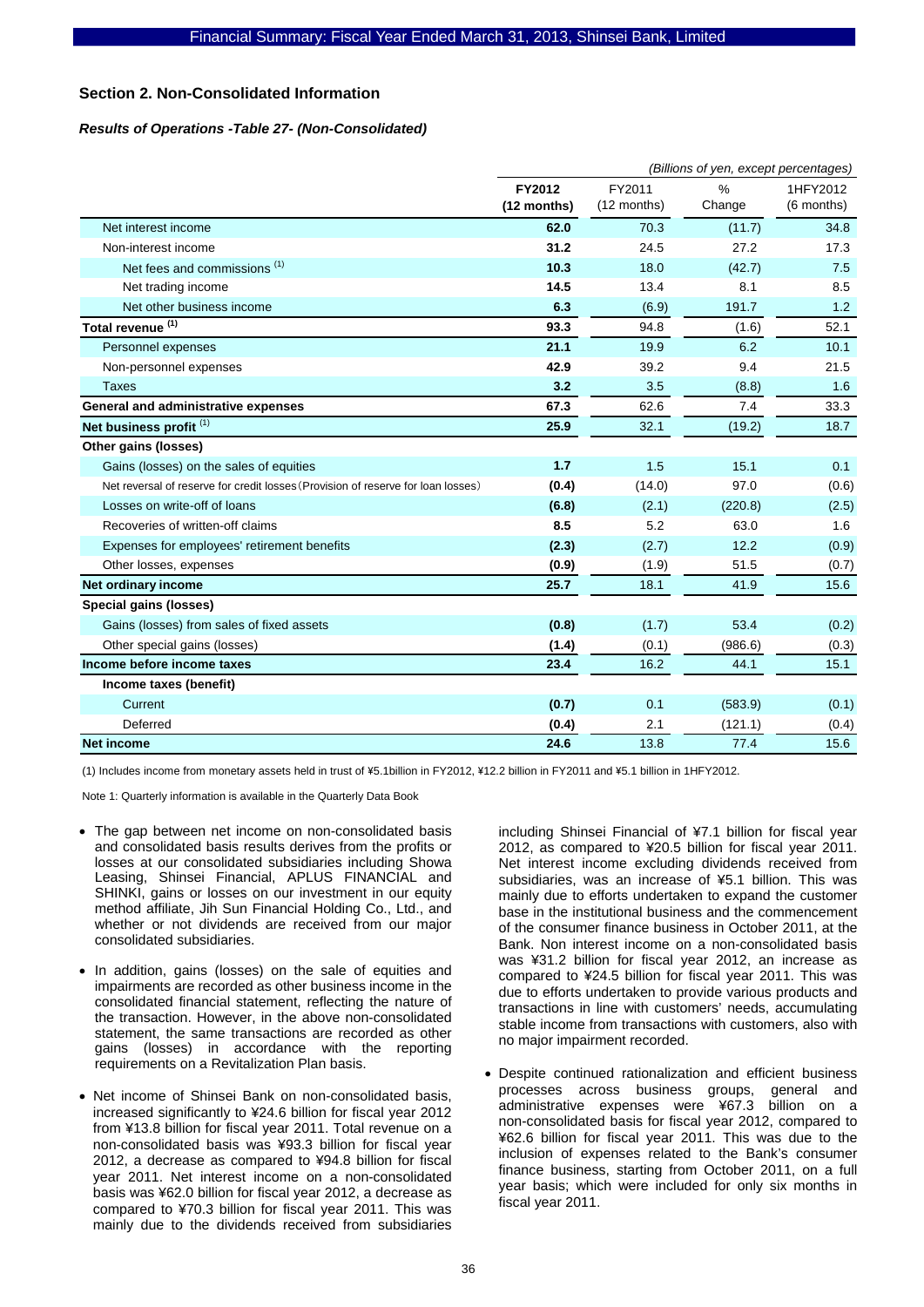## Section 2. Non-Consolidated Information

### *Results of Operations -Table 27- (Non-Consolidated)*

*(Billions of yen, except percentages)*

| | FY2012 (12 months) | FY2011 (12 months) | % Change | 1HFY2012 (6 months) |
|---|---|---|---|---|
| Net interest income | **62.0** | 70.3 | (11.7) | 34.8 |
| Non-interest income | **31.2** | 24.5 | 27.2 | 17.3 |
| Net fees and commissions (1) | **10.3** | 18.0 | (42.7) | 7.5 |
| Net trading income | **14.5** | 13.4 | 8.1 | 8.5 |
| Net other business income | **6.3** | (6.9) | 191.7 | 1.2 |
| **Total revenue (1)** | **93.3** | 94.8 | (1.6) | 52.1 |
| Personnel expenses | **21.1** | 19.9 | 6.2 | 10.1 |
| Non-personnel expenses | **42.9** | 39.2 | 9.4 | 21.5 |
| Taxes | **3.2** | 3.5 | (8.8) | 1.6 |
| **General and administrative expenses** | **67.3** | 62.6 | 7.4 | 33.3 |
| **Net business profit (1)** | **25.9** | 32.1 | (19.2) | 18.7 |
| **Other gains (losses)** | | | | |
| Gains (losses) on the sales of equities | **1.7** | 1.5 | 15.1 | 0.1 |
| Net reversal of reserve for credit losses (Provision of reserve for loan losses) | **(0.4)** | (14.0) | 97.0 | (0.6) |
| Losses on write-off of loans | **(6.8)** | (2.1) | (220.8) | (2.5) |
| Recoveries of written-off claims | **8.5** | 5.2 | 63.0 | 1.6 |
| Expenses for employees' retirement benefits | **(2.3)** | (2.7) | 12.2 | (0.9) |
| Other losses, expenses | **(0.9)** | (1.9) | 51.5 | (0.7) |
| **Net ordinary income** | **25.7** | 18.1 | 41.9 | 15.6 |
| **Special gains (losses)** | | | | |
| Gains (losses) from sales of fixed assets | **(0.8)** | (1.7) | 53.4 | (0.2) |
| Other special gains (losses) | **(1.4)** | (0.1) | (986.6) | (0.3) |
| **Income before income taxes** | **23.4** | 16.2 | 44.1 | 15.1 |
| **Income taxes (benefit)** | | | | |
| Current | **(0.7)** | 0.1 | (583.9) | (0.1) |
| Deferred | **(0.4)** | 2.1 | (121.1) | (0.4) |
| **Net income** | **24.6** | 13.8 | 77.4 | 15.6 |

(1) Includes income from monetary assets held in trust of ¥5.1billion in FY2012, ¥12.2 billion in FY2011 and ¥5.1 billion in 1HFY2012.

Note 1: Quarterly information is available in the Quarterly Data Book

- The gap between net income on non-consolidated basis and consolidated basis results derives from the profits or losses at our consolidated subsidiaries including Showa Leasing, Shinsei Financial, APLUS FINANCIAL and SHINKI, gains or losses on our investment in our equity method affiliate, Jih Sun Financial Holding Co., Ltd., and whether or not dividends are received from our major consolidated subsidiaries.

- In addition, gains (losses) on the sale of equities and impairments are recorded as other business income in the consolidated financial statement, reflecting the nature of the transaction. However, in the above non-consolidated statement, the same transactions are recorded as other gains (losses) in accordance with the reporting requirements on a Revitalization Plan basis.

- Net income of Shinsei Bank on non-consolidated basis, increased significantly to ¥24.6 billion for fiscal year 2012 from ¥13.8 billion for fiscal year 2011. Total revenue on a non-consolidated basis was ¥93.3 billion for fiscal year 2012, a decrease as compared to ¥94.8 billion for fiscal year 2011. Net interest income on a non-consolidated basis was ¥62.0 billion for fiscal year 2012, a decrease as compared to ¥70.3 billion for fiscal year 2011. This was mainly due to the dividends received from subsidiaries including Shinsei Financial of ¥7.1 billion for fiscal year 2012, as compared to ¥20.5 billion for fiscal year 2011. Net interest income excluding dividends received from subsidiaries, was an increase of ¥5.1 billion. This was mainly due to efforts undertaken to expand the customer base in the institutional business and the commencement of the consumer finance business in October 2011, at the Bank. Non interest income on a non-consolidated basis was ¥31.2 billion for fiscal year 2012, an increase as compared to ¥24.5 billion for fiscal year 2011. This was due to efforts undertaken to provide various products and transactions in line with customers' needs, accumulating stable income from transactions with customers, also with no major impairment recorded.

- Despite continued rationalization and efficient business processes across business groups, general and administrative expenses were ¥67.3 billion on a non-consolidated basis for fiscal year 2012, compared to ¥62.6 billion for fiscal year 2011. This was due to the inclusion of expenses related to the Bank's consumer finance business, starting from October 2011, on a full year basis; which were included for only six months in fiscal year 2011.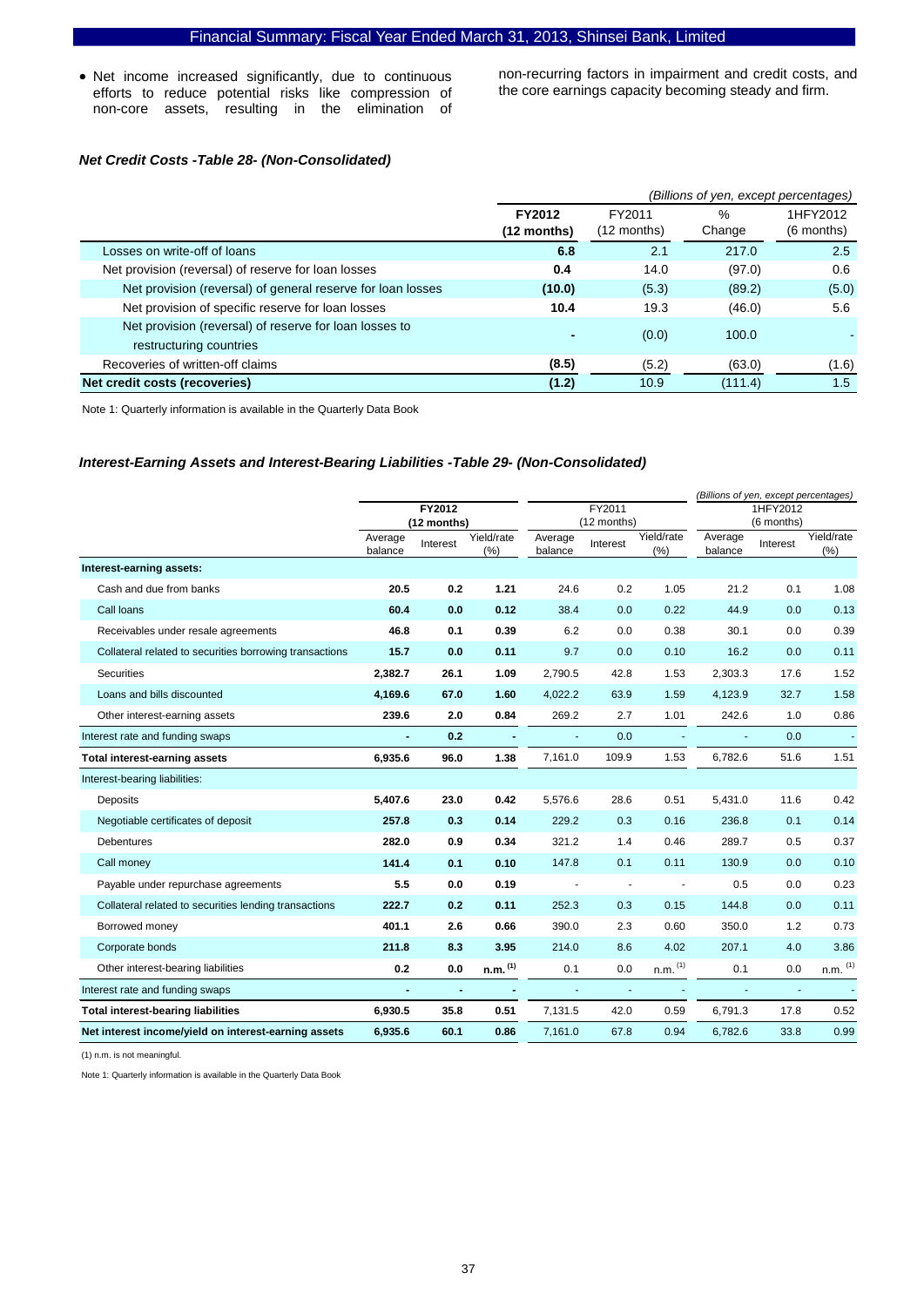- Net income increased significantly, due to continuous efforts to reduce potential risks like compression of non-core assets, resulting in the elimination of non-recurring factors in impairment and credit costs, and the core earnings capacity becoming steady and firm.

### *Net Credit Costs -Table 28- (Non-Consolidated)*

*(Billions of yen, except percentages)*

| | **FY2012 (12 months)** | FY2011 (12 months) | % Change | 1HFY2012 (6 months) |
|---|---|---|---|---|
| Losses on write-off of loans | **6.8** | 2.1 | 217.0 | 2.5 |
| Net provision (reversal) of reserve for loan losses | **0.4** | 14.0 | (97.0) | 0.6 |
| Net provision (reversal) of general reserve for loan losses | **(10.0)** | (5.3) | (89.2) | (5.0) |
| Net provision of specific reserve for loan losses | **10.4** | 19.3 | (46.0) | 5.6 |
| Net provision (reversal) of reserve for loan losses to restructuring countries | **-** | (0.0) | 100.0 | - |
| Recoveries of written-off claims | **(8.5)** | (5.2) | (63.0) | (1.6) |
| **Net credit costs (recoveries)** | **(1.2)** | 10.9 | (111.4) | 1.5 |

Note 1: Quarterly information is available in the Quarterly Data Book

### *Interest-Earning Assets and Interest-Bearing Liabilities -Table 29- (Non-Consolidated)*

*(Billions of yen, except percentages)*

| | **FY2012 (12 months)** | | | FY2011 (12 months) | | | 1HFY2012 (6 months) | | |
|---|---|---|---|---|---|---|---|---|---|
| | Average balance | Interest | Yield/rate (%) | Average balance | Interest | Yield/rate (%) | Average balance | Interest | Yield/rate (%) |
| **Interest-earning assets:** | | | | | | | | | |
| Cash and due from banks | **20.5** | **0.2** | **1.21** | 24.6 | 0.2 | 1.05 | 21.2 | 0.1 | 1.08 |
| Call loans | **60.4** | **0.0** | **0.12** | 38.4 | 0.0 | 0.22 | 44.9 | 0.0 | 0.13 |
| Receivables under resale agreements | **46.8** | **0.1** | **0.39** | 6.2 | 0.0 | 0.38 | 30.1 | 0.0 | 0.39 |
| Collateral related to securities borrowing transactions | **15.7** | **0.0** | **0.11** | 9.7 | 0.0 | 0.10 | 16.2 | 0.0 | 0.11 |
| Securities | **2,382.7** | **26.1** | **1.09** | 2,790.5 | 42.8 | 1.53 | 2,303.3 | 17.6 | 1.52 |
| Loans and bills discounted | **4,169.6** | **67.0** | **1.60** | 4,022.2 | 63.9 | 1.59 | 4,123.9 | 32.7 | 1.58 |
| Other interest-earning assets | **239.6** | **2.0** | **0.84** | 269.2 | 2.7 | 1.01 | 242.6 | 1.0 | 0.86 |
| Interest rate and funding swaps | **-** | **0.2** | **-** | - | 0.0 | - | - | 0.0 | - |
| **Total interest-earning assets** | **6,935.6** | **96.0** | **1.38** | 7,161.0 | 109.9 | 1.53 | 6,782.6 | 51.6 | 1.51 |
| Interest-bearing liabilities: | | | | | | | | | |
| Deposits | **5,407.6** | **23.0** | **0.42** | 5,576.6 | 28.6 | 0.51 | 5,431.0 | 11.6 | 0.42 |
| Negotiable certificates of deposit | **257.8** | **0.3** | **0.14** | 229.2 | 0.3 | 0.16 | 236.8 | 0.1 | 0.14 |
| Debentures | **282.0** | **0.9** | **0.34** | 321.2 | 1.4 | 0.46 | 289.7 | 0.5 | 0.37 |
| Call money | **141.4** | **0.1** | **0.10** | 147.8 | 0.1 | 0.11 | 130.9 | 0.0 | 0.10 |
| Payable under repurchase agreements | **5.5** | **0.0** | **0.19** | - | - | - | 0.5 | 0.0 | 0.23 |
| Collateral related to securities lending transactions | **222.7** | **0.2** | **0.11** | 252.3 | 0.3 | 0.15 | 144.8 | 0.0 | 0.11 |
| Borrowed money | **401.1** | **2.6** | **0.66** | 390.0 | 2.3 | 0.60 | 350.0 | 1.2 | 0.73 |
| Corporate bonds | **211.8** | **8.3** | **3.95** | 214.0 | 8.6 | 4.02 | 207.1 | 4.0 | 3.86 |
| Other interest-bearing liabilities | **0.2** | **0.0** | **n.m. (1)** | 0.1 | 0.0 | n.m. (1) | 0.1 | 0.0 | n.m. (1) |
| Interest rate and funding swaps | **-** | **-** | **-** | - | - | - | - | - | - |
| **Total interest-bearing liabilities** | **6,930.5** | **35.8** | **0.51** | 7,131.5 | 42.0 | 0.59 | 6,791.3 | 17.8 | 0.52 |
| **Net interest income/yield on interest-earning assets** | **6,935.6** | **60.1** | **0.86** | 7,161.0 | 67.8 | 0.94 | 6,782.6 | 33.8 | 0.99 |

(1) n.m. is not meaningful.

Note 1: Quarterly information is available in the Quarterly Data Book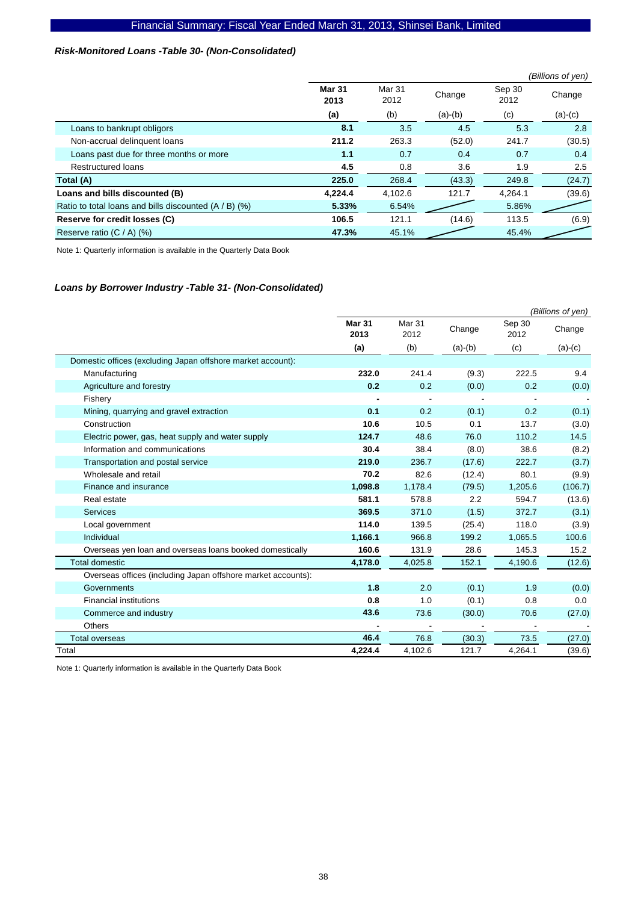### *Risk-Monitored Loans -Table 30- (Non-Consolidated)*

*(Billions of yen)*

| | **Mar 31 2013** | Mar 31 2012 | Change | Sep 30 2012 | Change |
|---|---|---|---|---|---|
| | **(a)** | (b) | (a)-(b) | (c) | (a)-(c) |
| Loans to bankrupt obligors | **8.1** | 3.5 | 4.5 | 5.3 | 2.8 |
| Non-accrual delinquent loans | **211.2** | 263.3 | (52.0) | 241.7 | (30.5) |
| Loans past due for three months or more | **1.1** | 0.7 | 0.4 | 0.7 | 0.4 |
| Restructured loans | **4.5** | 0.8 | 3.6 | 1.9 | 2.5 |
| **Total (A)** | **225.0** | 268.4 | (43.3) | 249.8 | (24.7) |
| **Loans and bills discounted (B)** | **4,224.4** | 4,102.6 | 121.7 | 4,264.1 | (39.6) |
| Ratio to total loans and bills discounted (A / B) (%) | **5.33%** | 6.54% | | 5.86% | |
| **Reserve for credit losses (C)** | **106.5** | 121.1 | (14.6) | 113.5 | (6.9) |
| Reserve ratio (C / A) (%) | **47.3%** | 45.1% | | 45.4% | |

Note 1: Quarterly information is available in the Quarterly Data Book

### *Loans by Borrower Industry -Table 31- (Non-Consolidated)*

*(Billions of yen)*

| | **Mar 31 2013** | Mar 31 2012 | Change | Sep 30 2012 | Change |
|---|---|---|---|---|---|
| | **(a)** | (b) | (a)-(b) | (c) | (a)-(c) |
| Domestic offices (excluding Japan offshore market account): | | | | | |
| Manufacturing | **232.0** | 241.4 | (9.3) | 222.5 | 9.4 |
| Agriculture and forestry | **0.2** | 0.2 | (0.0) | 0.2 | (0.0) |
| Fishery | **-** | - | - | - | - |
| Mining, quarrying and gravel extraction | **0.1** | 0.2 | (0.1) | 0.2 | (0.1) |
| Construction | **10.6** | 10.5 | 0.1 | 13.7 | (3.0) |
| Electric power, gas, heat supply and water supply | **124.7** | 48.6 | 76.0 | 110.2 | 14.5 |
| Information and communications | **30.4** | 38.4 | (8.0) | 38.6 | (8.2) |
| Transportation and postal service | **219.0** | 236.7 | (17.6) | 222.7 | (3.7) |
| Wholesale and retail | **70.2** | 82.6 | (12.4) | 80.1 | (9.9) |
| Finance and insurance | **1,098.8** | 1,178.4 | (79.5) | 1,205.6 | (106.7) |
| Real estate | **581.1** | 578.8 | 2.2 | 594.7 | (13.6) |
| Services | **369.5** | 371.0 | (1.5) | 372.7 | (3.1) |
| Local government | **114.0** | 139.5 | (25.4) | 118.0 | (3.9) |
| Individual | **1,166.1** | 966.8 | 199.2 | 1,065.5 | 100.6 |
| Overseas yen loan and overseas loans booked domestically | **160.6** | 131.9 | 28.6 | 145.3 | 15.2 |
| Total domestic | **4,178.0** | 4,025.8 | 152.1 | 4,190.6 | (12.6) |
| Overseas offices (including Japan offshore market accounts): | | | | | |
| Governments | **1.8** | 2.0 | (0.1) | 1.9 | (0.0) |
| Financial institutions | **0.8** | 1.0 | (0.1) | 0.8 | 0.0 |
| Commerce and industry | **43.6** | 73.6 | (30.0) | 70.6 | (27.0) |
| Others | **-** | - | - | - | - |
| Total overseas | **46.4** | 76.8 | (30.3) | 73.5 | (27.0) |
| Total | **4,224.4** | 4,102.6 | 121.7 | 4,264.1 | (39.6) |

Note 1: Quarterly information is available in the Quarterly Data Book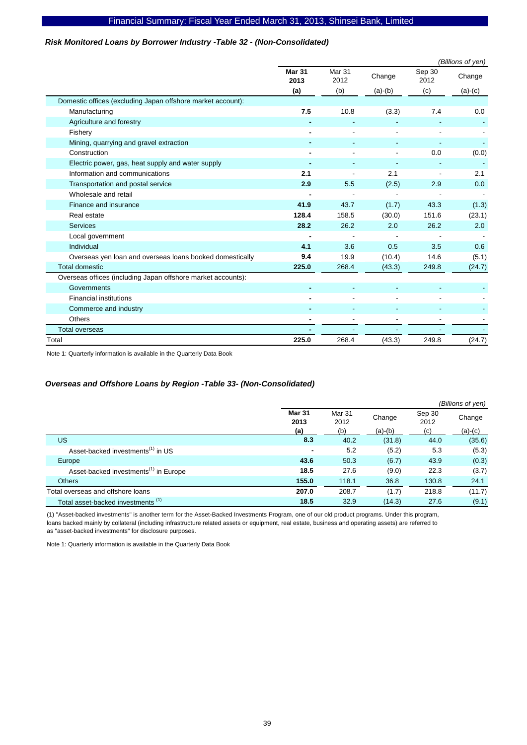### *Risk Monitored Loans by Borrower Industry -Table 32 - (Non-Consolidated)*

*(Billions of yen)*

| | **Mar 31 2013 (a)** | Mar 31 2012 (b) | Change (a)-(b) | Sep 30 2012 (c) | Change (a)-(c) |
|---|---|---|---|---|---|
| Domestic offices (excluding Japan offshore market account): | | | | | |
| Manufacturing | **7.5** | 10.8 | (3.3) | 7.4 | 0.0 |
| Agriculture and forestry | **-** | - | - | - | - |
| Fishery | **-** | - | - | - | - |
| Mining, quarrying and gravel extraction | **-** | - | - | - | - |
| Construction | **-** | - | - | 0.0 | (0.0) |
| Electric power, gas, heat supply and water supply | **-** | - | - | - | - |
| Information and communications | **2.1** | - | 2.1 | - | 2.1 |
| Transportation and postal service | **2.9** | 5.5 | (2.5) | 2.9 | 0.0 |
| Wholesale and retail | **-** | - | - | - | - |
| Finance and insurance | **41.9** | 43.7 | (1.7) | 43.3 | (1.3) |
| Real estate | **128.4** | 158.5 | (30.0) | 151.6 | (23.1) |
| Services | **28.2** | 26.2 | 2.0 | 26.2 | 2.0 |
| Local government | **-** | - | - | - | - |
| Individual | **4.1** | 3.6 | 0.5 | 3.5 | 0.6 |
| Overseas yen loan and overseas loans booked domestically | **9.4** | 19.9 | (10.4) | 14.6 | (5.1) |
| Total domestic | **225.0** | 268.4 | (43.3) | 249.8 | (24.7) |
| Overseas offices (including Japan offshore market accounts): | | | | | |
| Governments | **-** | - | - | - | - |
| Financial institutions | **-** | - | - | - | - |
| Commerce and industry | **-** | - | - | - | - |
| Others | **-** | - | - | - | - |
| Total overseas | **-** | - | - | - | - |
| Total | **225.0** | 268.4 | (43.3) | 249.8 | (24.7) |

Note 1: Quarterly information is available in the Quarterly Data Book

### *Overseas and Offshore Loans by Region -Table 33- (Non-Consolidated)*

*(Billions of yen)*

| | **Mar 31 2013 (a)** | Mar 31 2012 (b) | Change (a)-(b) | Sep 30 2012 (c) | Change (a)-(c) |
|---|---|---|---|---|---|
| US | **8.3** | 40.2 | (31.8) | 44.0 | (35.6) |
| Asset-backed investments[(1)] in US | **-** | 5.2 | (5.2) | 5.3 | (5.3) |
| Europe | **43.6** | 50.3 | (6.7) | 43.9 | (0.3) |
| Asset-backed investments[(1)] in Europe | **18.5** | 27.6 | (9.0) | 22.3 | (3.7) |
| Others | **155.0** | 118.1 | 36.8 | 130.8 | 24.1 |
| Total overseas and offshore loans | **207.0** | 208.7 | (1.7) | 218.8 | (11.7) |
| Total asset-backed investments [(1)] | **18.5** | 32.9 | (14.3) | 27.6 | (9.1) |

(1) "Asset-backed investments" is another term for the Asset-Backed Investments Program, one of our old product programs. Under this program, loans backed mainly by collateral (including infrastructure related assets or equipment, real estate, business and operating assets) are referred to as "asset-backed investments" for disclosure purposes.

Note 1: Quarterly information is available in the Quarterly Data Book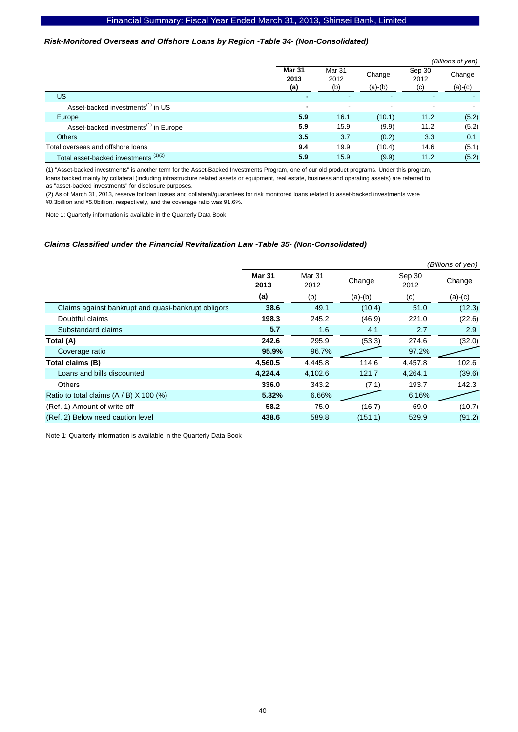### *Risk-Monitored Overseas and Offshore Loans by Region -Table 34- (Non-Consolidated)*

*(Billions of yen)*

| | Mar 31 2013 (a) | Mar 31 2012 (b) | Change (a)-(b) | Sep 30 2012 (c) | Change (a)-(c) |
|---|---|---|---|---|---|
| US | **-** | - | - | - | - |
| Asset-backed investments[1] in US | **-** | - | - | - | - |
| Europe | **5.9** | 16.1 | (10.1) | 11.2 | (5.2) |
| Asset-backed investments[1] in Europe | **5.9** | 15.9 | (9.9) | 11.2 | (5.2) |
| Others | **3.5** | 3.7 | (0.2) | 3.3 | 0.1 |
| Total overseas and offshore loans | **9.4** | 19.9 | (10.4) | 14.6 | (5.1) |
| Total asset-backed investments [1][2] | **5.9** | 15.9 | (9.9) | 11.2 | (5.2) |

(1) "Asset-backed investments" is another term for the Asset-Backed Investments Program, one of our old product programs. Under this program, loans backed mainly by collateral (including infrastructure related assets or equipment, real estate, business and operating assets) are referred to as "asset-backed investments" for disclosure purposes.

(2) As of March 31, 2013, reserve for loan losses and collateral/guarantees for risk monitored loans related to asset-backed investments were ¥0.3billion and ¥5.0billion, respectively, and the coverage ratio was 91.6%.

Note 1: Quarterly information is available in the Quarterly Data Book

### *Claims Classified under the Financial Revitalization Law -Table 35- (Non-Consolidated)*

*(Billions of yen)*

| | Mar 31 2013 (a) | Mar 31 2012 (b) | Change (a)-(b) | Sep 30 2012 (c) | Change (a)-(c) |
|---|---|---|---|---|---|
| Claims against bankrupt and quasi-bankrupt obligors | **38.6** | 49.1 | (10.4) | 51.0 | (12.3) |
| Doubtful claims | **198.3** | 245.2 | (46.9) | 221.0 | (22.6) |
| Substandard claims | **5.7** | 1.6 | 4.1 | 2.7 | 2.9 |
| **Total (A)** | **242.6** | 295.9 | (53.3) | 274.6 | (32.0) |
| Coverage ratio | **95.9%** | 96.7% | | 97.2% | |
| **Total claims (B)** | **4,560.5** | 4,445.8 | 114.6 | 4,457.8 | 102.6 |
| Loans and bills discounted | **4,224.4** | 4,102.6 | 121.7 | 4,264.1 | (39.6) |
| Others | **336.0** | 343.2 | (7.1) | 193.7 | 142.3 |
| Ratio to total claims (A / B) X 100 (%) | **5.32%** | 6.66% | | 6.16% | |
| (Ref. 1) Amount of write-off | **58.2** | 75.0 | (16.7) | 69.0 | (10.7) |
| (Ref. 2) Below need caution level | **438.6** | 589.8 | (151.1) | 529.9 | (91.2) |

Note 1: Quarterly information is available in the Quarterly Data Book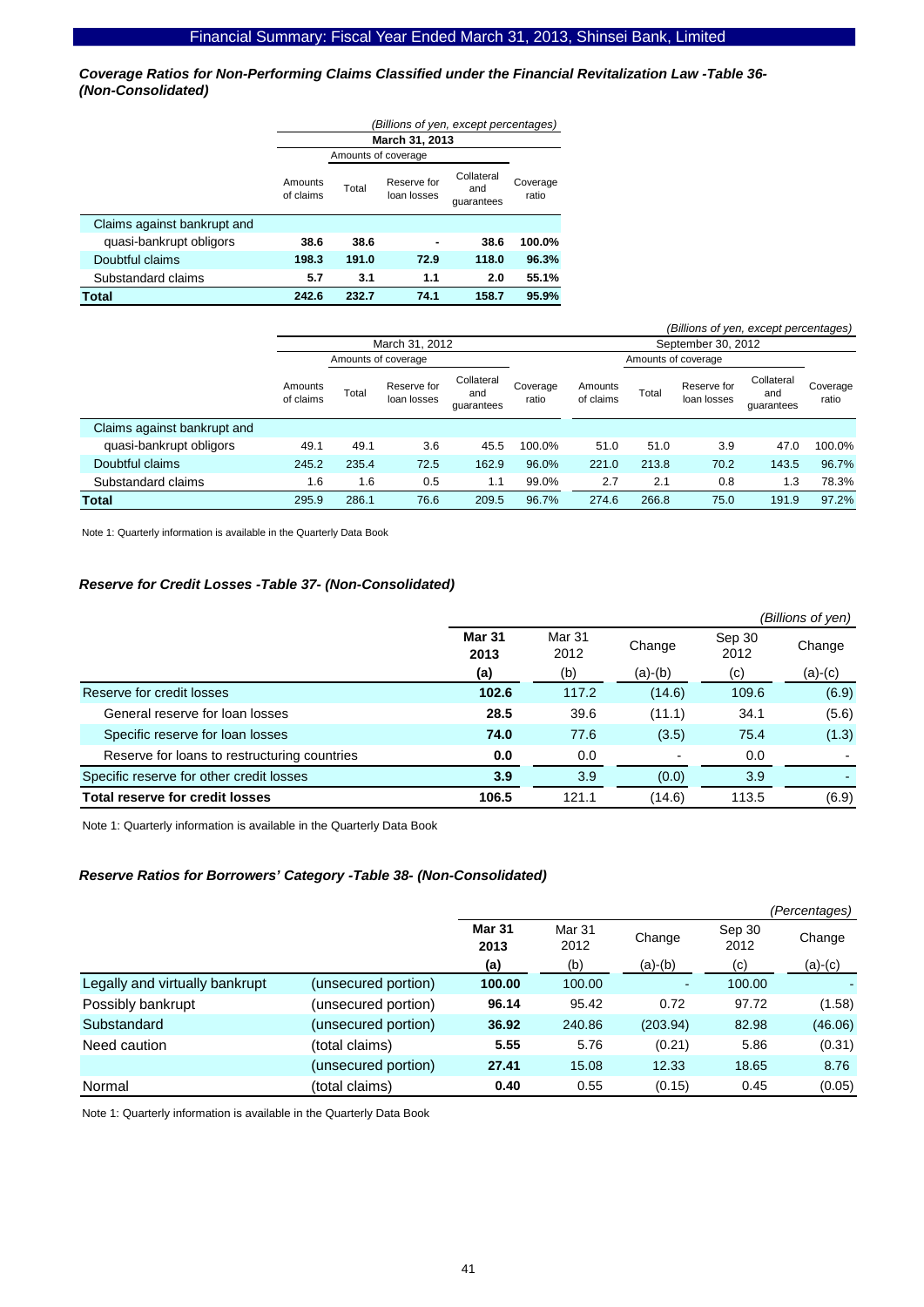***Coverage Ratios for Non-Performing Claims Classified under the Financial Revitalization Law -Table 36- (Non-Consolidated)***

*(Billions of yen, except percentages)*

| | March 31, 2013 | | | | |
|---|---|---|---|---|---|
| | | Amounts of coverage | | | |
| | Amounts of claims | Total | Reserve for loan losses | Collateral and guarantees | Coverage ratio |
| Claims against bankrupt and quasi-bankrupt obligors | **38.6** | **38.6** | **-** | **38.6** | **100.0%** |
| Doubtful claims | **198.3** | **191.0** | **72.9** | **118.0** | **96.3%** |
| Substandard claims | **5.7** | **3.1** | **1.1** | **2.0** | **55.1%** |
| **Total** | **242.6** | **232.7** | **74.1** | **158.7** | **95.9%** |

*(Billions of yen, except percentages)*

| | March 31, 2012 | | | | | September 30, 2012 | | | | |
|---|---|---|---|---|---|---|---|---|---|---|
| | | Amounts of coverage | | | | | Amounts of coverage | | | |
| | Amounts of claims | Total | Reserve for loan losses | Collateral and guarantees | Coverage ratio | Amounts of claims | Total | Reserve for loan losses | Collateral and guarantees | Coverage ratio |
| Claims against bankrupt and quasi-bankrupt obligors | 49.1 | 49.1 | 3.6 | 45.5 | 100.0% | 51.0 | 51.0 | 3.9 | 47.0 | 100.0% |
| Doubtful claims | 245.2 | 235.4 | 72.5 | 162.9 | 96.0% | 221.0 | 213.8 | 70.2 | 143.5 | 96.7% |
| Substandard claims | 1.6 | 1.6 | 0.5 | 1.1 | 99.0% | 2.7 | 2.1 | 0.8 | 1.3 | 78.3% |
| **Total** | 295.9 | 286.1 | 76.6 | 209.5 | 96.7% | 274.6 | 266.8 | 75.0 | 191.9 | 97.2% |

Note 1: Quarterly information is available in the Quarterly Data Book

***Reserve for Credit Losses -Table 37- (Non-Consolidated)***

*(Billions of yen)*

| | **Mar 31 2013 (a)** | Mar 31 2012 (b) | Change (a)-(b) | Sep 30 2012 (c) | Change (a)-(c) |
|---|---|---|---|---|---|
| Reserve for credit losses | **102.6** | 117.2 | (14.6) | 109.6 | (6.9) |
| General reserve for loan losses | **28.5** | 39.6 | (11.1) | 34.1 | (5.6) |
| Specific reserve for loan losses | **74.0** | 77.6 | (3.5) | 75.4 | (1.3) |
| Reserve for loans to restructuring countries | **0.0** | 0.0 | - | 0.0 | - |
| Specific reserve for other credit losses | **3.9** | 3.9 | (0.0) | 3.9 | - |
| **Total reserve for credit losses** | **106.5** | 121.1 | (14.6) | 113.5 | (6.9) |

Note 1: Quarterly information is available in the Quarterly Data Book

***Reserve Ratios for Borrowers' Category -Table 38- (Non-Consolidated)***

*(Percentages)*

| | | **Mar 31 2013 (a)** | Mar 31 2012 (b) | Change (a)-(b) | Sep 30 2012 (c) | Change (a)-(c) |
|---|---|---|---|---|---|---|
| Legally and virtually bankrupt | (unsecured portion) | **100.00** | 100.00 | - | 100.00 | - |
| Possibly bankrupt | (unsecured portion) | **96.14** | 95.42 | 0.72 | 97.72 | (1.58) |
| Substandard | (unsecured portion) | **36.92** | 240.86 | (203.94) | 82.98 | (46.06) |
| Need caution | (total claims) | **5.55** | 5.76 | (0.21) | 5.86 | (0.31) |
| | (unsecured portion) | **27.41** | 15.08 | 12.33 | 18.65 | 8.76 |
| Normal | (total claims) | **0.40** | 0.55 | (0.15) | 0.45 | (0.05) |

Note 1: Quarterly information is available in the Quarterly Data Book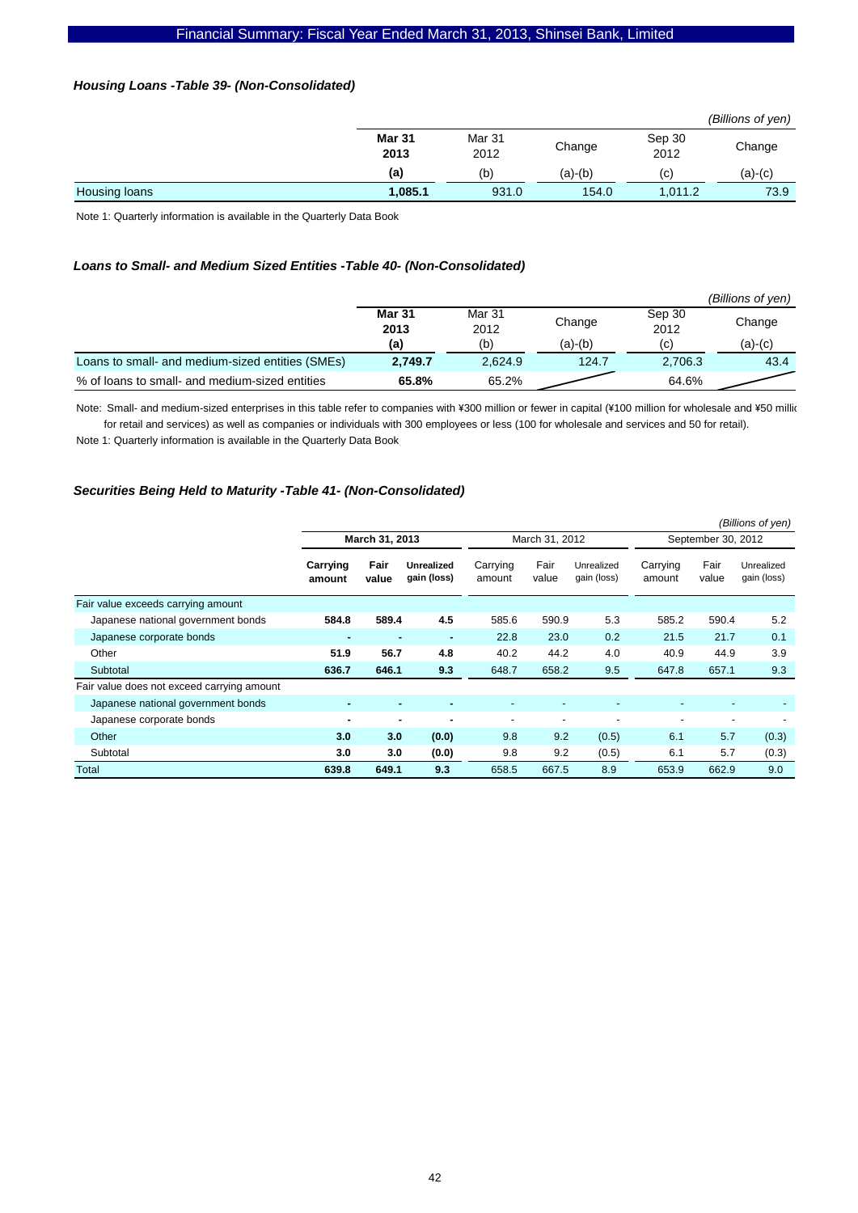### *Housing Loans -Table 39- (Non-Consolidated)*

*(Billions of yen)*

| | **Mar 31 2013** | Mar 31 2012 | Change | Sep 30 2012 | Change |
|---|---|---|---|---|---|
| | **(a)** | (b) | (a)-(b) | (c) | (a)-(c) |
| Housing loans | **1,085.1** | 931.0 | 154.0 | 1,011.2 | 73.9 |

Note 1: Quarterly information is available in the Quarterly Data Book

### *Loans to Small- and Medium Sized Entities -Table 40- (Non-Consolidated)*

*(Billions of yen)*

| | **Mar 31 2013** | Mar 31 2012 | Change | Sep 30 2012 | Change |
|---|---|---|---|---|---|
| | **(a)** | (b) | (a)-(b) | (c) | (a)-(c) |
| Loans to small- and medium-sized entities (SMEs) | **2,749.7** | 2,624.9 | 124.7 | 2,706.3 | 43.4 |
| % of loans to small- and medium-sized entities | **65.8%** | 65.2% | | 64.6% | |

Note: Small- and medium-sized enterprises in this table refer to companies with ¥300 million or fewer in capital (¥100 million for wholesale and ¥50 millio for retail and services) as well as companies or individuals with 300 employees or less (100 for wholesale and services and 50 for retail).

Note 1: Quarterly information is available in the Quarterly Data Book

### *Securities Being Held to Maturity -Table 41- (Non-Consolidated)*

*(Billions of yen)*

| | **March 31, 2013** | | | March 31, 2012 | | | September 30, 2012 | | |
|---|---|---|---|---|---|---|---|---|---|
| | **Carrying amount** | **Fair value** | **Unrealized gain (loss)** | Carrying amount | Fair value | Unrealized gain (loss) | Carrying amount | Fair value | Unrealized gain (loss) |
| Fair value exceeds carrying amount | | | | | | | | | |
| Japanese national government bonds | **584.8** | **589.4** | **4.5** | 585.6 | 590.9 | 5.3 | 585.2 | 590.4 | 5.2 |
| Japanese corporate bonds | **-** | **-** | **-** | 22.8 | 23.0 | 0.2 | 21.5 | 21.7 | 0.1 |
| Other | **51.9** | **56.7** | **4.8** | 40.2 | 44.2 | 4.0 | 40.9 | 44.9 | 3.9 |
| Subtotal | **636.7** | **646.1** | **9.3** | 648.7 | 658.2 | 9.5 | 647.8 | 657.1 | 9.3 |
| Fair value does not exceed carrying amount | | | | | | | | | |
| Japanese national government bonds | **-** | **-** | **-** | - | - | - | - | - | - |
| Japanese corporate bonds | **-** | **-** | **-** | - | - | - | - | - | - |
| Other | **3.0** | **3.0** | **(0.0)** | 9.8 | 9.2 | (0.5) | 6.1 | 5.7 | (0.3) |
| Subtotal | **3.0** | **3.0** | **(0.0)** | 9.8 | 9.2 | (0.5) | 6.1 | 5.7 | (0.3) |
| Total | **639.8** | **649.1** | **9.3** | 658.5 | 667.5 | 8.9 | 653.9 | 662.9 | 9.0 |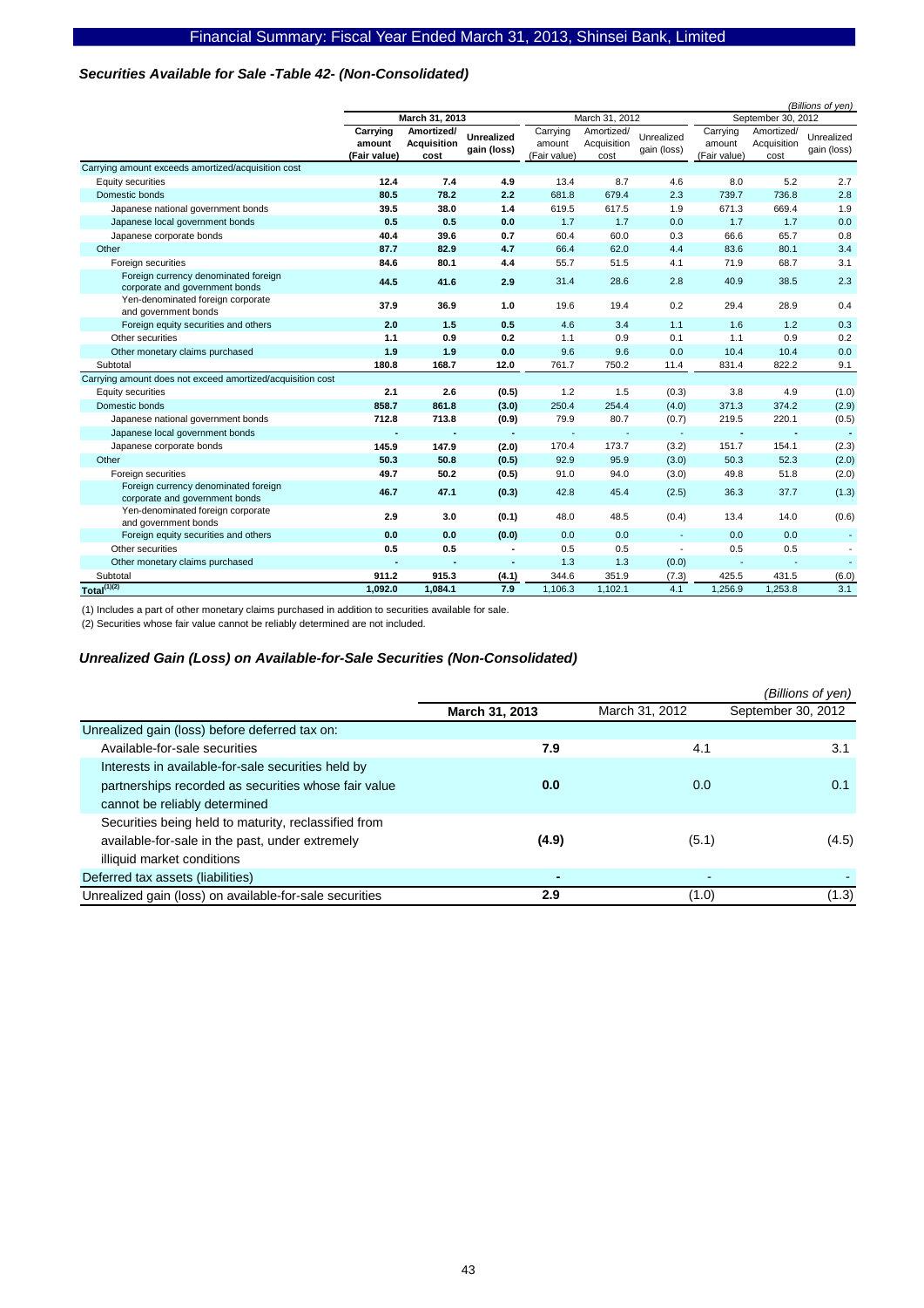### *Securities Available for Sale -Table 42- (Non-Consolidated)*

*(Billions of yen)*

| | March 31, 2013 | | | March 31, 2012 | | | September 30, 2012 | | |
|---|---|---|---|---|---|---|---|---|---|
| | **Carrying amount (Fair value)** | **Amortized/ Acquisition cost** | **Unrealized gain (loss)** | Carrying amount (Fair value) | Amortized/ Acquisition cost | Unrealized gain (loss) | Carrying amount (Fair value) | Amortized/ Acquisition cost | Unrealized gain (loss) |
| Carrying amount exceeds amortized/acquisition cost | | | | | | | | | |
| Equity securities | **12.4** | **7.4** | **4.9** | 13.4 | 8.7 | 4.6 | 8.0 | 5.2 | 2.7 |
| Domestic bonds | **80.5** | **78.2** | **2.2** | 681.8 | 679.4 | 2.3 | 739.7 | 736.8 | 2.8 |
| Japanese national government bonds | **39.5** | **38.0** | **1.4** | 619.5 | 617.5 | 1.9 | 671.3 | 669.4 | 1.9 |
| Japanese local government bonds | **0.5** | **0.5** | **0.0** | 1.7 | 1.7 | 0.0 | 1.7 | 1.7 | 0.0 |
| Japanese corporate bonds | **40.4** | **39.6** | **0.7** | 60.4 | 60.0 | 0.3 | 66.6 | 65.7 | 0.8 |
| Other | **87.7** | **82.9** | **4.7** | 66.4 | 62.0 | 4.4 | 83.6 | 80.1 | 3.4 |
| Foreign securities | **84.6** | **80.1** | **4.4** | 55.7 | 51.5 | 4.1 | 71.9 | 68.7 | 3.1 |
| Foreign currency denominated foreign corporate and government bonds | **44.5** | **41.6** | **2.9** | 31.4 | 28.6 | 2.8 | 40.9 | 38.5 | 2.3 |
| Yen-denominated foreign corporate and government bonds | **37.9** | **36.9** | **1.0** | 19.6 | 19.4 | 0.2 | 29.4 | 28.9 | 0.4 |
| Foreign equity securities and others | **2.0** | **1.5** | **0.5** | 4.6 | 3.4 | 1.1 | 1.6 | 1.2 | 0.3 |
| Other securities | **1.1** | **0.9** | **0.2** | 1.1 | 0.9 | 0.1 | 1.1 | 0.9 | 0.2 |
| Other monetary claims purchased | **1.9** | **1.9** | **0.0** | 9.6 | 9.6 | 0.0 | 10.4 | 10.4 | 0.0 |
| Subtotal | **180.8** | **168.7** | **12.0** | 761.7 | 750.2 | 11.4 | 831.4 | 822.2 | 9.1 |
| Carrying amount does not exceed amortized/acquisition cost | | | | | | | | | |
| Equity securities | **2.1** | **2.6** | **(0.5)** | 1.2 | 1.5 | (0.3) | 3.8 | 4.9 | (1.0) |
| Domestic bonds | **858.7** | **861.8** | **(3.0)** | 250.4 | 254.4 | (4.0) | 371.3 | 374.2 | (2.9) |
| Japanese national government bonds | **712.8** | **713.8** | **(0.9)** | 79.9 | 80.7 | (0.7) | 219.5 | 220.1 | (0.5) |
| Japanese local government bonds | **-** | **-** | **-** | - | - | - | - | - | - |
| Japanese corporate bonds | **145.9** | **147.9** | **(2.0)** | 170.4 | 173.7 | (3.2) | 151.7 | 154.1 | (2.3) |
| Other | **50.3** | **50.8** | **(0.5)** | 92.9 | 95.9 | (3.0) | 50.3 | 52.3 | (2.0) |
| Foreign securities | **49.7** | **50.2** | **(0.5)** | 91.0 | 94.0 | (3.0) | 49.8 | 51.8 | (2.0) |
| Foreign currency denominated foreign corporate and government bonds | **46.7** | **47.1** | **(0.3)** | 42.8 | 45.4 | (2.5) | 36.3 | 37.7 | (1.3) |
| Yen-denominated foreign corporate and government bonds | **2.9** | **3.0** | **(0.1)** | 48.0 | 48.5 | (0.4) | 13.4 | 14.0 | (0.6) |
| Foreign equity securities and others | **0.0** | **0.0** | **(0.0)** | 0.0 | 0.0 | - | 0.0 | 0.0 | - |
| Other securities | **0.5** | **0.5** | **-** | 0.5 | 0.5 | - | 0.5 | 0.5 | - |
| Other monetary claims purchased | **-** | **-** | **-** | 1.3 | 1.3 | (0.0) | - | - | - |
| Subtotal | **911.2** | **915.3** | **(4.1)** | 344.6 | 351.9 | (7.3) | 425.5 | 431.5 | (6.0) |
| Total(1)(2) | **1,092.0** | **1,084.1** | **7.9** | 1,106.3 | 1,102.1 | 4.1 | 1,256.9 | 1,253.8 | 3.1 |

(1) Includes a part of other monetary claims purchased in addition to securities available for sale.

(2) Securities whose fair value cannot be reliably determined are not included.

### *Unrealized Gain (Loss) on Available-for-Sale Securities (Non-Consolidated)*

*(Billions of yen)*

| | **March 31, 2013** | March 31, 2012 | September 30, 2012 |
|---|---|---|---|
| Unrealized gain (loss) before deferred tax on: | | | |
| Available-for-sale securities | **7.9** | 4.1 | 3.1 |
| Interests in available-for-sale securities held by partnerships recorded as securities whose fair value cannot be reliably determined | **0.0** | 0.0 | 0.1 |
| Securities being held to maturity, reclassified from available-for-sale in the past, under extremely illiquid market conditions | **(4.9)** | (5.1) | (4.5) |
| Deferred tax assets (liabilities) | **-** | - | - |
| Unrealized gain (loss) on available-for-sale securities | **2.9** | (1.0) | (1.3) |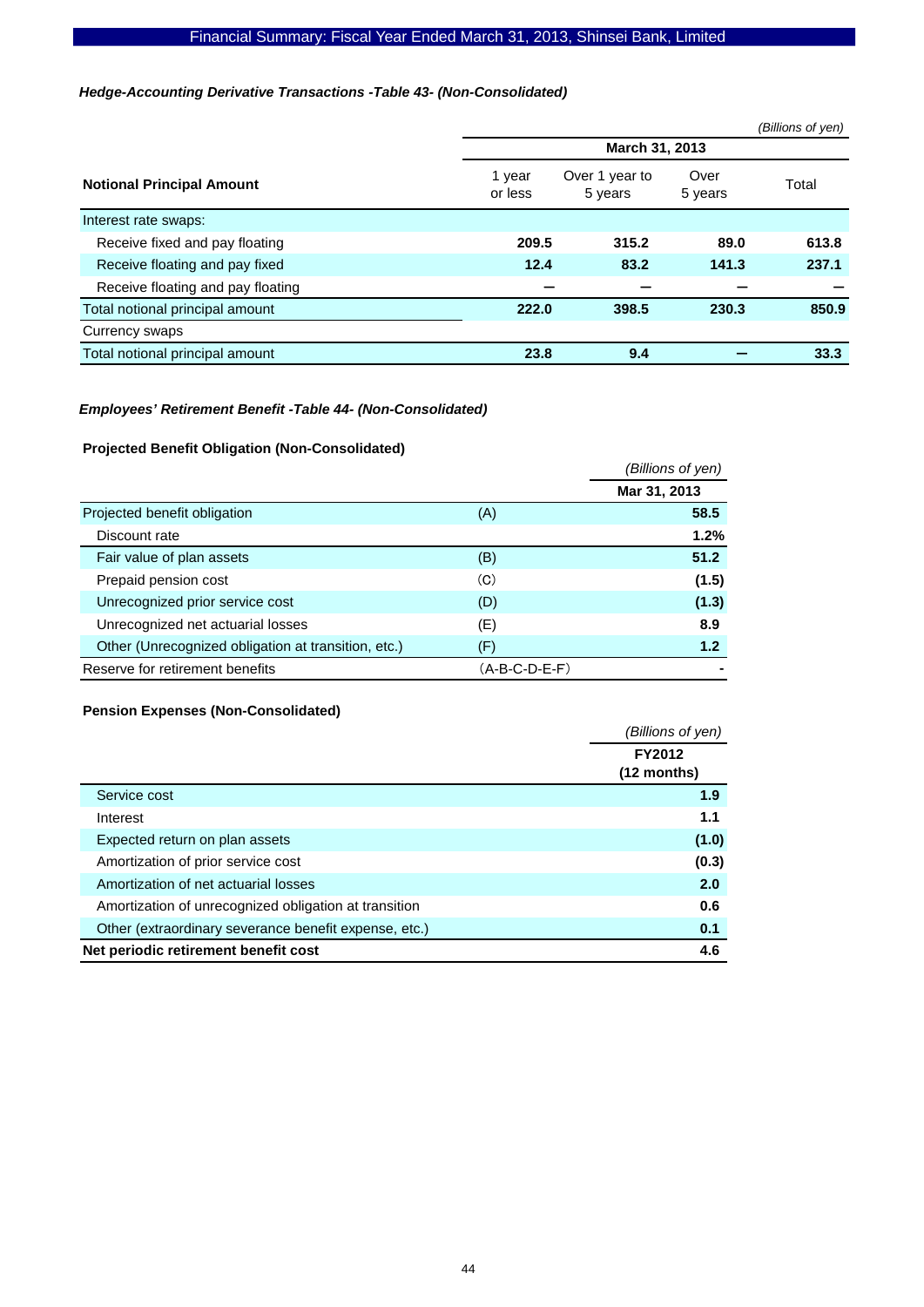### *Hedge-Accounting Derivative Transactions -Table 43- (Non-Consolidated)*

*(Billions of yen)*

| Notional Principal Amount | March 31, 2013 | | | |
|---|---|---|---|---|
| | 1 year or less | Over 1 year to 5 years | Over 5 years | Total |
| Interest rate swaps: | | | | |
| Receive fixed and pay floating | **209.5** | **315.2** | **89.0** | **613.8** |
| Receive floating and pay fixed | **12.4** | **83.2** | **141.3** | **237.1** |
| Receive floating and pay floating | **ー** | **ー** | **ー** | **ー** |
| Total notional principal amount | **222.0** | **398.5** | **230.3** | **850.9** |
| Currency swaps | | | | |
| Total notional principal amount | **23.8** | **9.4** | **ー** | **33.3** |

### *Employees' Retirement Benefit -Table 44- (Non-Consolidated)*

**Projected Benefit Obligation (Non-Consolidated)**

*(Billions of yen)*

| | | Mar 31, 2013 |
|---|---|---|
| Projected benefit obligation | (A) | **58.5** |
| Discount rate | | **1.2%** |
| Fair value of plan assets | (B) | **51.2** |
| Prepaid pension cost | (C) | **(1.5)** |
| Unrecognized prior service cost | (D) | **(1.3)** |
| Unrecognized net actuarial losses | (E) | **8.9** |
| Other (Unrecognized obligation at transition, etc.) | (F) | **1.2** |
| Reserve for retirement benefits | (A-B-C-D-E-F) | **-** |

**Pension Expenses (Non-Consolidated)**

*(Billions of yen)*

| | FY2012 (12 months) |
|---|---|
| Service cost | **1.9** |
| Interest | **1.1** |
| Expected return on plan assets | **(1.0)** |
| Amortization of prior service cost | **(0.3)** |
| Amortization of net actuarial losses | **2.0** |
| Amortization of unrecognized obligation at transition | **0.6** |
| Other (extraordinary severance benefit expense, etc.) | **0.1** |
| **Net periodic retirement benefit cost** | **4.6** |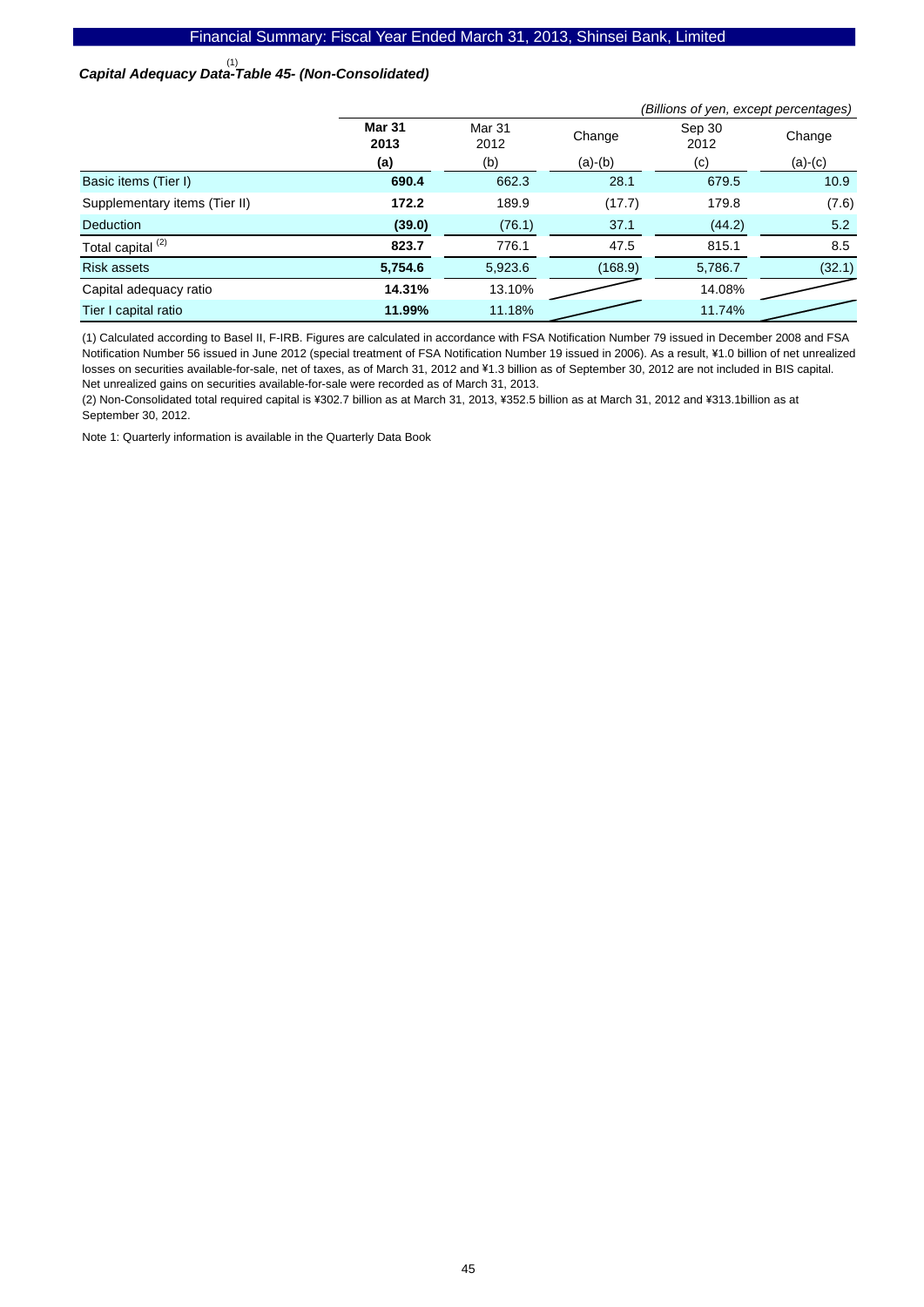### Capital Adequacy Data[(1)]-Table 45- (Non-Consolidated)

*(Billions of yen, except percentages)*

| | Mar 31 2013 (a) | Mar 31 2012 (b) | Change (a)-(b) | Sep 30 2012 (c) | Change (a)-(c) |
|---|---|---|---|---|---|
| Basic items (Tier I) | **690.4** | 662.3 | 28.1 | 679.5 | 10.9 |
| Supplementary items (Tier II) | **172.2** | 189.9 | (17.7) | 179.8 | (7.6) |
| Deduction | **(39.0)** | (76.1) | 37.1 | (44.2) | 5.2 |
| Total capital [(2)] | **823.7** | 776.1 | 47.5 | 815.1 | 8.5 |
| Risk assets | **5,754.6** | 5,923.6 | (168.9) | 5,786.7 | (32.1) |
| Capital adequacy ratio | **14.31%** | 13.10% | | 14.08% | |
| Tier I capital ratio | **11.99%** | 11.18% | | 11.74% | |

(1) Calculated according to Basel II, F-IRB. Figures are calculated in accordance with FSA Notification Number 79 issued in December 2008 and FSA Notification Number 56 issued in June 2012 (special treatment of FSA Notification Number 19 issued in 2006). As a result, ¥1.0 billion of net unrealized losses on securities available-for-sale, net of taxes, as of March 31, 2012 and ¥1.3 billion as of September 30, 2012 are not included in BIS capital. Net unrealized gains on securities available-for-sale were recorded as of March 31, 2013.

(2) Non-Consolidated total required capital is ¥302.7 billion as at March 31, 2013, ¥352.5 billion as at March 31, 2012 and ¥313.1billion as at September 30, 2012.

Note 1: Quarterly information is available in the Quarterly Data Book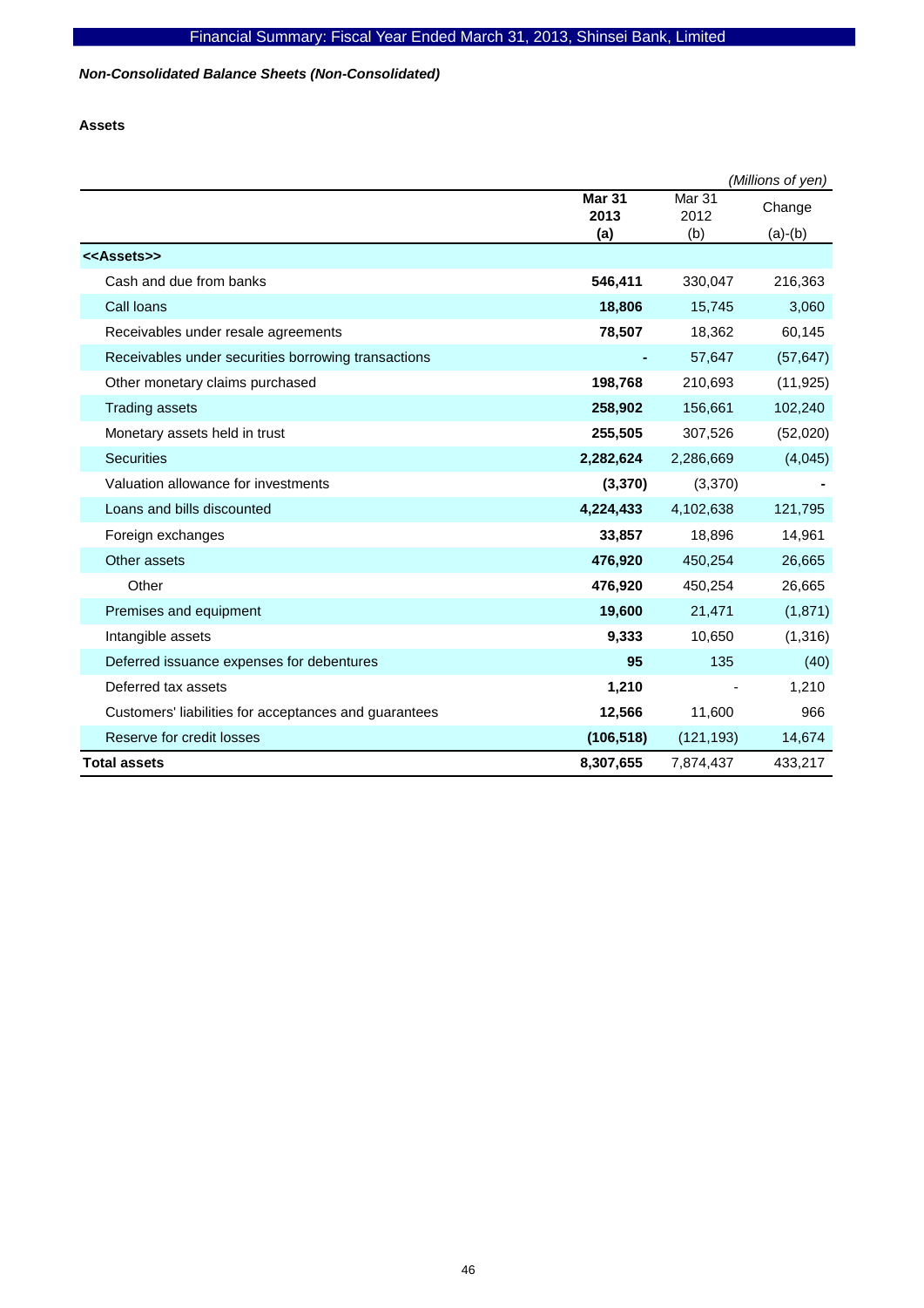*Non-Consolidated Balance Sheets (Non-Consolidated)*

**Assets**

(Millions of yen)

| | Mar 31 2013 (a) | Mar 31 2012 (b) | Change (a)-(b) |
|---|---|---|---|
| **<<Assets>>** | | | |
| Cash and due from banks | **546,411** | 330,047 | 216,363 |
| Call loans | **18,806** | 15,745 | 3,060 |
| Receivables under resale agreements | **78,507** | 18,362 | 60,145 |
| Receivables under securities borrowing transactions | **-** | 57,647 | (57,647) |
| Other monetary claims purchased | **198,768** | 210,693 | (11,925) |
| Trading assets | **258,902** | 156,661 | 102,240 |
| Monetary assets held in trust | **255,505** | 307,526 | (52,020) |
| Securities | **2,282,624** | 2,286,669 | (4,045) |
| Valuation allowance for investments | **(3,370)** | (3,370) | - |
| Loans and bills discounted | **4,224,433** | 4,102,638 | 121,795 |
| Foreign exchanges | **33,857** | 18,896 | 14,961 |
| Other assets | **476,920** | 450,254 | 26,665 |
| Other | **476,920** | 450,254 | 26,665 |
| Premises and equipment | **19,600** | 21,471 | (1,871) |
| Intangible assets | **9,333** | 10,650 | (1,316) |
| Deferred issuance expenses for debentures | **95** | 135 | (40) |
| Deferred tax assets | **1,210** | - | 1,210 |
| Customers' liabilities for acceptances and guarantees | **12,566** | 11,600 | 966 |
| Reserve for credit losses | **(106,518)** | (121,193) | 14,674 |
| **Total assets** | **8,307,655** | 7,874,437 | 433,217 |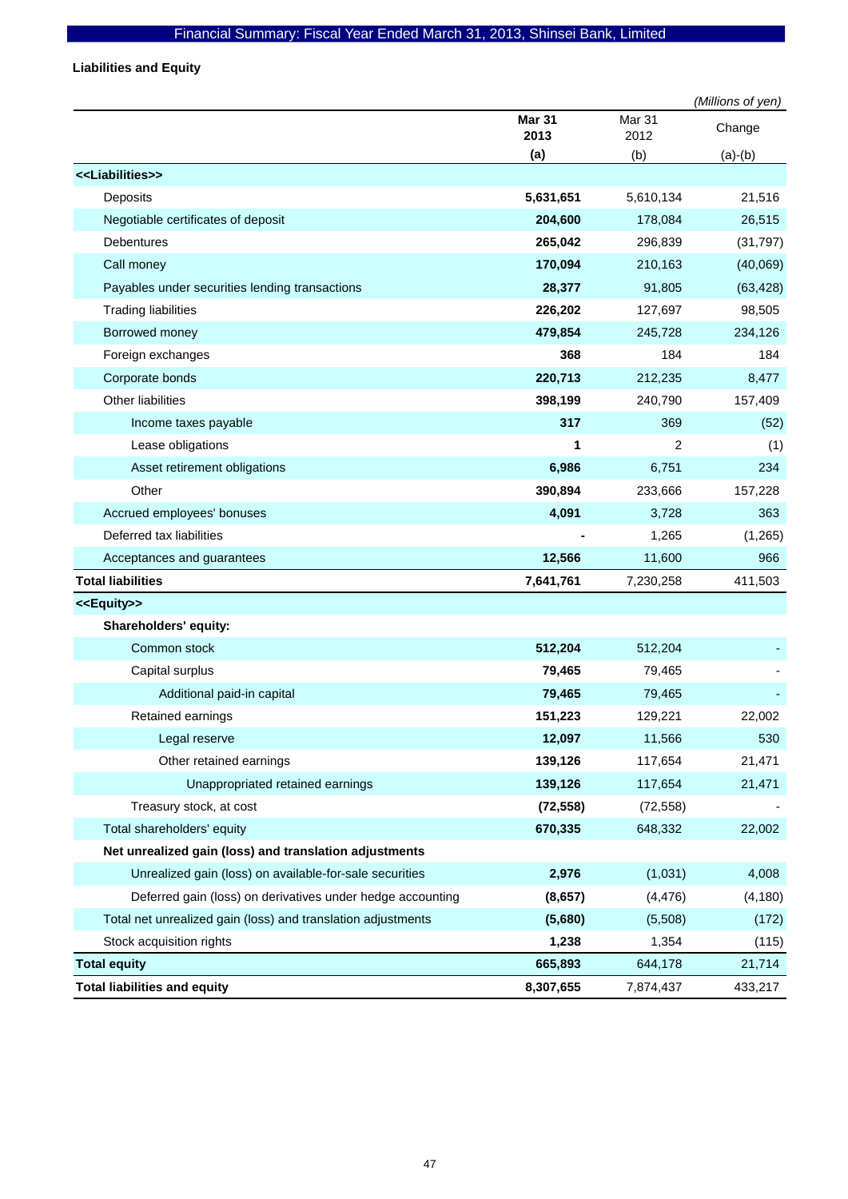## Liabilities and Equity

*(Millions of yen)*

| | Mar 31 2013 (a) | Mar 31 2012 (b) | Change (a)-(b) |
|---|---|---|---|
| **<<Liabilities>>** | | | |
| Deposits | **5,631,651** | 5,610,134 | 21,516 |
| Negotiable certificates of deposit | **204,600** | 178,084 | 26,515 |
| Debentures | **265,042** | 296,839 | (31,797) |
| Call money | **170,094** | 210,163 | (40,069) |
| Payables under securities lending transactions | **28,377** | 91,805 | (63,428) |
| Trading liabilities | **226,202** | 127,697 | 98,505 |
| Borrowed money | **479,854** | 245,728 | 234,126 |
| Foreign exchanges | **368** | 184 | 184 |
| Corporate bonds | **220,713** | 212,235 | 8,477 |
| Other liabilities | **398,199** | 240,790 | 157,409 |
| Income taxes payable | **317** | 369 | (52) |
| Lease obligations | **1** | 2 | (1) |
| Asset retirement obligations | **6,986** | 6,751 | 234 |
| Other | **390,894** | 233,666 | 157,228 |
| Accrued employees' bonuses | **4,091** | 3,728 | 363 |
| Deferred tax liabilities | **-** | 1,265 | (1,265) |
| Acceptances and guarantees | **12,566** | 11,600 | 966 |
| **Total liabilities** | **7,641,761** | 7,230,258 | 411,503 |
| **<<Equity>>** | | | |
| **Shareholders' equity:** | | | |
| Common stock | **512,204** | 512,204 | - |
| Capital surplus | **79,465** | 79,465 | - |
| Additional paid-in capital | **79,465** | 79,465 | - |
| Retained earnings | **151,223** | 129,221 | 22,002 |
| Legal reserve | **12,097** | 11,566 | 530 |
| Other retained earnings | **139,126** | 117,654 | 21,471 |
| Unappropriated retained earnings | **139,126** | 117,654 | 21,471 |
| Treasury stock, at cost | **(72,558)** | (72,558) | - |
| Total shareholders' equity | **670,335** | 648,332 | 22,002 |
| **Net unrealized gain (loss) and translation adjustments** | | | |
| Unrealized gain (loss) on available-for-sale securities | **2,976** | (1,031) | 4,008 |
| Deferred gain (loss) on derivatives under hedge accounting | **(8,657)** | (4,476) | (4,180) |
| Total net unrealized gain (loss) and translation adjustments | **(5,680)** | (5,508) | (172) |
| Stock acquisition rights | **1,238** | 1,354 | (115) |
| **Total equity** | **665,893** | 644,178 | 21,714 |
| **Total liabilities and equity** | **8,307,655** | 7,874,437 | 433,217 |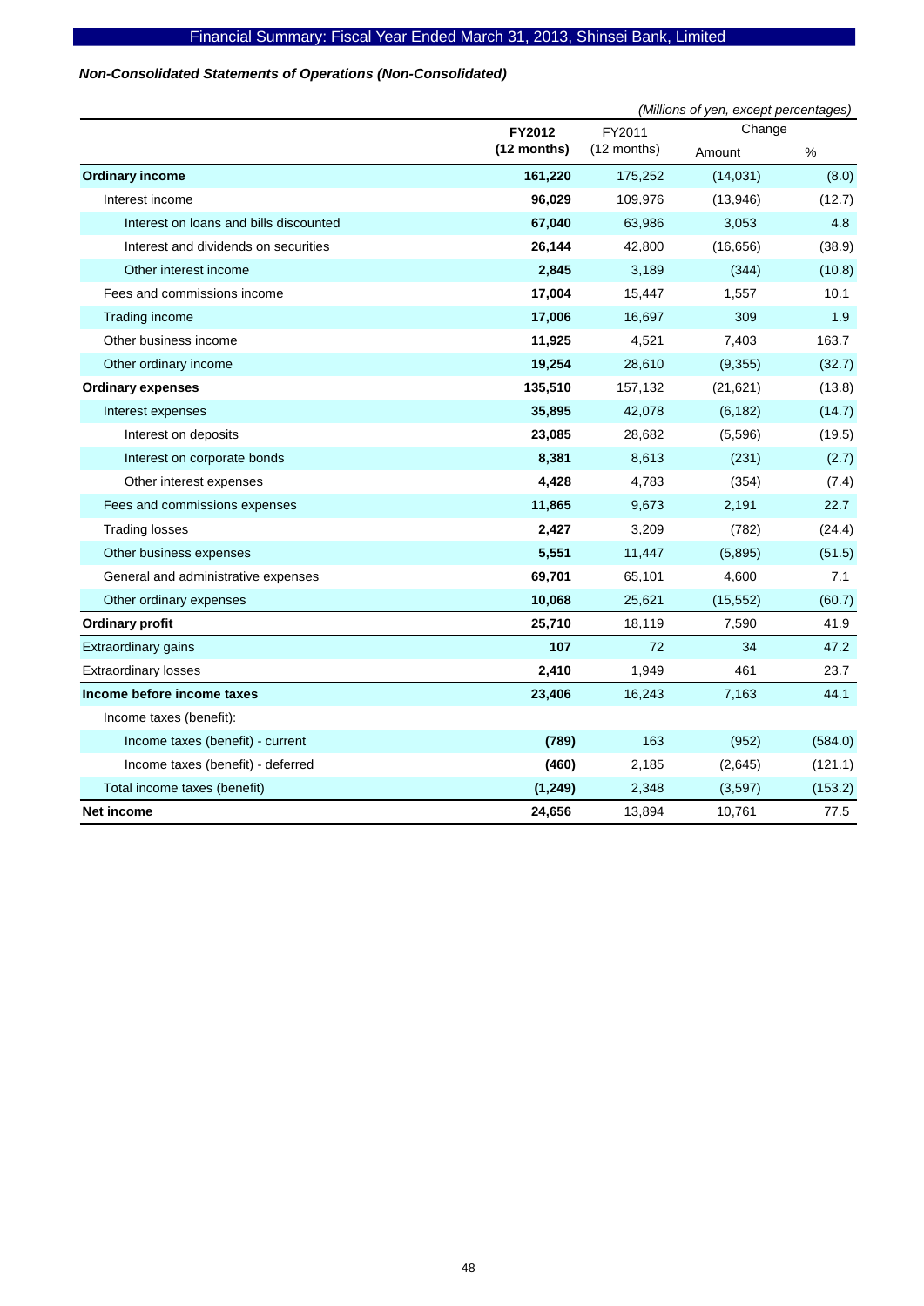### *Non-Consolidated Statements of Operations (Non-Consolidated)*

*(Millions of yen, except percentages)*

| | FY2012 (12 months) | FY2011 (12 months) | Change | |
|---|---|---|---|---|
| | | | Amount | % |
| **Ordinary income** | **161,220** | 175,252 | (14,031) | (8.0) |
| Interest income | **96,029** | 109,976 | (13,946) | (12.7) |
| Interest on loans and bills discounted | **67,040** | 63,986 | 3,053 | 4.8 |
| Interest and dividends on securities | **26,144** | 42,800 | (16,656) | (38.9) |
| Other interest income | **2,845** | 3,189 | (344) | (10.8) |
| Fees and commissions income | **17,004** | 15,447 | 1,557 | 10.1 |
| Trading income | **17,006** | 16,697 | 309 | 1.9 |
| Other business income | **11,925** | 4,521 | 7,403 | 163.7 |
| Other ordinary income | **19,254** | 28,610 | (9,355) | (32.7) |
| **Ordinary expenses** | **135,510** | 157,132 | (21,621) | (13.8) |
| Interest expenses | **35,895** | 42,078 | (6,182) | (14.7) |
| Interest on deposits | **23,085** | 28,682 | (5,596) | (19.5) |
| Interest on corporate bonds | **8,381** | 8,613 | (231) | (2.7) |
| Other interest expenses | **4,428** | 4,783 | (354) | (7.4) |
| Fees and commissions expenses | **11,865** | 9,673 | 2,191 | 22.7 |
| Trading losses | **2,427** | 3,209 | (782) | (24.4) |
| Other business expenses | **5,551** | 11,447 | (5,895) | (51.5) |
| General and administrative expenses | **69,701** | 65,101 | 4,600 | 7.1 |
| Other ordinary expenses | **10,068** | 25,621 | (15,552) | (60.7) |
| **Ordinary profit** | **25,710** | 18,119 | 7,590 | 41.9 |
| Extraordinary gains | **107** | 72 | 34 | 47.2 |
| Extraordinary losses | **2,410** | 1,949 | 461 | 23.7 |
| **Income before income taxes** | **23,406** | 16,243 | 7,163 | 44.1 |
| Income taxes (benefit): | | | | |
| Income taxes (benefit) - current | **(789)** | 163 | (952) | (584.0) |
| Income taxes (benefit) - deferred | **(460)** | 2,185 | (2,645) | (121.1) |
| Total income taxes (benefit) | **(1,249)** | 2,348 | (3,597) | (153.2) |
| **Net income** | **24,656** | 13,894 | 10,761 | 77.5 |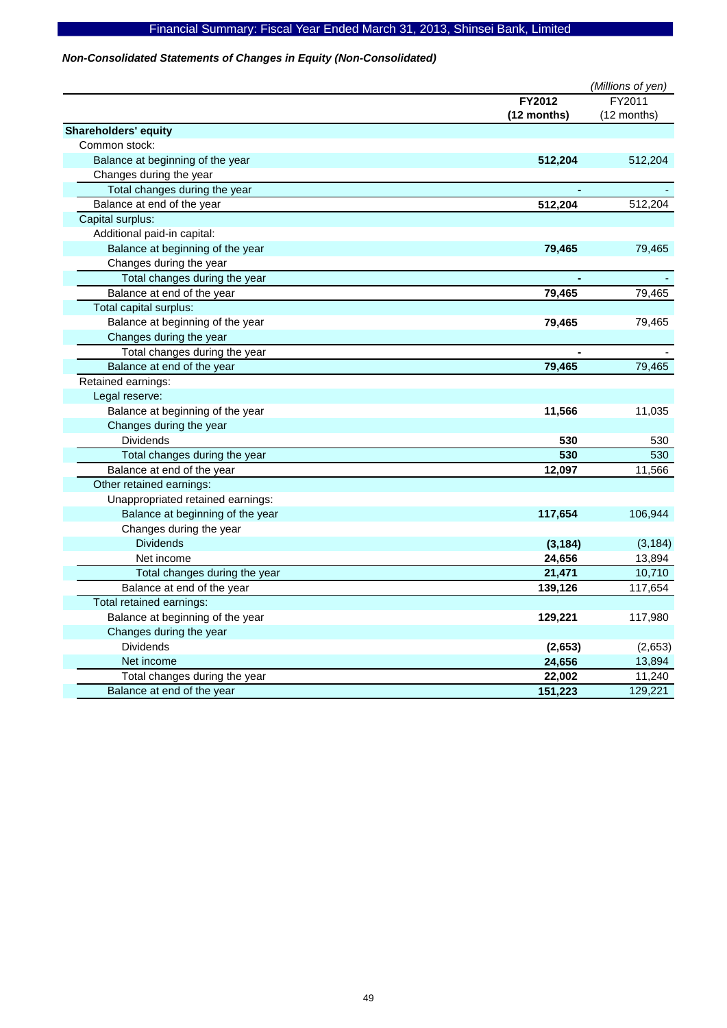*Non-Consolidated Statements of Changes in Equity (Non-Consolidated)*

(Millions of yen)

| | **FY2012 (12 months)** | FY2011 (12 months) |
|---|---|---|
| **Shareholders' equity** | | |
| Common stock: | | |
| Balance at beginning of the year | **512,204** | 512,204 |
| Changes during the year | | |
| Total changes during the year | **-** | - |
| Balance at end of the year | **512,204** | 512,204 |
| Capital surplus: | | |
| Additional paid-in capital: | | |
| Balance at beginning of the year | **79,465** | 79,465 |
| Changes during the year | | |
| Total changes during the year | **-** | - |
| Balance at end of the year | **79,465** | 79,465 |
| Total capital surplus: | | |
| Balance at beginning of the year | **79,465** | 79,465 |
| Changes during the year | | |
| Total changes during the year | **-** | - |
| Balance at end of the year | **79,465** | 79,465 |
| Retained earnings: | | |
| Legal reserve: | | |
| Balance at beginning of the year | **11,566** | 11,035 |
| Changes during the year | | |
| Dividends | **530** | 530 |
| Total changes during the year | **530** | 530 |
| Balance at end of the year | **12,097** | 11,566 |
| Other retained earnings: | | |
| Unappropriated retained earnings: | | |
| Balance at beginning of the year | **117,654** | 106,944 |
| Changes during the year | | |
| Dividends | **(3,184)** | (3,184) |
| Net income | **24,656** | 13,894 |
| Total changes during the year | **21,471** | 10,710 |
| Balance at end of the year | **139,126** | 117,654 |
| Total retained earnings: | | |
| Balance at beginning of the year | **129,221** | 117,980 |
| Changes during the year | | |
| Dividends | **(2,653)** | (2,653) |
| Net income | **24,656** | 13,894 |
| Total changes during the year | **22,002** | 11,240 |
| Balance at end of the year | **151,223** | 129,221 |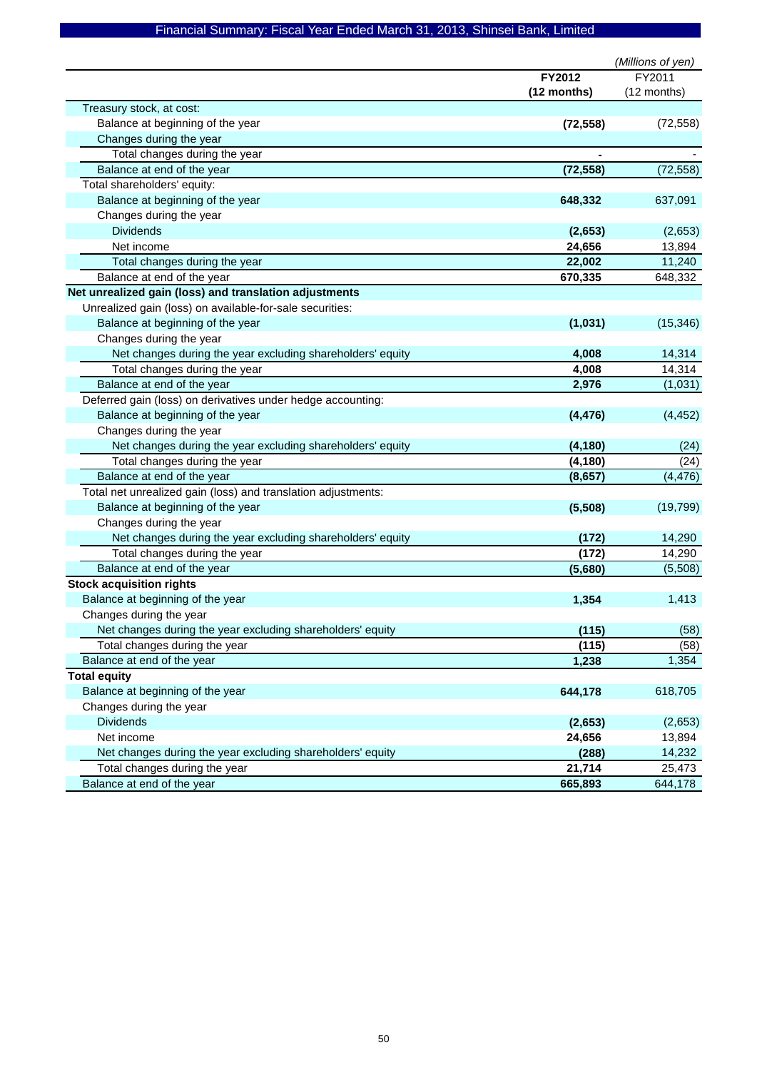Financial Summary: Fiscal Year Ended March 31, 2013, Shinsei Bank, Limited

*(Millions of yen)*

| | **FY2012 (12 months)** | FY2011 (12 months) |
|---|---|---|
| Treasury stock, at cost: | | |
| Balance at beginning of the year | **(72,558)** | (72,558) |
| Changes during the year | | |
| Total changes during the year | **-** | - |
| Balance at end of the year | **(72,558)** | (72,558) |
| Total shareholders' equity: | | |
| Balance at beginning of the year | **648,332** | 637,091 |
| Changes during the year | | |
| Dividends | **(2,653)** | (2,653) |
| Net income | **24,656** | 13,894 |
| Total changes during the year | **22,002** | 11,240 |
| Balance at end of the year | **670,335** | 648,332 |
| **Net unrealized gain (loss) and translation adjustments** | | |
| Unrealized gain (loss) on available-for-sale securities: | | |
| Balance at beginning of the year | **(1,031)** | (15,346) |
| Changes during the year | | |
| Net changes during the year excluding shareholders' equity | **4,008** | 14,314 |
| Total changes during the year | **4,008** | 14,314 |
| Balance at end of the year | **2,976** | (1,031) |
| Deferred gain (loss) on derivatives under hedge accounting: | | |
| Balance at beginning of the year | **(4,476)** | (4,452) |
| Changes during the year | | |
| Net changes during the year excluding shareholders' equity | **(4,180)** | (24) |
| Total changes during the year | **(4,180)** | (24) |
| Balance at end of the year | **(8,657)** | (4,476) |
| Total net unrealized gain (loss) and translation adjustments: | | |
| Balance at beginning of the year | **(5,508)** | (19,799) |
| Changes during the year | | |
| Net changes during the year excluding shareholders' equity | **(172)** | 14,290 |
| Total changes during the year | **(172)** | 14,290 |
| Balance at end of the year | **(5,680)** | (5,508) |
| **Stock acquisition rights** | | |
| Balance at beginning of the year | **1,354** | 1,413 |
| Changes during the year | | |
| Net changes during the year excluding shareholders' equity | **(115)** | (58) |
| Total changes during the year | **(115)** | (58) |
| Balance at end of the year | **1,238** | 1,354 |
| **Total equity** | | |
| Balance at beginning of the year | **644,178** | 618,705 |
| Changes during the year | | |
| Dividends | **(2,653)** | (2,653) |
| Net income | **24,656** | 13,894 |
| Net changes during the year excluding shareholders' equity | **(288)** | 14,232 |
| Total changes during the year | **21,714** | 25,473 |
| Balance at end of the year | **665,893** | 644,178 |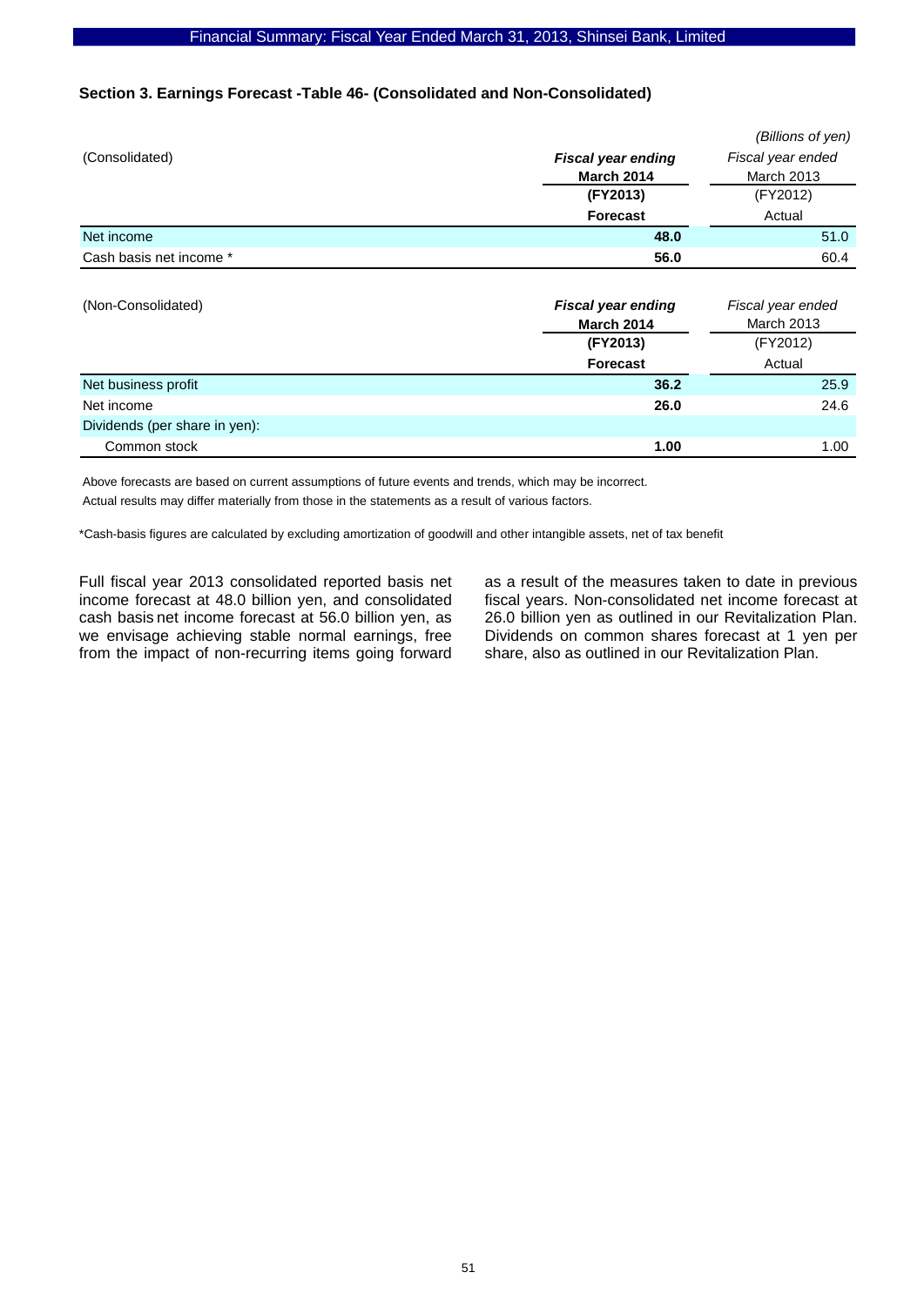## Section 3. Earnings Forecast -Table 46- (Consolidated and Non-Consolidated)

*(Billions of yen)*

| (Consolidated) | ***Fiscal year ending* March 2014 (FY2013) Forecast** | *Fiscal year ended* March 2013 (FY2012) Actual |
|---|---|---|
| Net income | **48.0** | 51.0 |
| Cash basis net income * | **56.0** | 60.4 |

| (Non-Consolidated) | ***Fiscal year ending* March 2014 (FY2013) Forecast** | *Fiscal year ended* March 2013 (FY2012) Actual |
|---|---|---|
| Net business profit | **36.2** | 25.9 |
| Net income | **26.0** | 24.6 |
| Dividends (per share in yen): | | |
| Common stock | **1.00** | 1.00 |

Above forecasts are based on current assumptions of future events and trends, which may be incorrect.
Actual results may differ materially from those in the statements as a result of various factors.

*Cash-basis figures are calculated by excluding amortization of goodwill and other intangible assets, net of tax benefit

Full fiscal year 2013 consolidated reported basis net income forecast at 48.0 billion yen, and consolidated cash basis net income forecast at 56.0 billion yen, as we envisage achieving stable normal earnings, free from the impact of non-recurring items going forward as a result of the measures taken to date in previous fiscal years. Non-consolidated net income forecast at 26.0 billion yen as outlined in our Revitalization Plan. Dividends on common shares forecast at 1 yen per share, also as outlined in our Revitalization Plan.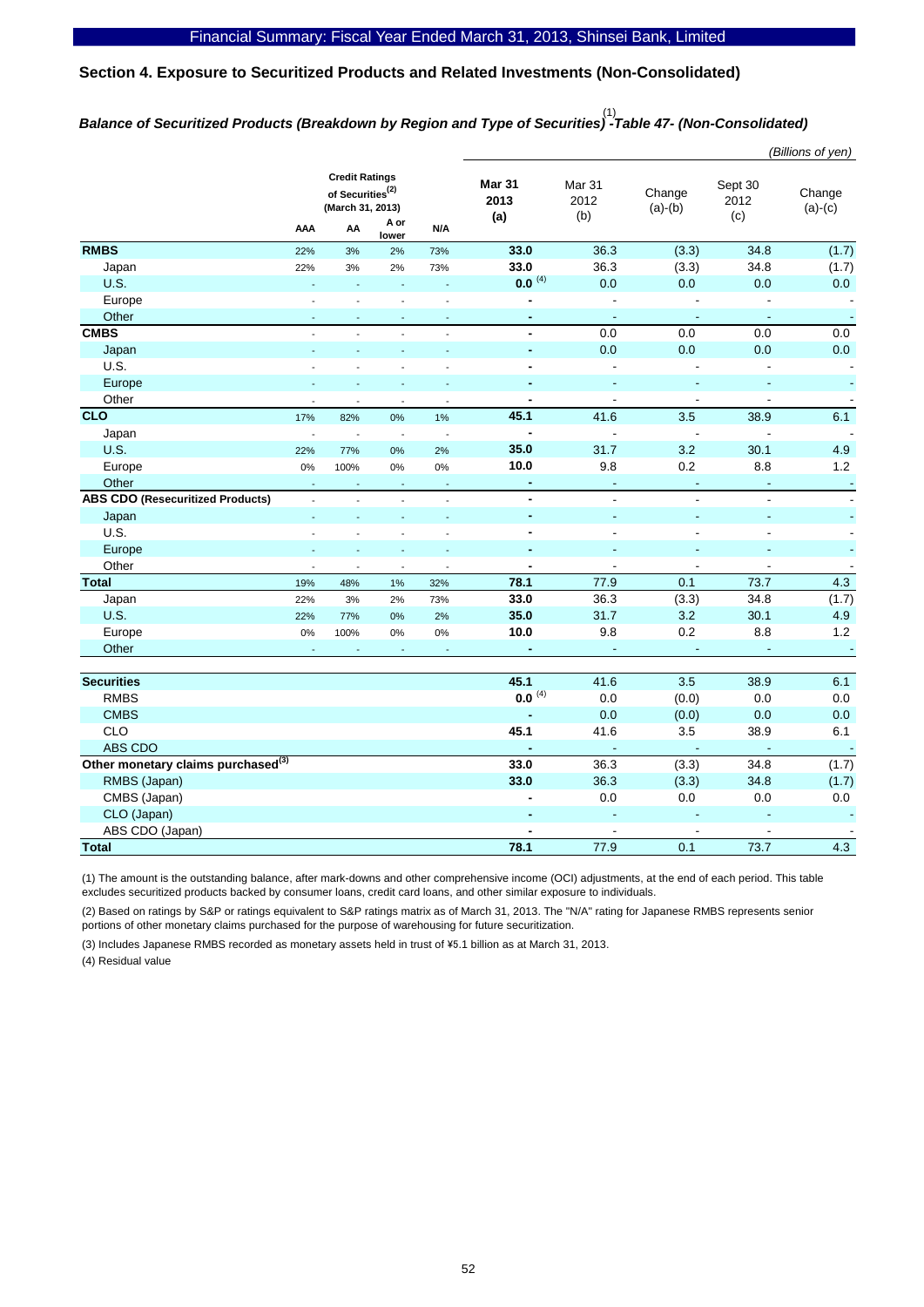## Section 4. Exposure to Securitized Products and Related Investments (Non-Consolidated)

### *Balance of Securitized Products (Breakdown by Region and Type of Securities)[1] -Table 47- (Non-Consolidated)*

*(Billions of yen)*

| | Credit Ratings of Securities[2] (March 31, 2013) | | | | Mar 31 2013 (a) | Mar 31 2012 (b) | Change (a)-(b) | Sept 30 2012 (c) | Change (a)-(c) |
|---|---|---|---|---|---|---|---|---|---|
| | AAA | AA | A or lower | N/A | | | | | |
| **RMBS** | 22% | 3% | 2% | 73% | **33.0** | 36.3 | (3.3) | 34.8 | (1.7) |
| Japan | 22% | 3% | 2% | 73% | **33.0** | 36.3 | (3.3) | 34.8 | (1.7) |
| U.S. | - | - | - | - | **0.0** [4] | 0.0 | 0.0 | 0.0 | 0.0 |
| Europe | - | - | - | - | **-** | - | - | - | - |
| Other | - | - | - | - | **-** | - | - | - | - |
| **CMBS** | - | - | - | - | **-** | 0.0 | 0.0 | 0.0 | 0.0 |
| Japan | - | - | - | - | **-** | 0.0 | 0.0 | 0.0 | 0.0 |
| U.S. | - | - | - | - | **-** | - | - | - | - |
| Europe | - | - | - | - | **-** | - | - | - | - |
| Other | - | - | - | - | **-** | - | - | - | - |
| **CLO** | 17% | 82% | 0% | 1% | **45.1** | 41.6 | 3.5 | 38.9 | 6.1 |
| Japan | - | - | - | - | **-** | - | - | - | - |
| U.S. | 22% | 77% | 0% | 2% | **35.0** | 31.7 | 3.2 | 30.1 | 4.9 |
| Europe | 0% | 100% | 0% | 0% | **10.0** | 9.8 | 0.2 | 8.8 | 1.2 |
| Other | - | - | - | - | **-** | - | - | - | - |
| **ABS CDO (Resecuritized Products)** | - | - | - | - | **-** | - | - | - | - |
| Japan | - | - | - | - | **-** | - | - | - | - |
| U.S. | - | - | - | - | **-** | - | - | - | - |
| Europe | - | - | - | - | **-** | - | - | - | - |
| Other | - | - | - | - | **-** | - | - | - | - |
| **Total** | 19% | 48% | 1% | 32% | **78.1** | 77.9 | 0.1 | 73.7 | 4.3 |
| Japan | 22% | 3% | 2% | 73% | **33.0** | 36.3 | (3.3) | 34.8 | (1.7) |
| U.S. | 22% | 77% | 0% | 2% | **35.0** | 31.7 | 3.2 | 30.1 | 4.9 |
| Europe | 0% | 100% | 0% | 0% | **10.0** | 9.8 | 0.2 | 8.8 | 1.2 |
| Other | - | - | - | - | **-** | - | - | - | - |
| | | | | | | | | | |
| **Securities** | | | | | **45.1** | 41.6 | 3.5 | 38.9 | 6.1 |
| RMBS | | | | | **0.0** [4] | 0.0 | (0.0) | 0.0 | 0.0 |
| CMBS | | | | | **-** | 0.0 | (0.0) | 0.0 | 0.0 |
| CLO | | | | | **45.1** | 41.6 | 3.5 | 38.9 | 6.1 |
| ABS CDO | | | | | **-** | - | - | - | - |
| **Other monetary claims purchased[3]** | | | | | **33.0** | 36.3 | (3.3) | 34.8 | (1.7) |
| RMBS (Japan) | | | | | **33.0** | 36.3 | (3.3) | 34.8 | (1.7) |
| CMBS (Japan) | | | | | **-** | 0.0 | 0.0 | 0.0 | 0.0 |
| CLO (Japan) | | | | | **-** | - | - | - | - |
| ABS CDO (Japan) | | | | | **-** | - | - | - | - |
| **Total** | | | | | **78.1** | 77.9 | 0.1 | 73.7 | 4.3 |

(1) The amount is the outstanding balance, after mark-downs and other comprehensive income (OCI) adjustments, at the end of each period. This table excludes securitized products backed by consumer loans, credit card loans, and other similar exposure to individuals.

(2) Based on ratings by S&P or ratings equivalent to S&P ratings matrix as of March 31, 2013. The "N/A" rating for Japanese RMBS represents senior portions of other monetary claims purchased for the purpose of warehousing for future securitization.

(3) Includes Japanese RMBS recorded as monetary assets held in trust of ¥5.1 billion as at March 31, 2013.

(4) Residual value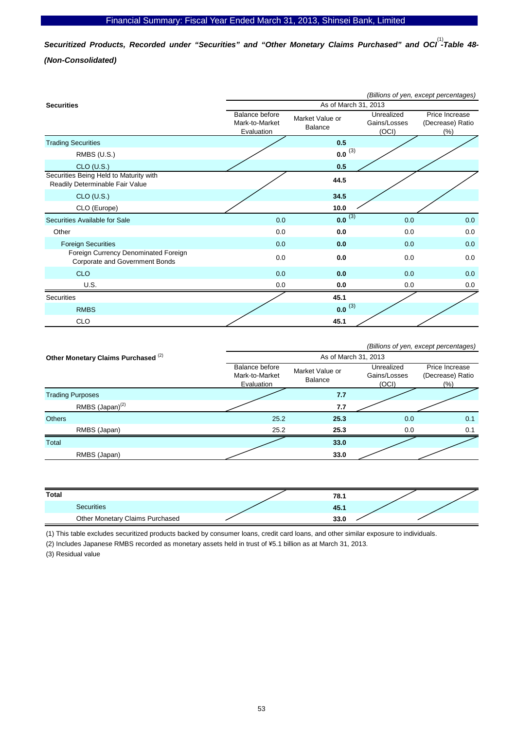***Securitized Products, Recorded under "Securities" and "Other Monetary Claims Purchased" and OCI[1]-Table 48-(Non-Consolidated)***

*(Billions of yen, except percentages)*

| Securities | As of March 31, 2013 | | | |
|---|---|---|---|---|
| | Balance before Mark-to-Market Evaluation | Market Value or Balance | Unrealized Gains/Losses (OCI) | Price Increase (Decrease) Ratio (%) |
| Trading Securities | | **0.5** | | |
| RMBS (U.S.) | | **0.0** [3] | | |
| CLO (U.S.) | | **0.5** | | |
| Securities Being Held to Maturity with Readily Determinable Fair Value | | **44.5** | | |
| CLO (U.S.) | | **34.5** | | |
| CLO (Europe) | | **10.0** | | |
| Securities Available for Sale | 0.0 | **0.0** [3] | 0.0 | 0.0 |
| Other | 0.0 | **0.0** | 0.0 | 0.0 |
| Foreign Securities | 0.0 | **0.0** | 0.0 | 0.0 |
| Foreign Currency Denominated Foreign Corporate and Government Bonds | 0.0 | **0.0** | 0.0 | 0.0 |
| CLO | 0.0 | **0.0** | 0.0 | 0.0 |
| U.S. | 0.0 | **0.0** | 0.0 | 0.0 |
| Securities | | **45.1** | | |
| RMBS | | **0.0** [3] | | |
| CLO | | **45.1** | | |

*(Billions of yen, except percentages)*

| Other Monetary Claims Purchased [2] | As of March 31, 2013 | | | |
|---|---|---|---|---|
| | Balance before Mark-to-Market Evaluation | Market Value or Balance | Unrealized Gains/Losses (OCI) | Price Increase (Decrease) Ratio (%) |
| Trading Purposes | | **7.7** | | |
| RMBS (Japan)[2] | | **7.7** | | |
| Others | 25.2 | **25.3** | 0.0 | 0.1 |
| RMBS (Japan) | 25.2 | **25.3** | 0.0 | 0.1 |
| Total | | **33.0** | | |
| RMBS (Japan) | | **33.0** | | |

| **Total** | | **78.1** | | |
|---|---|---|---|---|
| Securities | | **45.1** | | |
| Other Monetary Claims Purchased | | **33.0** | | |

(1) This table excludes securitized products backed by consumer loans, credit card loans, and other similar exposure to individuals.

(2) Includes Japanese RMBS recorded as monetary assets held in trust of ¥5.1 billion as at March 31, 2013.

(3) Residual value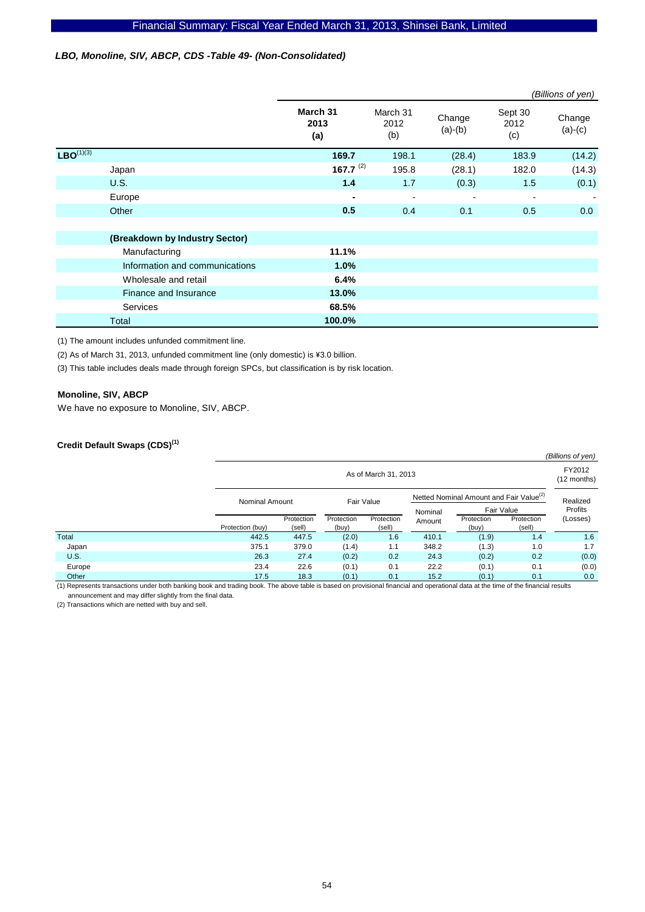### *LBO, Monoline, SIV, ABCP, CDS -Table 49- (Non-Consolidated)*

*(Billions of yen)*

| | March 31 2013 (a) | March 31 2012 (b) | Change (a)-(b) | Sept 30 2012 (c) | Change (a)-(c) |
|---|---|---|---|---|---|
| **LBO**(1)(3) | **169.7** | 198.1 | (28.4) | 183.9 | (14.2) |
| Japan | **167.7** (2) | 195.8 | (28.1) | 182.0 | (14.3) |
| U.S. | **1.4** | 1.7 | (0.3) | 1.5 | (0.1) |
| Europe | **-** | - | - | - | - |
| Other | **0.5** | 0.4 | 0.1 | 0.5 | 0.0 |
| | | | | | |
| **(Breakdown by Industry Sector)** | | | | | |
| Manufacturing | **11.1%** | | | | |
| Information and communications | **1.0%** | | | | |
| Wholesale and retail | **6.4%** | | | | |
| Finance and Insurance | **13.0%** | | | | |
| Services | **68.5%** | | | | |
| Total | **100.0%** | | | | |

(1) The amount includes unfunded commitment line.

(2) As of March 31, 2013, unfunded commitment line (only domestic) is ¥3.0 billion.

(3) This table includes deals made through foreign SPCs, but classification is by risk location.

**Monoline, SIV, ABCP**

We have no exposure to Monoline, SIV, ABCP.

**Credit Default Swaps (CDS)(1)**

*(Billions of yen)*

| | As of March 31, 2013 | | | | | | | FY2012 (12 months) |
|---|---|---|---|---|---|---|---|---|
| | Nominal Amount | | Fair Value | | Netted Nominal Amount and Fair Value(2) | | | Realized Profits (Losses) |
| | | | | | Nominal Amount | Fair Value | | |
| | Protection (buy) | Protection (sell) | Protection (buy) | Protection (sell) | | Protection (buy) | Protection (sell) | |
| Total | 442.5 | 447.5 | (2.0) | 1.6 | 410.1 | (1.9) | 1.4 | 1.6 |
| Japan | 375.1 | 379.0 | (1.4) | 1.1 | 348.2 | (1.3) | 1.0 | 1.7 |
| U.S. | 26.3 | 27.4 | (0.2) | 0.2 | 24.3 | (0.2) | 0.2 | (0.0) |
| Europe | 23.4 | 22.6 | (0.1) | 0.1 | 22.2 | (0.1) | 0.1 | (0.0) |
| Other | 17.5 | 18.3 | (0.1) | 0.1 | 15.2 | (0.1) | 0.1 | 0.0 |

(1) Represents transactions under both banking book and trading book. The above table is based on provisional financial and operational data at the time of the financial results announcement and may differ slightly from the final data.

(2) Transactions which are netted with buy and sell.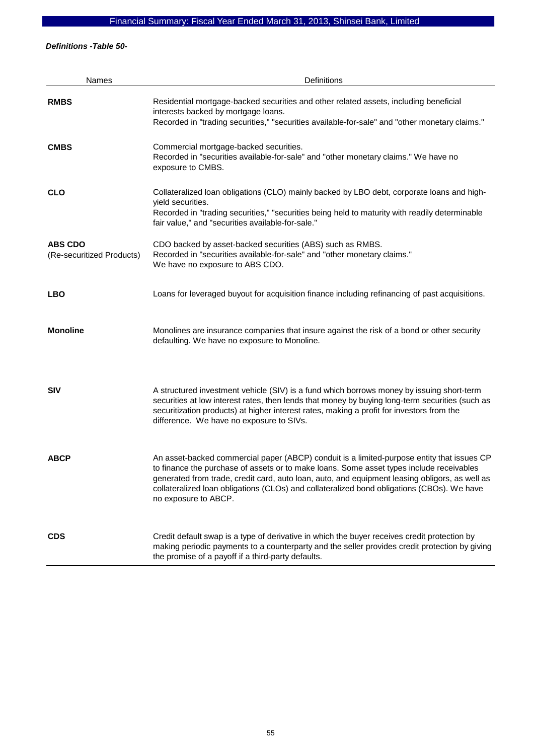*Definitions -Table 50-*

| Names | Definitions |
|---|---|
| **RMBS** | Residential mortgage-backed securities and other related assets, including beneficial interests backed by mortgage loans. Recorded in "trading securities," "securities available-for-sale" and "other monetary claims." |
| **CMBS** | Commercial mortgage-backed securities. Recorded in "securities available-for-sale" and "other monetary claims." We have no exposure to CMBS. |
| **CLO** | Collateralized loan obligations (CLO) mainly backed by LBO debt, corporate loans and high-yield securities. Recorded in "trading securities," "securities being held to maturity with readily determinable fair value," and "securities available-for-sale." |
| **ABS CDO** (Re-securitized Products) | CDO backed by asset-backed securities (ABS) such as RMBS. Recorded in "securities available-for-sale" and "other monetary claims." We have no exposure to ABS CDO. |
| **LBO** | Loans for leveraged buyout for acquisition finance including refinancing of past acquisitions. |
| **Monoline** | Monolines are insurance companies that insure against the risk of a bond or other security defaulting. We have no exposure to Monoline. |
| **SIV** | A structured investment vehicle (SIV) is a fund which borrows money by issuing short-term securities at low interest rates, then lends that money by buying long-term securities (such as securitization products) at higher interest rates, making a profit for investors from the difference. We have no exposure to SIVs. |
| **ABCP** | An asset-backed commercial paper (ABCP) conduit is a limited-purpose entity that issues CP to finance the purchase of assets or to make loans. Some asset types include receivables generated from trade, credit card, auto loan, auto, and equipment leasing obligors, as well as collateralized loan obligations (CLOs) and collateralized bond obligations (CBOs). We have no exposure to ABCP. |
| **CDS** | Credit default swap is a type of derivative in which the buyer receives credit protection by making periodic payments to a counterparty and the seller provides credit protection by giving the promise of a payoff if a third-party defaults. |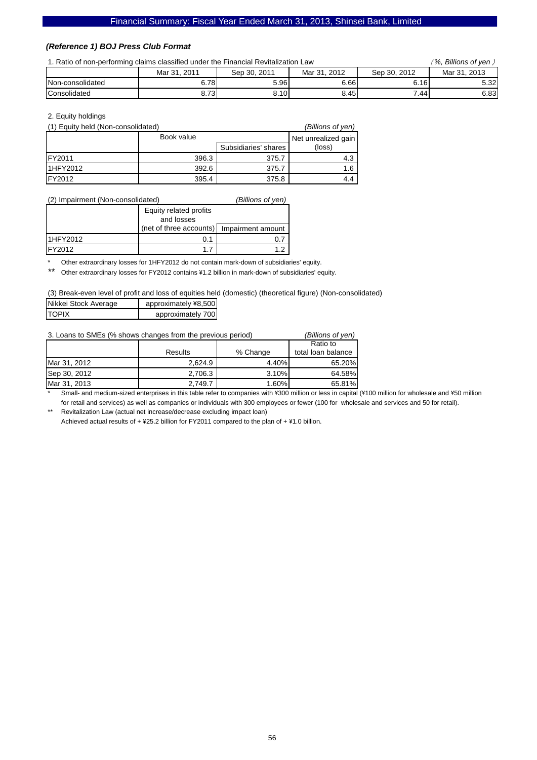*(Reference 1) BOJ Press Club Format*

1. Ratio of non-performing claims classified under the Financial Revitalization Law

*(%, Billions of yen)*

| | Mar 31, 2011 | Sep 30, 2011 | Mar 31, 2012 | Sep 30, 2012 | Mar 31, 2013 |
|---|---|---|---|---|---|
| Non-consolidated | 6.78 | 5.96 | 6.66 | 6.16 | 5.32 |
| Consolidated | 8.73 | 8.10 | 8.45 | 7.44 | 6.83 |

2. Equity holdings

(1) Equity held (Non-consolidated) *(Billions of yen)*

| | Book value | | Net unrealized gain (loss) |
|---|---|---|---|
| | | Subsidiaries' shares | |
| FY2011 | 396.3 | 375.7 | 4.3 |
| 1HFY2012 | 392.6 | 375.7 | 1.6 |
| FY2012 | 395.4 | 375.8 | 4.4 |

(2) Impairment (Non-consolidated) *(Billions of yen)*

| | Equity related profits and losses (net of three accounts) | Impairment amount |
|---|---|---|
| 1HFY2012 | 0.1 | 0.7 |
| FY2012 | 1.7 | 1.2 |

\* Other extraordinary losses for 1HFY2012 do not contain mark-down of subsidiaries' equity.

\*\* Other extraordinary losses for FY2012 contains ¥1.2 billion in mark-down of subsidiaries' equity.

(3) Break-even level of profit and loss of equities held (domestic) (theoretical figure) (Non-consolidated)

| | |
|---|---|
| Nikkei Stock Average | approximately ¥8,500 |
| TOPIX | approximately 700 |

3. Loans to SMEs (% shows changes from the previous period) *(Billions of yen)*

| | Results | % Change | Ratio to total loan balance |
|---|---|---|---|
| Mar 31, 2012 | 2,624.9 | 4.40% | 65.20% |
| Sep 30, 2012 | 2,706.3 | 3.10% | 64.58% |
| Mar 31, 2013 | 2,749.7 | 1.60% | 65.81% |

\* Small- and medium-sized enterprises in this table refer to companies with ¥300 million or less in capital (¥100 million for wholesale and ¥50 million for retail and services) as well as companies or individuals with 300 employees or fewer (100 for wholesale and services and 50 for retail).

\*\* Revitalization Law (actual net increase/decrease excluding impact loan)
Achieved actual results of + ¥25.2 billion for FY2011 compared to the plan of + ¥1.0 billion.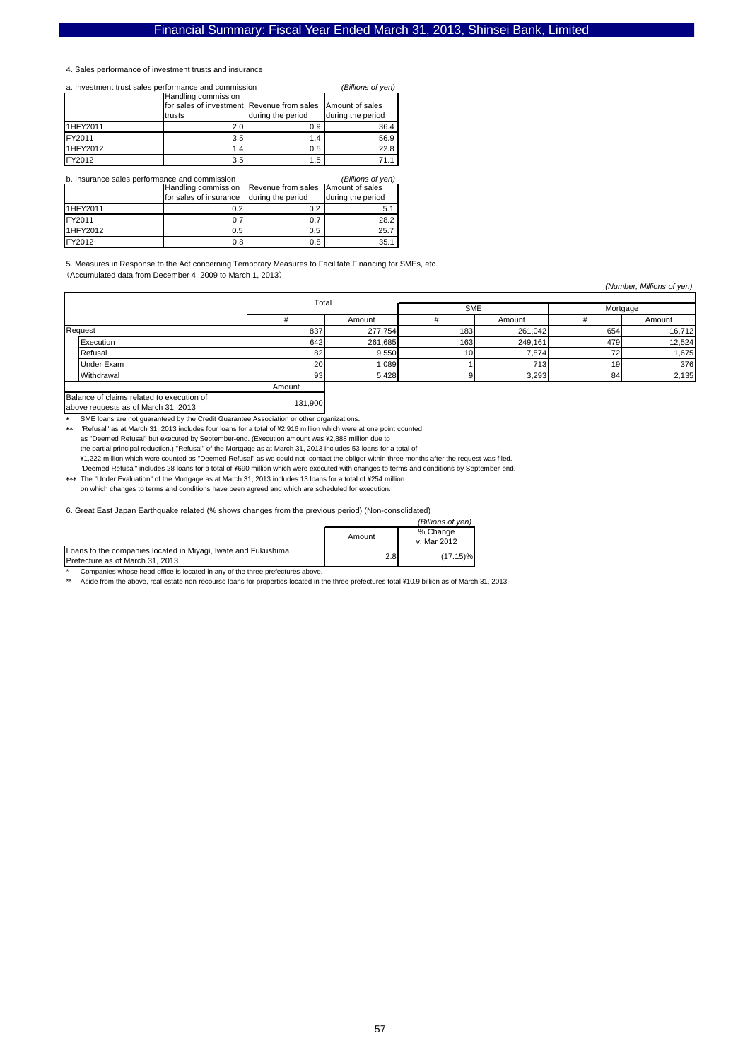4. Sales performance of investment trusts and insurance

a. Investment trust sales performance and commission *(Billions of yen)*

| | Handling commission for sales of investment trusts | Revenue from sales during the period | Amount of sales during the period |
|---|---|---|---|
| 1HFY2011 | 2.0 | 0.9 | 36.4 |
| FY2011 | 3.5 | 1.4 | 56.9 |
| 1HFY2012 | 1.4 | 0.5 | 22.8 |
| FY2012 | 3.5 | 1.5 | 71.1 |

b. Insurance sales performance and commission *(Billions of yen)*

| | Handling commission for sales of insurance | Revenue from sales during the period | Amount of sales during the period |
|---|---|---|---|
| 1HFY2011 | 0.2 | 0.2 | 5.1 |
| FY2011 | 0.7 | 0.7 | 28.2 |
| 1HFY2012 | 0.5 | 0.5 | 25.7 |
| FY2012 | 0.8 | 0.8 | 35.1 |

5. Measures in Response to the Act concerning Temporary Measures to Facilitate Financing for SMEs, etc.
（Accumulated data from December 4, 2009 to March 1, 2013）

*(Number, Millions of yen)*

| | Total | | SME | | Mortgage | |
|---|---|---|---|---|---|---|
| | # | Amount | # | Amount | # | Amount |
| Request | 837 | 277,754 | 183 | 261,042 | 654 | 16,712 |
| Execution | 642 | 261,685 | 163 | 249,161 | 479 | 12,524 |
| Refusal | 82 | 9,550 | 10 | 7,874 | 72 | 1,675 |
| Under Exam | 20 | 1,089 | 1 | 713 | 19 | 376 |
| Withdrawal | 93 | 5,428 | 9 | 3,293 | 84 | 2,135 |

| | Amount |
|---|---|
| Balance of claims related to execution of above requests as of March 31, 2013 | 131,900 |

\* SME loans are not guaranteed by the Credit Guarantee Association or other organizations.

\*\* "Refusal" as at March 31, 2013 includes four loans for a total of ¥2,916 million which were at one point counted as "Deemed Refusal" but executed by September-end. (Execution amount was ¥2,888 million due to the partial principal reduction.) "Refusal" of the Mortgage as at March 31, 2013 includes 53 loans for a total of ¥1,222 million which were counted as "Deemed Refusal" as we could not contact the obligor within three months after the request was filed. "Deemed Refusal" includes 28 loans for a total of ¥690 million which were executed with changes to terms and conditions by September-end.

\*\*\* The "Under Evaluation" of the Mortgage as at March 31, 2013 includes 13 loans for a total of ¥254 million on which changes to terms and conditions have been agreed and which are scheduled for execution.

6. Great East Japan Earthquake related (% shows changes from the previous period) (Non-consolidated)

*(Billions of yen)*

| | Amount | % Change v. Mar 2012 |
|---|---|---|
| Loans to the companies located in Miyagi, Iwate and Fukushima Prefecture as of March 31, 2013 | 2.8 | (17.15)% |

\* Companies whose head office is located in any of the three prefectures above.

\*\* Aside from the above, real estate non-recourse loans for properties located in the three prefectures total ¥10.9 billion as of March 31, 2013.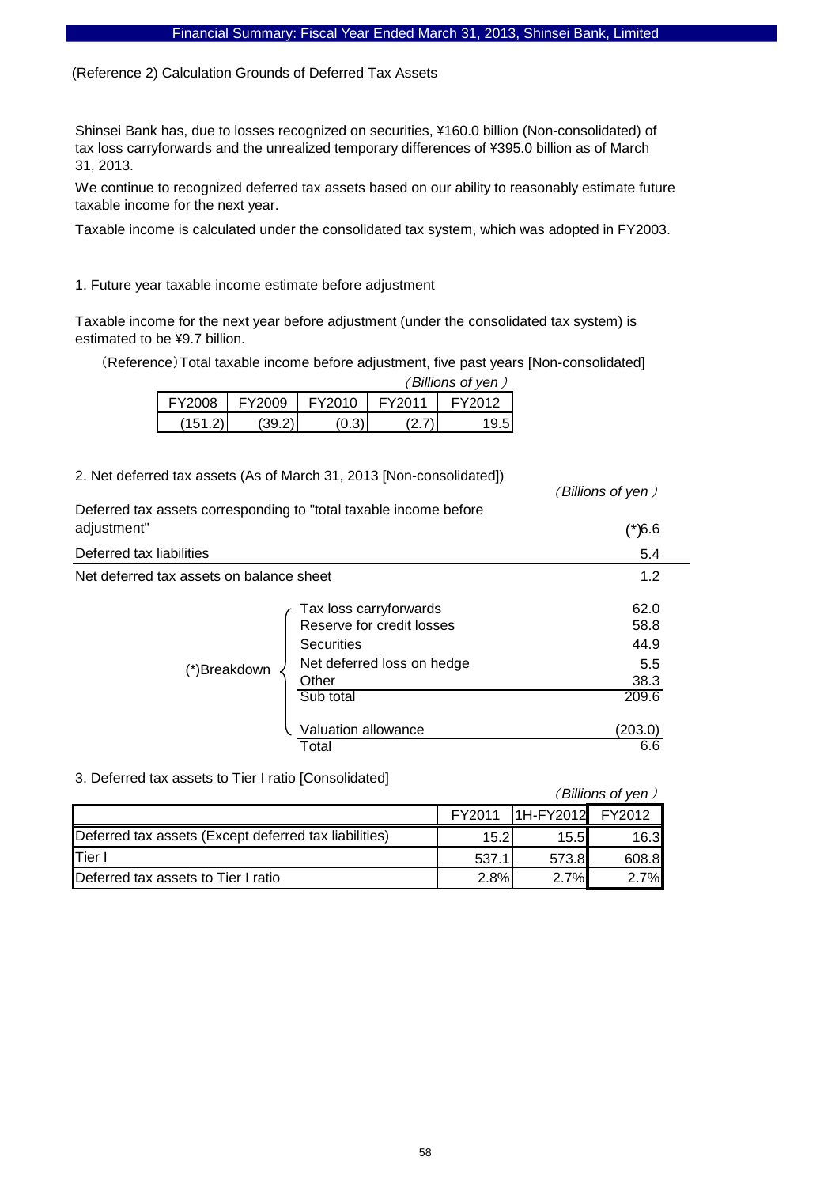(Reference 2) Calculation Grounds of Deferred Tax Assets

Shinsei Bank has, due to losses recognized on securities, ¥160.0 billion (Non-consolidated) of tax loss carryforwards and the unrealized temporary differences of ¥395.0 billion as of March 31, 2013.

We continue to recognized deferred tax assets based on our ability to reasonably estimate future taxable income for the next year.

Taxable income is calculated under the consolidated tax system, which was adopted in FY2003.

1. Future year taxable income estimate before adjustment

Taxable income for the next year before adjustment (under the consolidated tax system) is estimated to be ¥9.7 billion.

（Reference）Total taxable income before adjustment, five past years [Non-consolidated]

*（Billions of yen）*

| FY2008 | FY2009 | FY2010 | FY2011 | FY2012 |
|---|---|---|---|---|
| (151.2) | (39.2) | (0.3) | (2.7) | 19.5 |

2. Net deferred tax assets (As of March 31, 2013 [Non-consolidated])

*（Billions of yen）*

| | |
|---|---|
| Deferred tax assets corresponding to "total taxable income before adjustment" | (*)6.6 |
| Deferred tax liabilities | 5.4 |
| Net deferred tax assets on balance sheet | 1.2 |

(*)Breakdown

| | |
|---|---|
| Tax loss carryforwards | 62.0 |
| Reserve for credit losses | 58.8 |
| Securities | 44.9 |
| Net deferred loss on hedge | 5.5 |
| Other | 38.3 |
| Sub total | 209.6 |
| Valuation allowance | (203.0) |
| Total | 6.6 |

3. Deferred tax assets to Tier I ratio [Consolidated]

*（Billions of yen）*

| | FY2011 | 1H-FY2012 | FY2012 |
|---|---|---|---|
| Deferred tax assets (Except deferred tax liabilities) | 15.2 | 15.5 | 16.3 |
| Tier I | 537.1 | 573.8 | 608.8 |
| Deferred tax assets to Tier I ratio | 2.8% | 2.7% | 2.7% |